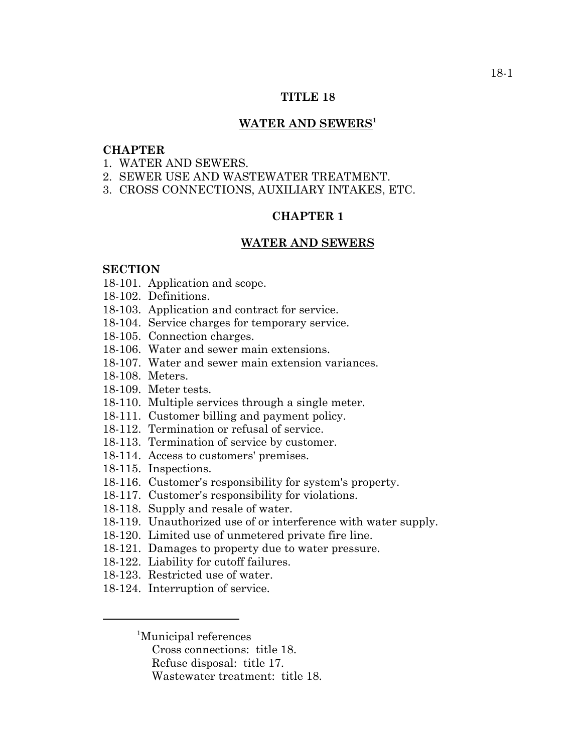# TITLE 18

## WATER AND SEWERS[1]

**CHAPTER**

1. WATER AND SEWERS.
2. SEWER USE AND WASTEWATER TREATMENT.
3. CROSS CONNECTIONS, AUXILIARY INTAKES, ETC.

## CHAPTER 1

## WATER AND SEWERS

**SECTION**

18-101. Application and scope.
18-102. Definitions.
18-103. Application and contract for service.
18-104. Service charges for temporary service.
18-105. Connection charges.
18-106. Water and sewer main extensions.
18-107. Water and sewer main extension variances.
18-108. Meters.
18-109. Meter tests.
18-110. Multiple services through a single meter.
18-111. Customer billing and payment policy.
18-112. Termination or refusal of service.
18-113. Termination of service by customer.
18-114. Access to customers' premises.
18-115. Inspections.
18-116. Customer's responsibility for system's property.
18-117. Customer's responsibility for violations.
18-118. Supply and resale of water.
18-119. Unauthorized use of or interference with water supply.
18-120. Limited use of unmetered private fire line.
18-121. Damages to property due to water pressure.
18-122. Liability for cutoff failures.
18-123. Restricted use of water.
18-124. Interruption of service.

---

[1]Municipal references
Cross connections: title 18.
Refuse disposal: title 17.
Wastewater treatment: title 18.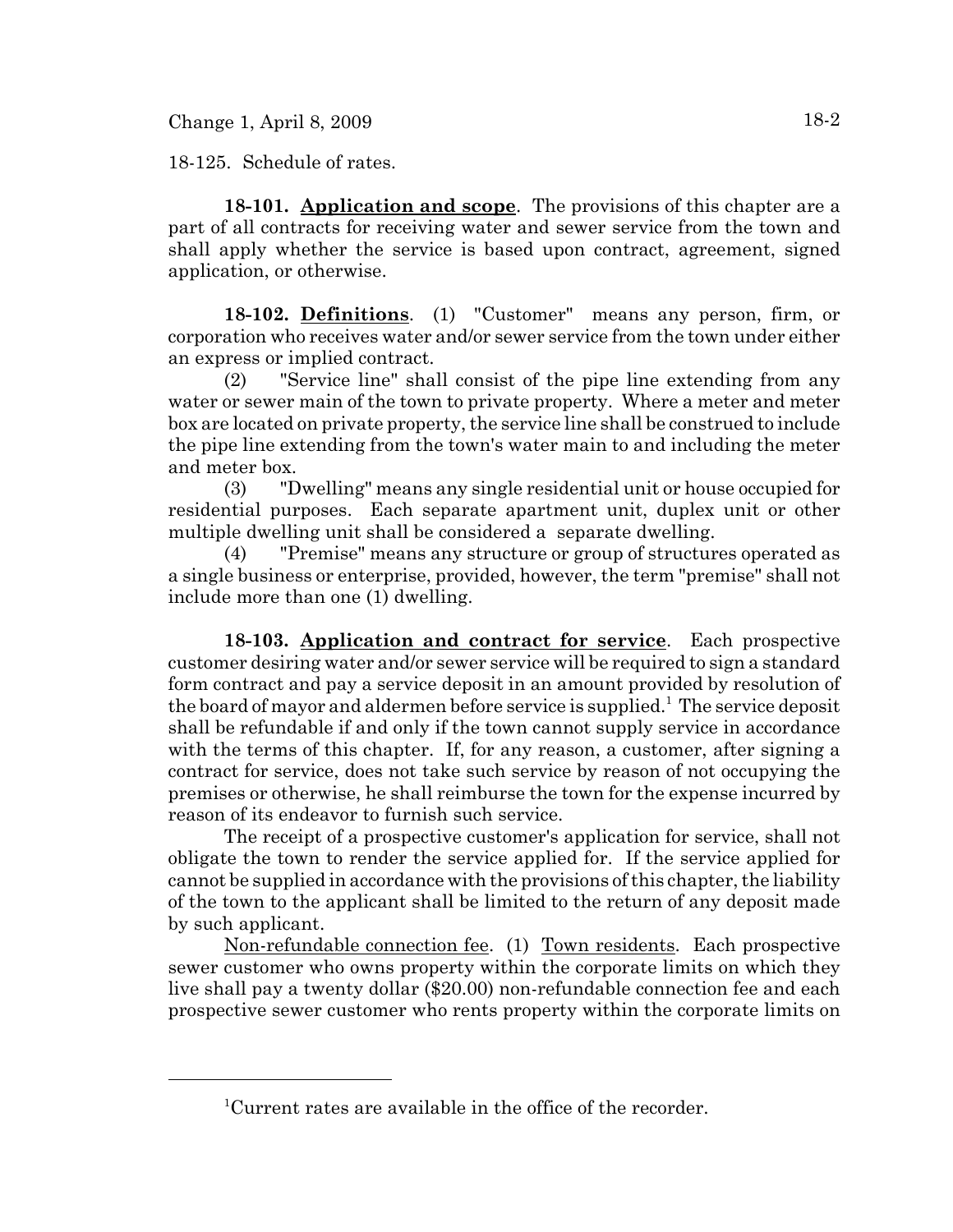18-125. Schedule of rates.

**18-101. Application and scope**. The provisions of this chapter are a part of all contracts for receiving water and sewer service from the town and shall apply whether the service is based upon contract, agreement, signed application, or otherwise.

**18-102. Definitions**. (1) "Customer" means any person, firm, or corporation who receives water and/or sewer service from the town under either an express or implied contract.

(2) "Service line" shall consist of the pipe line extending from any water or sewer main of the town to private property. Where a meter and meter box are located on private property, the service line shall be construed to include the pipe line extending from the town's water main to and including the meter and meter box.

(3) "Dwelling" means any single residential unit or house occupied for residential purposes. Each separate apartment unit, duplex unit or other multiple dwelling unit shall be considered a separate dwelling.

(4) "Premise" means any structure or group of structures operated as a single business or enterprise, provided, however, the term "premise" shall not include more than one (1) dwelling.

**18-103. Application and contract for service**. Each prospective customer desiring water and/or sewer service will be required to sign a standard form contract and pay a service deposit in an amount provided by resolution of the board of mayor and aldermen before service is supplied.[1] The service deposit shall be refundable if and only if the town cannot supply service in accordance with the terms of this chapter. If, for any reason, a customer, after signing a contract for service, does not take such service by reason of not occupying the premises or otherwise, he shall reimburse the town for the expense incurred by reason of its endeavor to furnish such service.

The receipt of a prospective customer's application for service, shall not obligate the town to render the service applied for. If the service applied for cannot be supplied in accordance with the provisions of this chapter, the liability of the town to the applicant shall be limited to the return of any deposit made by such applicant.

Non-refundable connection fee. (1) Town residents. Each prospective sewer customer who owns property within the corporate limits on which they live shall pay a twenty dollar ($20.00) non-refundable connection fee and each prospective sewer customer who rents property within the corporate limits on

[1]Current rates are available in the office of the recorder.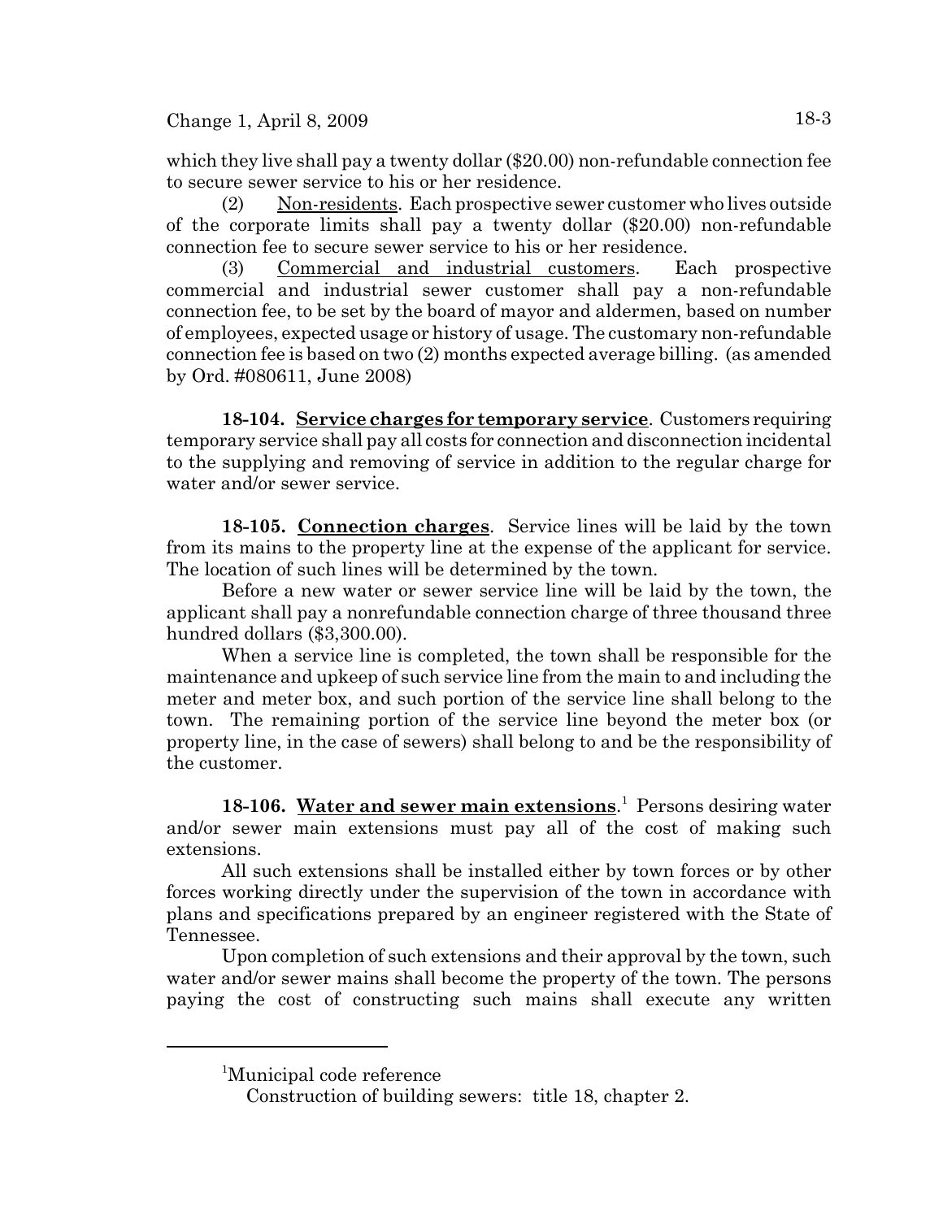which they live shall pay a twenty dollar ($20.00) non-refundable connection fee to secure sewer service to his or her residence.

(2) Non-residents. Each prospective sewer customer who lives outside of the corporate limits shall pay a twenty dollar ($20.00) non-refundable connection fee to secure sewer service to his or her residence.

(3) Commercial and industrial customers. Each prospective commercial and industrial sewer customer shall pay a non-refundable connection fee, to be set by the board of mayor and aldermen, based on number of employees, expected usage or history of usage. The customary non-refundable connection fee is based on two (2) months expected average billing. (as amended by Ord. #080611, June 2008)

**18-104. Service charges for temporary service**. Customers requiring temporary service shall pay all costs for connection and disconnection incidental to the supplying and removing of service in addition to the regular charge for water and/or sewer service.

**18-105. Connection charges**. Service lines will be laid by the town from its mains to the property line at the expense of the applicant for service. The location of such lines will be determined by the town.

Before a new water or sewer service line will be laid by the town, the applicant shall pay a nonrefundable connection charge of three thousand three hundred dollars ($3,300.00).

When a service line is completed, the town shall be responsible for the maintenance and upkeep of such service line from the main to and including the meter and meter box, and such portion of the service line shall belong to the town. The remaining portion of the service line beyond the meter box (or property line, in the case of sewers) shall belong to and be the responsibility of the customer.

**18-106. Water and sewer main extensions**.[1] Persons desiring water and/or sewer main extensions must pay all of the cost of making such extensions.

All such extensions shall be installed either by town forces or by other forces working directly under the supervision of the town in accordance with plans and specifications prepared by an engineer registered with the State of Tennessee.

Upon completion of such extensions and their approval by the town, such water and/or sewer mains shall become the property of the town. The persons paying the cost of constructing such mains shall execute any written

---

[1]Municipal code reference

Construction of building sewers: title 18, chapter 2.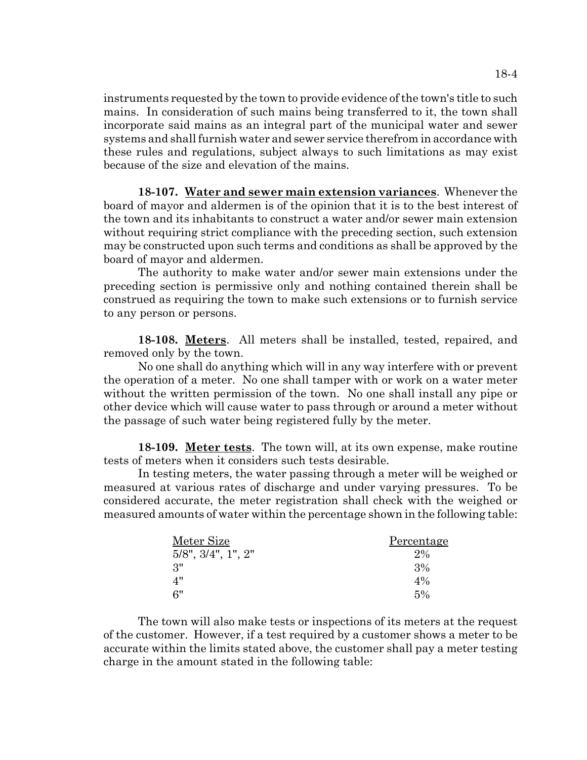instruments requested by the town to provide evidence of the town's title to such mains. In consideration of such mains being transferred to it, the town shall incorporate said mains as an integral part of the municipal water and sewer systems and shall furnish water and sewer service therefrom in accordance with these rules and regulations, subject always to such limitations as may exist because of the size and elevation of the mains.

**18-107. Water and sewer main extension variances**. Whenever the board of mayor and aldermen is of the opinion that it is to the best interest of the town and its inhabitants to construct a water and/or sewer main extension without requiring strict compliance with the preceding section, such extension may be constructed upon such terms and conditions as shall be approved by the board of mayor and aldermen.

The authority to make water and/or sewer main extensions under the preceding section is permissive only and nothing contained therein shall be construed as requiring the town to make such extensions or to furnish service to any person or persons.

**18-108. Meters**. All meters shall be installed, tested, repaired, and removed only by the town.

No one shall do anything which will in any way interfere with or prevent the operation of a meter. No one shall tamper with or work on a water meter without the written permission of the town. No one shall install any pipe or other device which will cause water to pass through or around a meter without the passage of such water being registered fully by the meter.

**18-109. Meter tests**. The town will, at its own expense, make routine tests of meters when it considers such tests desirable.

In testing meters, the water passing through a meter will be weighed or measured at various rates of discharge and under varying pressures. To be considered accurate, the meter registration shall check with the weighed or measured amounts of water within the percentage shown in the following table:

| Meter Size | Percentage |
|---|---|
| 5/8", 3/4", 1", 2" | 2% |
| 3" | 3% |
| 4" | 4% |
| 6" | 5% |

The town will also make tests or inspections of its meters at the request of the customer. However, if a test required by a customer shows a meter to be accurate within the limits stated above, the customer shall pay a meter testing charge in the amount stated in the following table: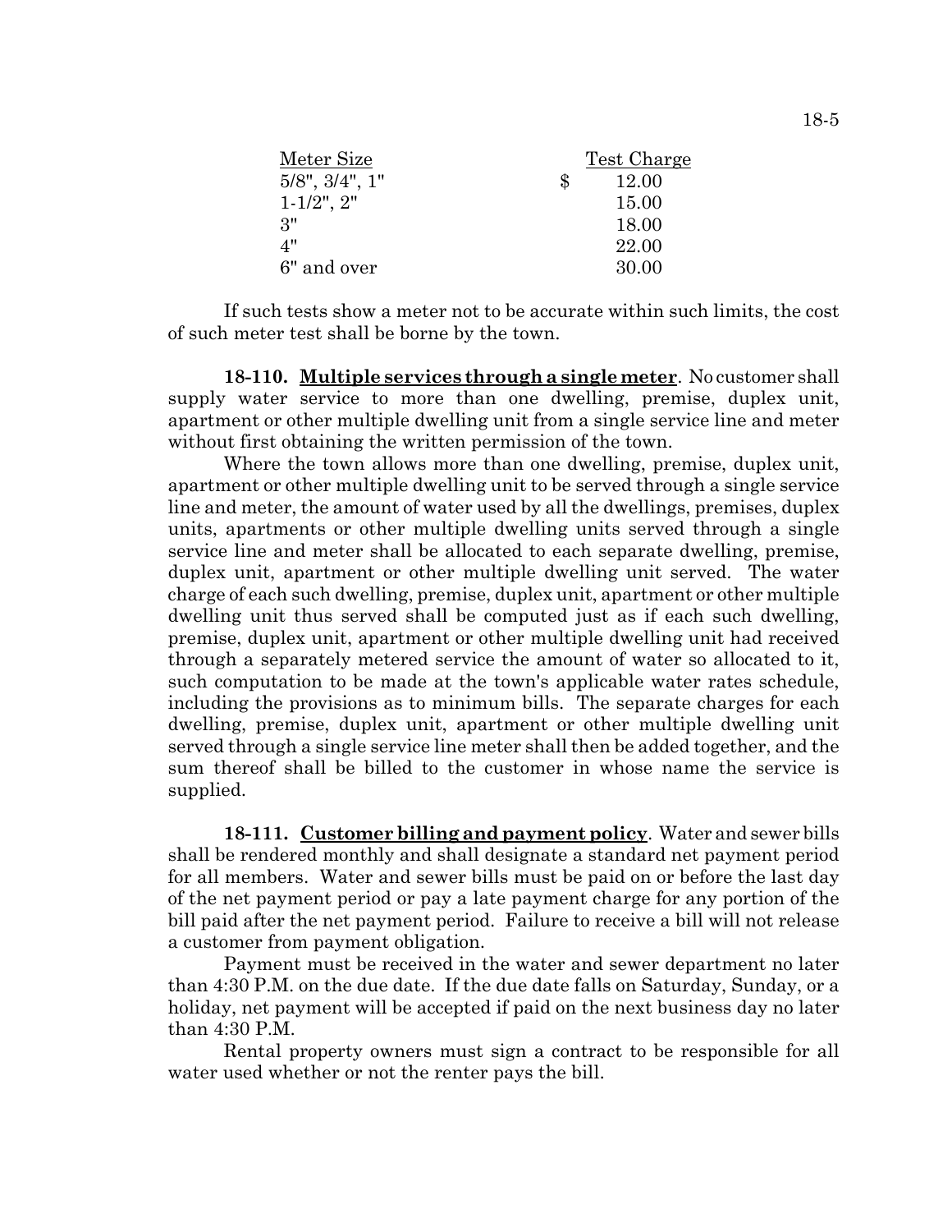| Meter Size | Test Charge |
|---|---|
| 5/8", 3/4", 1" | $ 12.00 |
| 1-1/2", 2" | 15.00 |
| 3" | 18.00 |
| 4" | 22.00 |
| 6" and over | 30.00 |

If such tests show a meter not to be accurate within such limits, the cost of such meter test shall be borne by the town.

**18-110. Multiple services through a single meter**. No customer shall supply water service to more than one dwelling, premise, duplex unit, apartment or other multiple dwelling unit from a single service line and meter without first obtaining the written permission of the town.

Where the town allows more than one dwelling, premise, duplex unit, apartment or other multiple dwelling unit to be served through a single service line and meter, the amount of water used by all the dwellings, premises, duplex units, apartments or other multiple dwelling units served through a single service line and meter shall be allocated to each separate dwelling, premise, duplex unit, apartment or other multiple dwelling unit served. The water charge of each such dwelling, premise, duplex unit, apartment or other multiple dwelling unit thus served shall be computed just as if each such dwelling, premise, duplex unit, apartment or other multiple dwelling unit had received through a separately metered service the amount of water so allocated to it, such computation to be made at the town's applicable water rates schedule, including the provisions as to minimum bills. The separate charges for each dwelling, premise, duplex unit, apartment or other multiple dwelling unit served through a single service line meter shall then be added together, and the sum thereof shall be billed to the customer in whose name the service is supplied.

**18-111. Customer billing and payment policy**. Water and sewer bills shall be rendered monthly and shall designate a standard net payment period for all members. Water and sewer bills must be paid on or before the last day of the net payment period or pay a late payment charge for any portion of the bill paid after the net payment period. Failure to receive a bill will not release a customer from payment obligation.

Payment must be received in the water and sewer department no later than 4:30 P.M. on the due date. If the due date falls on Saturday, Sunday, or a holiday, net payment will be accepted if paid on the next business day no later than 4:30 P.M.

Rental property owners must sign a contract to be responsible for all water used whether or not the renter pays the bill.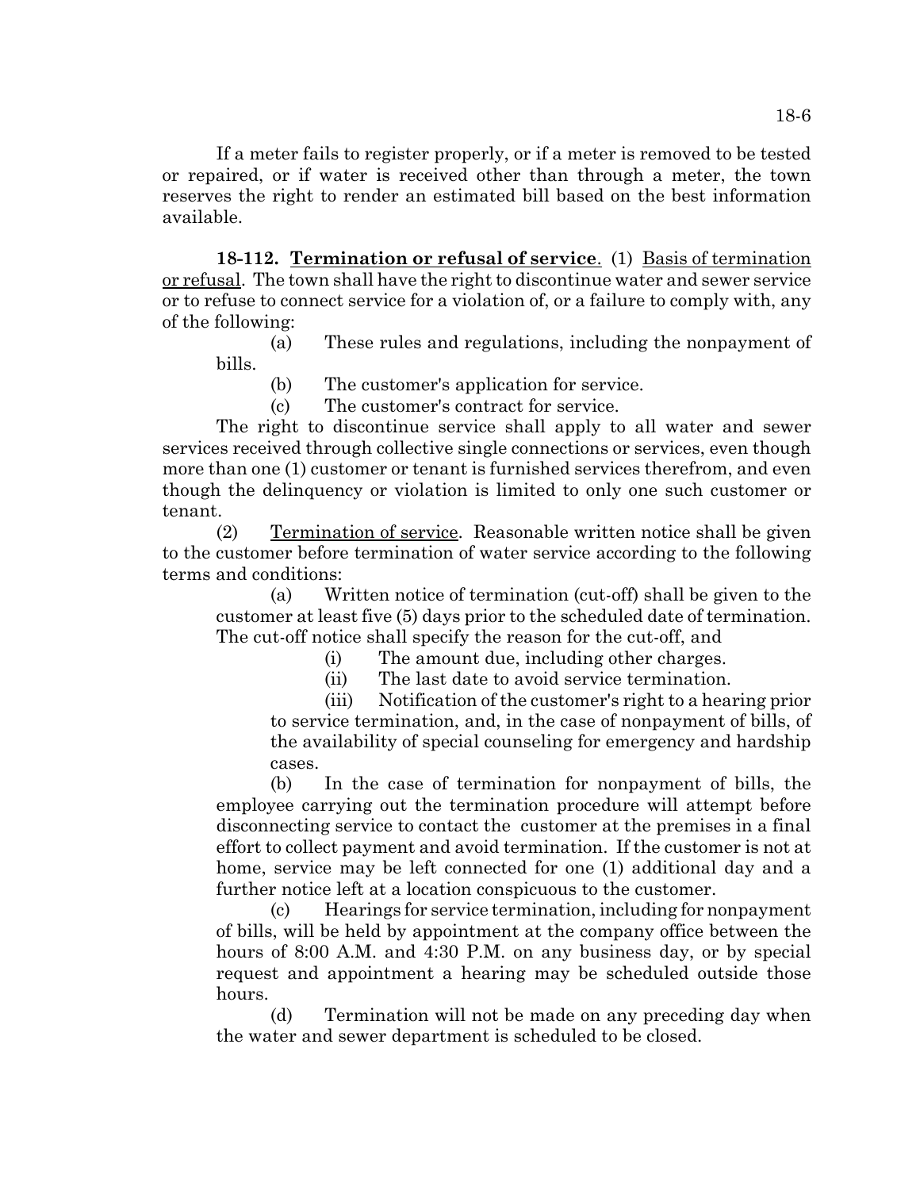If a meter fails to register properly, or if a meter is removed to be tested or repaired, or if water is received other than through a meter, the town reserves the right to render an estimated bill based on the best information available.

**18-112. Termination or refusal of service**. (1) Basis of termination or refusal. The town shall have the right to discontinue water and sewer service or to refuse to connect service for a violation of, or a failure to comply with, any of the following:

(a) These rules and regulations, including the nonpayment of bills.

(b) The customer's application for service.

(c) The customer's contract for service.

The right to discontinue service shall apply to all water and sewer services received through collective single connections or services, even though more than one (1) customer or tenant is furnished services therefrom, and even though the delinquency or violation is limited to only one such customer or tenant.

(2) Termination of service. Reasonable written notice shall be given to the customer before termination of water service according to the following terms and conditions:

(a) Written notice of termination (cut-off) shall be given to the customer at least five (5) days prior to the scheduled date of termination. The cut-off notice shall specify the reason for the cut-off, and

(i) The amount due, including other charges.

(ii) The last date to avoid service termination.

(iii) Notification of the customer's right to a hearing prior to service termination, and, in the case of nonpayment of bills, of the availability of special counseling for emergency and hardship cases.

(b) In the case of termination for nonpayment of bills, the employee carrying out the termination procedure will attempt before disconnecting service to contact the customer at the premises in a final effort to collect payment and avoid termination. If the customer is not at home, service may be left connected for one (1) additional day and a further notice left at a location conspicuous to the customer.

(c) Hearings for service termination, including for nonpayment of bills, will be held by appointment at the company office between the hours of 8:00 A.M. and 4:30 P.M. on any business day, or by special request and appointment a hearing may be scheduled outside those hours.

(d) Termination will not be made on any preceding day when the water and sewer department is scheduled to be closed.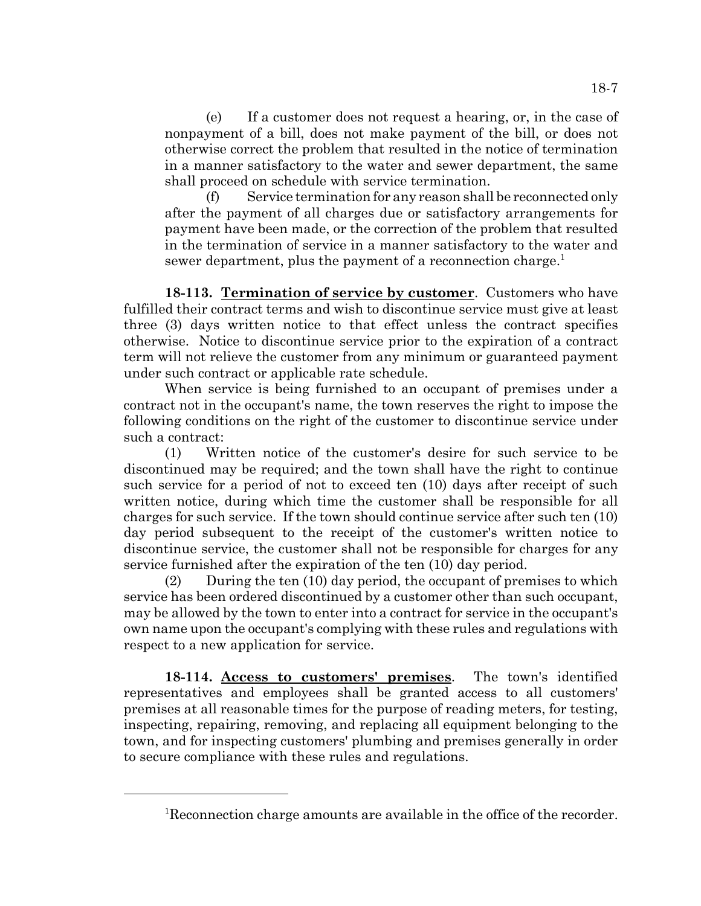(e) If a customer does not request a hearing, or, in the case of nonpayment of a bill, does not make payment of the bill, or does not otherwise correct the problem that resulted in the notice of termination in a manner satisfactory to the water and sewer department, the same shall proceed on schedule with service termination.

(f) Service termination for any reason shall be reconnected only after the payment of all charges due or satisfactory arrangements for payment have been made, or the correction of the problem that resulted in the termination of service in a manner satisfactory to the water and sewer department, plus the payment of a reconnection charge.[1]

**18-113. Termination of service by customer**. Customers who have fulfilled their contract terms and wish to discontinue service must give at least three (3) days written notice to that effect unless the contract specifies otherwise. Notice to discontinue service prior to the expiration of a contract term will not relieve the customer from any minimum or guaranteed payment under such contract or applicable rate schedule.

When service is being furnished to an occupant of premises under a contract not in the occupant's name, the town reserves the right to impose the following conditions on the right of the customer to discontinue service under such a contract:

(1) Written notice of the customer's desire for such service to be discontinued may be required; and the town shall have the right to continue such service for a period of not to exceed ten (10) days after receipt of such written notice, during which time the customer shall be responsible for all charges for such service. If the town should continue service after such ten (10) day period subsequent to the receipt of the customer's written notice to discontinue service, the customer shall not be responsible for charges for any service furnished after the expiration of the ten (10) day period.

(2) During the ten (10) day period, the occupant of premises to which service has been ordered discontinued by a customer other than such occupant, may be allowed by the town to enter into a contract for service in the occupant's own name upon the occupant's complying with these rules and regulations with respect to a new application for service.

**18-114. Access to customers' premises**. The town's identified representatives and employees shall be granted access to all customers' premises at all reasonable times for the purpose of reading meters, for testing, inspecting, repairing, removing, and replacing all equipment belonging to the town, and for inspecting customers' plumbing and premises generally in order to secure compliance with these rules and regulations.

---

[1]Reconnection charge amounts are available in the office of the recorder.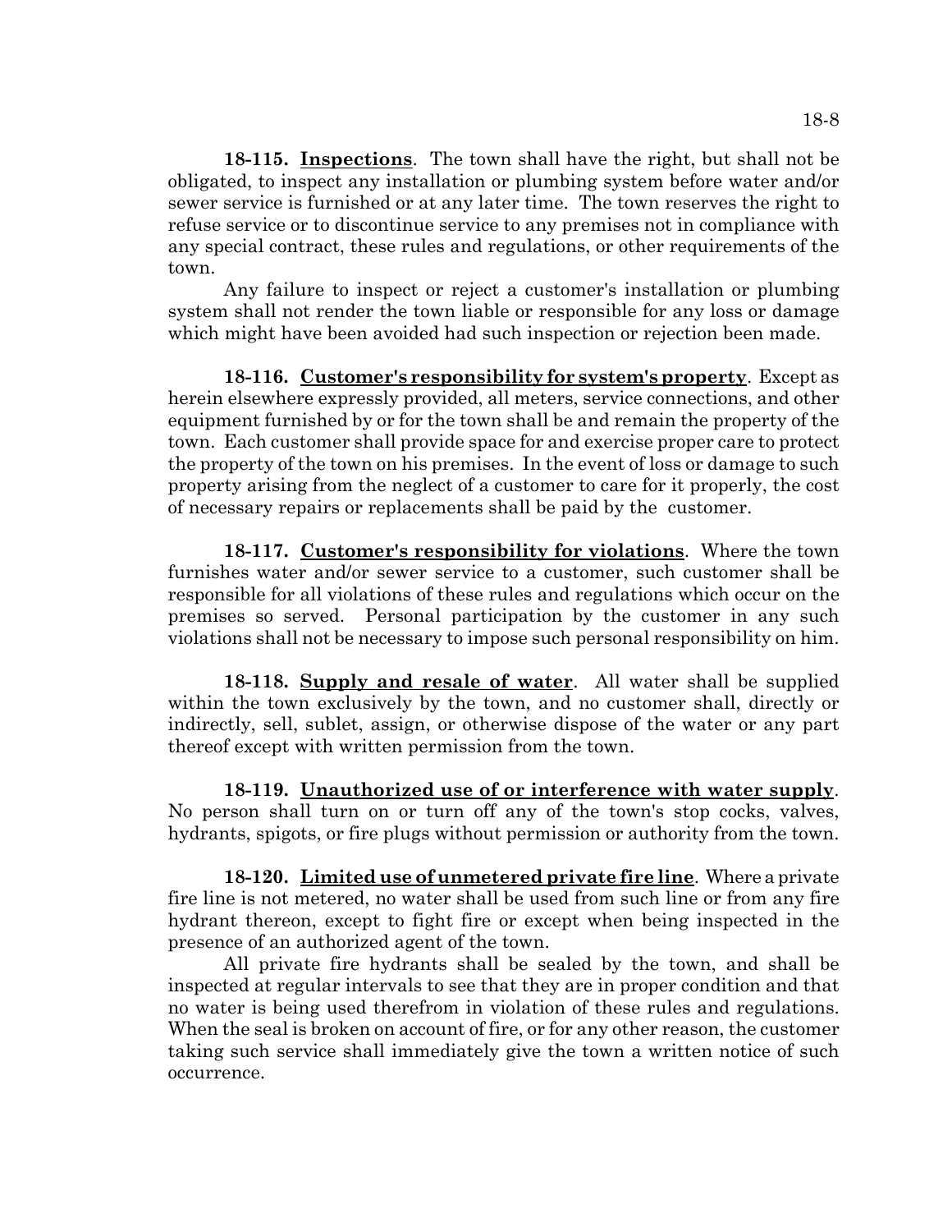**18-115. Inspections**. The town shall have the right, but shall not be obligated, to inspect any installation or plumbing system before water and/or sewer service is furnished or at any later time. The town reserves the right to refuse service or to discontinue service to any premises not in compliance with any special contract, these rules and regulations, or other requirements of the town.

Any failure to inspect or reject a customer's installation or plumbing system shall not render the town liable or responsible for any loss or damage which might have been avoided had such inspection or rejection been made.

**18-116. Customer's responsibility for system's property**. Except as herein elsewhere expressly provided, all meters, service connections, and other equipment furnished by or for the town shall be and remain the property of the town. Each customer shall provide space for and exercise proper care to protect the property of the town on his premises. In the event of loss or damage to such property arising from the neglect of a customer to care for it properly, the cost of necessary repairs or replacements shall be paid by the customer.

**18-117. Customer's responsibility for violations**. Where the town furnishes water and/or sewer service to a customer, such customer shall be responsible for all violations of these rules and regulations which occur on the premises so served. Personal participation by the customer in any such violations shall not be necessary to impose such personal responsibility on him.

**18-118. Supply and resale of water**. All water shall be supplied within the town exclusively by the town, and no customer shall, directly or indirectly, sell, sublet, assign, or otherwise dispose of the water or any part thereof except with written permission from the town.

**18-119. Unauthorized use of or interference with water supply**. No person shall turn on or turn off any of the town's stop cocks, valves, hydrants, spigots, or fire plugs without permission or authority from the town.

**18-120. Limited use of unmetered private fire line**. Where a private fire line is not metered, no water shall be used from such line or from any fire hydrant thereon, except to fight fire or except when being inspected in the presence of an authorized agent of the town.

All private fire hydrants shall be sealed by the town, and shall be inspected at regular intervals to see that they are in proper condition and that no water is being used therefrom in violation of these rules and regulations. When the seal is broken on account of fire, or for any other reason, the customer taking such service shall immediately give the town a written notice of such occurrence.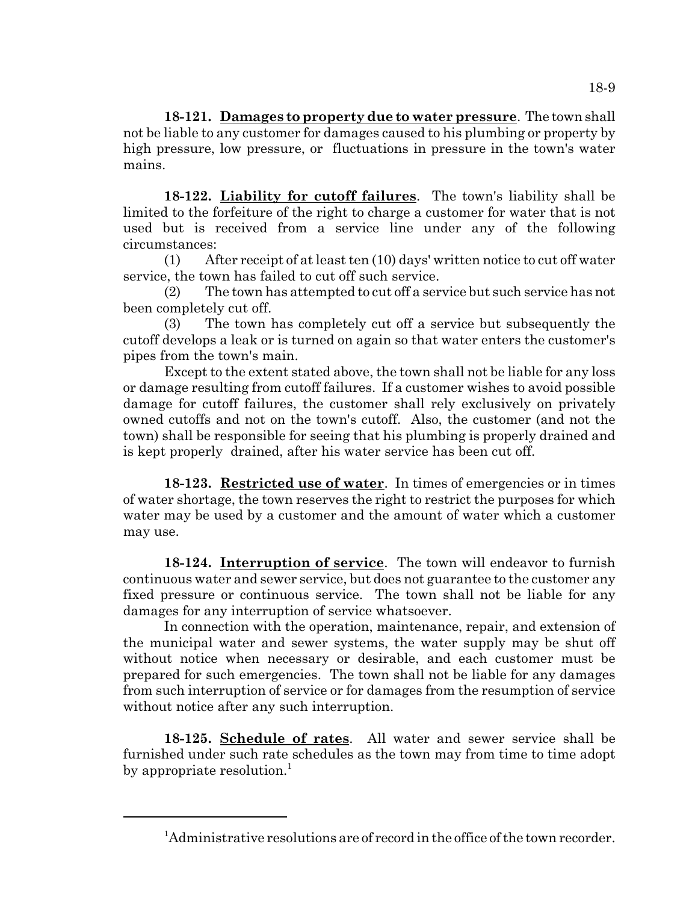**18-121. Damages to property due to water pressure**. The town shall not be liable to any customer for damages caused to his plumbing or property by high pressure, low pressure, or fluctuations in pressure in the town's water mains.

**18-122. Liability for cutoff failures**. The town's liability shall be limited to the forfeiture of the right to charge a customer for water that is not used but is received from a service line under any of the following circumstances:

(1) After receipt of at least ten (10) days' written notice to cut off water service, the town has failed to cut off such service.

(2) The town has attempted to cut off a service but such service has not been completely cut off.

(3) The town has completely cut off a service but subsequently the cutoff develops a leak or is turned on again so that water enters the customer's pipes from the town's main.

Except to the extent stated above, the town shall not be liable for any loss or damage resulting from cutoff failures. If a customer wishes to avoid possible damage for cutoff failures, the customer shall rely exclusively on privately owned cutoffs and not on the town's cutoff. Also, the customer (and not the town) shall be responsible for seeing that his plumbing is properly drained and is kept properly drained, after his water service has been cut off.

**18-123. Restricted use of water**. In times of emergencies or in times of water shortage, the town reserves the right to restrict the purposes for which water may be used by a customer and the amount of water which a customer may use.

**18-124. Interruption of service**. The town will endeavor to furnish continuous water and sewer service, but does not guarantee to the customer any fixed pressure or continuous service. The town shall not be liable for any damages for any interruption of service whatsoever.

In connection with the operation, maintenance, repair, and extension of the municipal water and sewer systems, the water supply may be shut off without notice when necessary or desirable, and each customer must be prepared for such emergencies. The town shall not be liable for any damages from such interruption of service or for damages from the resumption of service without notice after any such interruption.

**18-125. Schedule of rates**. All water and sewer service shall be furnished under such rate schedules as the town may from time to time adopt by appropriate resolution.[1]

---

[1] Administrative resolutions are of record in the office of the town recorder.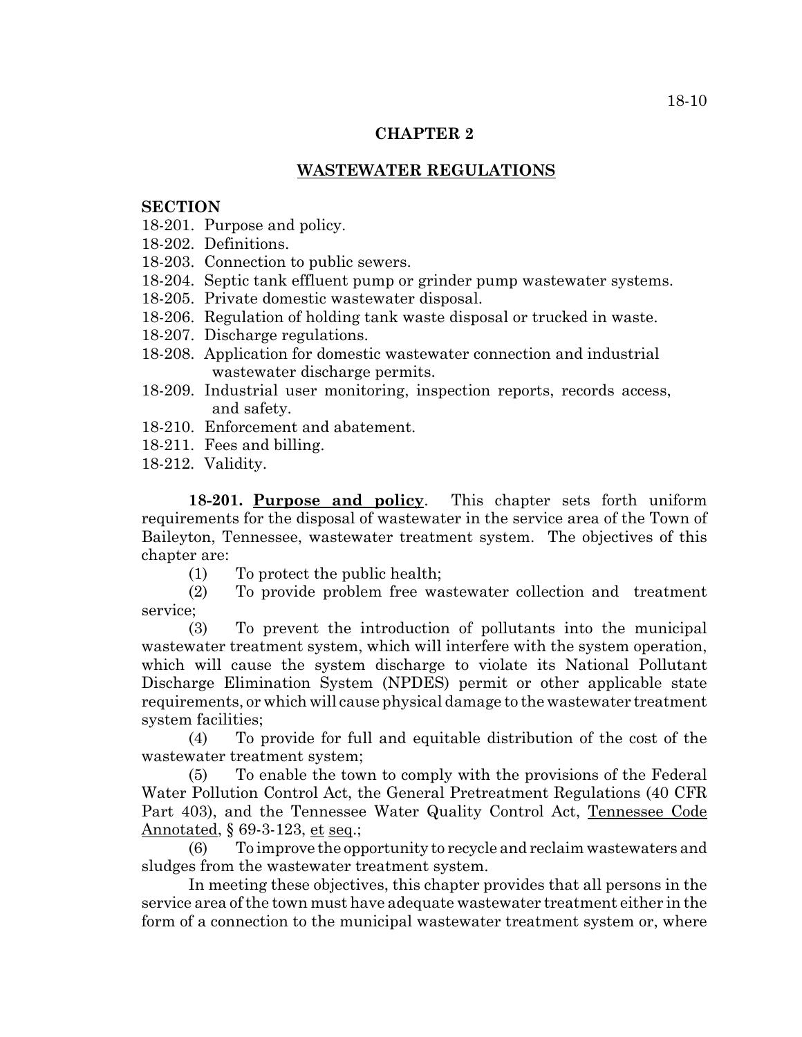## CHAPTER 2

## WASTEWATER REGULATIONS

**SECTION**

18-201. Purpose and policy.
18-202. Definitions.
18-203. Connection to public sewers.
18-204. Septic tank effluent pump or grinder pump wastewater systems.
18-205. Private domestic wastewater disposal.
18-206. Regulation of holding tank waste disposal or trucked in waste.
18-207. Discharge regulations.
18-208. Application for domestic wastewater connection and industrial wastewater discharge permits.
18-209. Industrial user monitoring, inspection reports, records access, and safety.
18-210. Enforcement and abatement.
18-211. Fees and billing.
18-212. Validity.

**18-201. Purpose and policy**. This chapter sets forth uniform requirements for the disposal of wastewater in the service area of the Town of Baileyton, Tennessee, wastewater treatment system. The objectives of this chapter are:

(1) To protect the public health;

(2) To provide problem free wastewater collection and treatment service;

(3) To prevent the introduction of pollutants into the municipal wastewater treatment system, which will interfere with the system operation, which will cause the system discharge to violate its National Pollutant Discharge Elimination System (NPDES) permit or other applicable state requirements, or which will cause physical damage to the wastewater treatment system facilities;

(4) To provide for full and equitable distribution of the cost of the wastewater treatment system;

(5) To enable the town to comply with the provisions of the Federal Water Pollution Control Act, the General Pretreatment Regulations (40 CFR Part 403), and the Tennessee Water Quality Control Act, Tennessee Code Annotated, § 69-3-123, et seq.;

(6) To improve the opportunity to recycle and reclaim wastewaters and sludges from the wastewater treatment system.

In meeting these objectives, this chapter provides that all persons in the service area of the town must have adequate wastewater treatment either in the form of a connection to the municipal wastewater treatment system or, where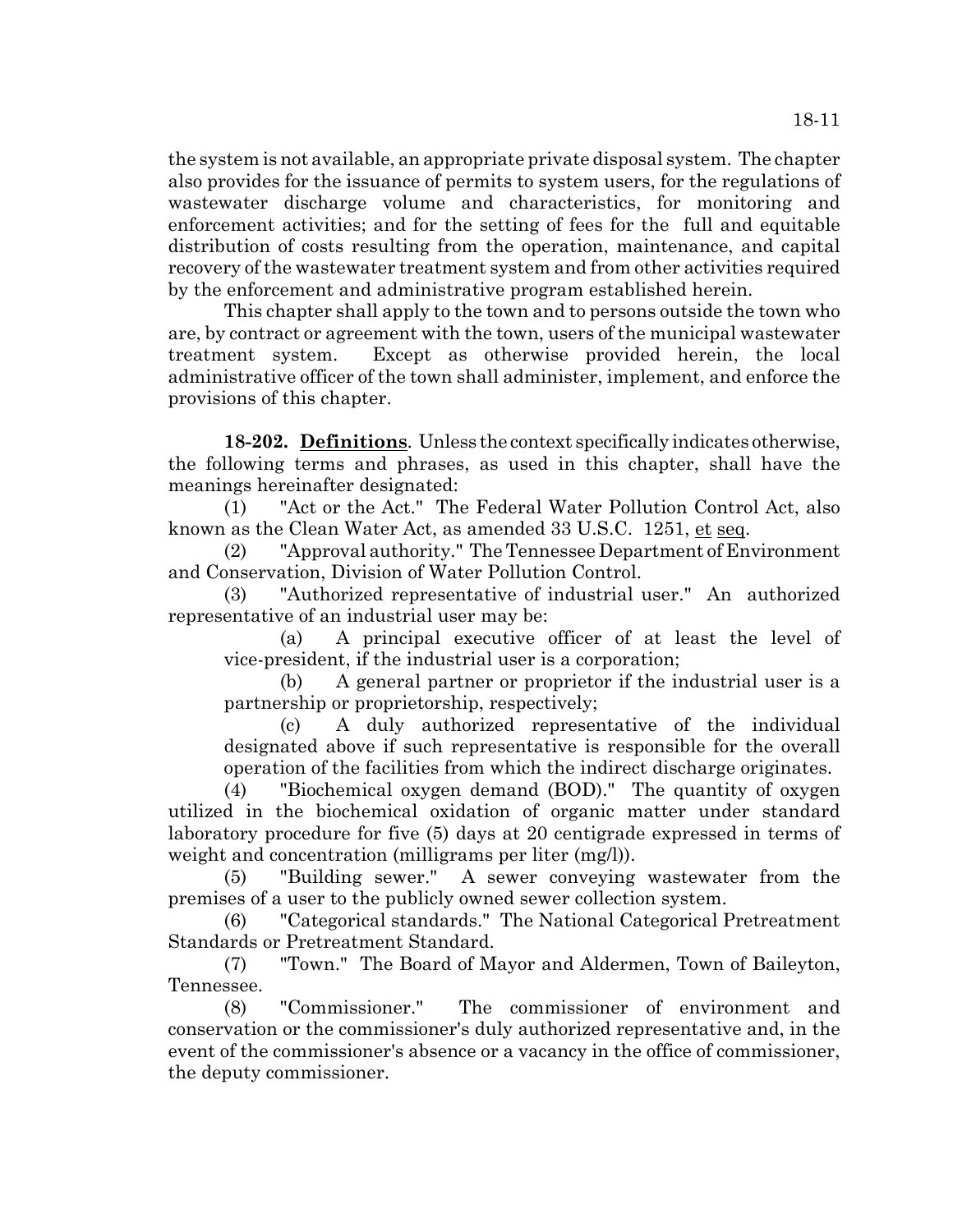the system is not available, an appropriate private disposal system. The chapter also provides for the issuance of permits to system users, for the regulations of wastewater discharge volume and characteristics, for monitoring and enforcement activities; and for the setting of fees for the full and equitable distribution of costs resulting from the operation, maintenance, and capital recovery of the wastewater treatment system and from other activities required by the enforcement and administrative program established herein.

This chapter shall apply to the town and to persons outside the town who are, by contract or agreement with the town, users of the municipal wastewater treatment system. Except as otherwise provided herein, the local administrative officer of the town shall administer, implement, and enforce the provisions of this chapter.

**18-202. Definitions**. Unless the context specifically indicates otherwise, the following terms and phrases, as used in this chapter, shall have the meanings hereinafter designated:

(1) "Act or the Act." The Federal Water Pollution Control Act, also known as the Clean Water Act, as amended 33 U.S.C. 1251, et seq.

(2) "Approval authority." The Tennessee Department of Environment and Conservation, Division of Water Pollution Control.

(3) "Authorized representative of industrial user." An authorized representative of an industrial user may be:

(a) A principal executive officer of at least the level of vice-president, if the industrial user is a corporation;

(b) A general partner or proprietor if the industrial user is a partnership or proprietorship, respectively;

(c) A duly authorized representative of the individual designated above if such representative is responsible for the overall operation of the facilities from which the indirect discharge originates.

(4) "Biochemical oxygen demand (BOD)." The quantity of oxygen utilized in the biochemical oxidation of organic matter under standard laboratory procedure for five (5) days at 20 centigrade expressed in terms of weight and concentration (milligrams per liter (mg/l)).

(5) "Building sewer." A sewer conveying wastewater from the premises of a user to the publicly owned sewer collection system.

(6) "Categorical standards." The National Categorical Pretreatment Standards or Pretreatment Standard.

(7) "Town." The Board of Mayor and Aldermen, Town of Baileyton, Tennessee.

(8) "Commissioner." The commissioner of environment and conservation or the commissioner's duly authorized representative and, in the event of the commissioner's absence or a vacancy in the office of commissioner, the deputy commissioner.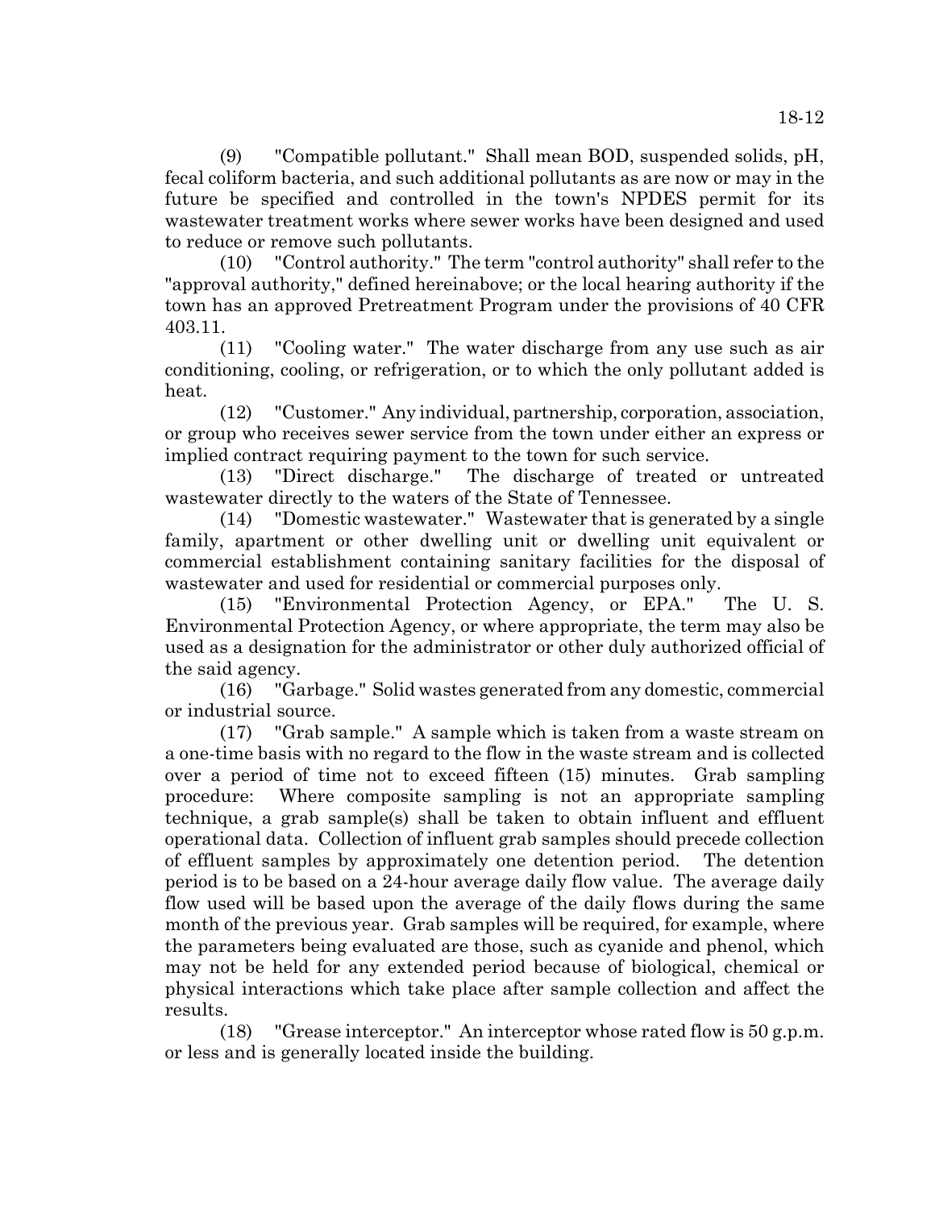(9) "Compatible pollutant." Shall mean BOD, suspended solids, pH, fecal coliform bacteria, and such additional pollutants as are now or may in the future be specified and controlled in the town's NPDES permit for its wastewater treatment works where sewer works have been designed and used to reduce or remove such pollutants.

(10) "Control authority." The term "control authority" shall refer to the "approval authority," defined hereinabove; or the local hearing authority if the town has an approved Pretreatment Program under the provisions of 40 CFR 403.11.

(11) "Cooling water." The water discharge from any use such as air conditioning, cooling, or refrigeration, or to which the only pollutant added is heat.

(12) "Customer." Any individual, partnership, corporation, association, or group who receives sewer service from the town under either an express or implied contract requiring payment to the town for such service.

(13) "Direct discharge." The discharge of treated or untreated wastewater directly to the waters of the State of Tennessee.

(14) "Domestic wastewater." Wastewater that is generated by a single family, apartment or other dwelling unit or dwelling unit equivalent or commercial establishment containing sanitary facilities for the disposal of wastewater and used for residential or commercial purposes only.

(15) "Environmental Protection Agency, or EPA." The U. S. Environmental Protection Agency, or where appropriate, the term may also be used as a designation for the administrator or other duly authorized official of the said agency.

(16) "Garbage." Solid wastes generated from any domestic, commercial or industrial source.

(17) "Grab sample." A sample which is taken from a waste stream on a one-time basis with no regard to the flow in the waste stream and is collected over a period of time not to exceed fifteen (15) minutes. Grab sampling procedure: Where composite sampling is not an appropriate sampling technique, a grab sample(s) shall be taken to obtain influent and effluent operational data. Collection of influent grab samples should precede collection of effluent samples by approximately one detention period. The detention period is to be based on a 24-hour average daily flow value. The average daily flow used will be based upon the average of the daily flows during the same month of the previous year. Grab samples will be required, for example, where the parameters being evaluated are those, such as cyanide and phenol, which may not be held for any extended period because of biological, chemical or physical interactions which take place after sample collection and affect the results.

(18) "Grease interceptor." An interceptor whose rated flow is 50 g.p.m. or less and is generally located inside the building.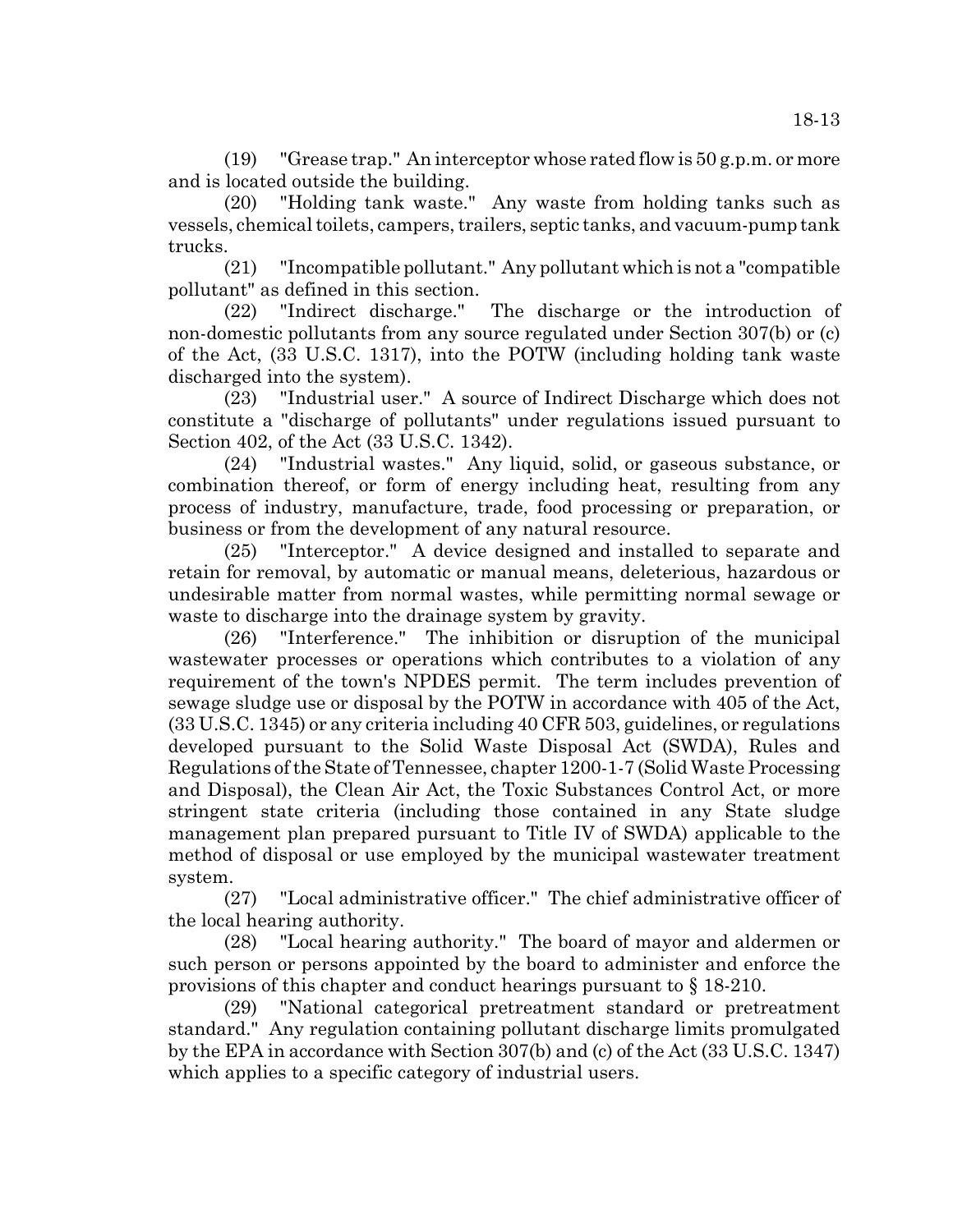(19) "Grease trap." An interceptor whose rated flow is 50 g.p.m. or more and is located outside the building.

(20) "Holding tank waste." Any waste from holding tanks such as vessels, chemical toilets, campers, trailers, septic tanks, and vacuum-pump tank trucks.

(21) "Incompatible pollutant." Any pollutant which is not a "compatible pollutant" as defined in this section.

(22) "Indirect discharge." The discharge or the introduction of non-domestic pollutants from any source regulated under Section 307(b) or (c) of the Act, (33 U.S.C. 1317), into the POTW (including holding tank waste discharged into the system).

(23) "Industrial user." A source of Indirect Discharge which does not constitute a "discharge of pollutants" under regulations issued pursuant to Section 402, of the Act (33 U.S.C. 1342).

(24) "Industrial wastes." Any liquid, solid, or gaseous substance, or combination thereof, or form of energy including heat, resulting from any process of industry, manufacture, trade, food processing or preparation, or business or from the development of any natural resource.

(25) "Interceptor." A device designed and installed to separate and retain for removal, by automatic or manual means, deleterious, hazardous or undesirable matter from normal wastes, while permitting normal sewage or waste to discharge into the drainage system by gravity.

(26) "Interference." The inhibition or disruption of the municipal wastewater processes or operations which contributes to a violation of any requirement of the town's NPDES permit. The term includes prevention of sewage sludge use or disposal by the POTW in accordance with 405 of the Act, (33 U.S.C. 1345) or any criteria including 40 CFR 503, guidelines, or regulations developed pursuant to the Solid Waste Disposal Act (SWDA), Rules and Regulations of the State of Tennessee, chapter 1200-1-7 (Solid Waste Processing and Disposal), the Clean Air Act, the Toxic Substances Control Act, or more stringent state criteria (including those contained in any State sludge management plan prepared pursuant to Title IV of SWDA) applicable to the method of disposal or use employed by the municipal wastewater treatment system.

(27) "Local administrative officer." The chief administrative officer of the local hearing authority.

(28) "Local hearing authority." The board of mayor and aldermen or such person or persons appointed by the board to administer and enforce the provisions of this chapter and conduct hearings pursuant to § 18-210.

(29) "National categorical pretreatment standard or pretreatment standard." Any regulation containing pollutant discharge limits promulgated by the EPA in accordance with Section 307(b) and (c) of the Act (33 U.S.C. 1347) which applies to a specific category of industrial users.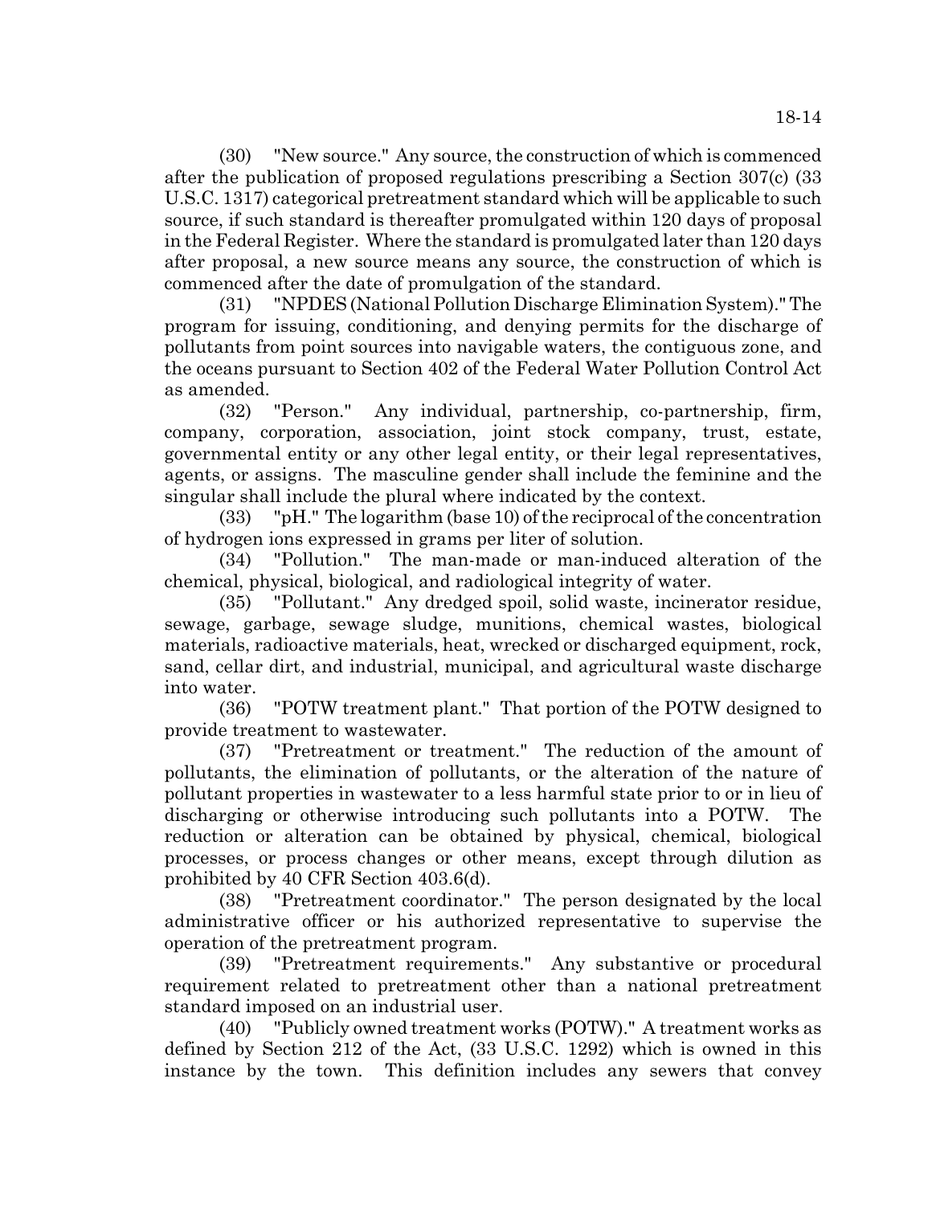(30) "New source." Any source, the construction of which is commenced after the publication of proposed regulations prescribing a Section 307(c) (33 U.S.C. 1317) categorical pretreatment standard which will be applicable to such source, if such standard is thereafter promulgated within 120 days of proposal in the Federal Register. Where the standard is promulgated later than 120 days after proposal, a new source means any source, the construction of which is commenced after the date of promulgation of the standard.

(31) "NPDES (National Pollution Discharge Elimination System)." The program for issuing, conditioning, and denying permits for the discharge of pollutants from point sources into navigable waters, the contiguous zone, and the oceans pursuant to Section 402 of the Federal Water Pollution Control Act as amended.

(32) "Person." Any individual, partnership, co-partnership, firm, company, corporation, association, joint stock company, trust, estate, governmental entity or any other legal entity, or their legal representatives, agents, or assigns. The masculine gender shall include the feminine and the singular shall include the plural where indicated by the context.

(33) "pH." The logarithm (base 10) of the reciprocal of the concentration of hydrogen ions expressed in grams per liter of solution.

(34) "Pollution." The man-made or man-induced alteration of the chemical, physical, biological, and radiological integrity of water.

(35) "Pollutant." Any dredged spoil, solid waste, incinerator residue, sewage, garbage, sewage sludge, munitions, chemical wastes, biological materials, radioactive materials, heat, wrecked or discharged equipment, rock, sand, cellar dirt, and industrial, municipal, and agricultural waste discharge into water.

(36) "POTW treatment plant." That portion of the POTW designed to provide treatment to wastewater.

(37) "Pretreatment or treatment." The reduction of the amount of pollutants, the elimination of pollutants, or the alteration of the nature of pollutant properties in wastewater to a less harmful state prior to or in lieu of discharging or otherwise introducing such pollutants into a POTW. The reduction or alteration can be obtained by physical, chemical, biological processes, or process changes or other means, except through dilution as prohibited by 40 CFR Section 403.6(d).

(38) "Pretreatment coordinator." The person designated by the local administrative officer or his authorized representative to supervise the operation of the pretreatment program.

(39) "Pretreatment requirements." Any substantive or procedural requirement related to pretreatment other than a national pretreatment standard imposed on an industrial user.

(40) "Publicly owned treatment works (POTW)." A treatment works as defined by Section 212 of the Act, (33 U.S.C. 1292) which is owned in this instance by the town. This definition includes any sewers that convey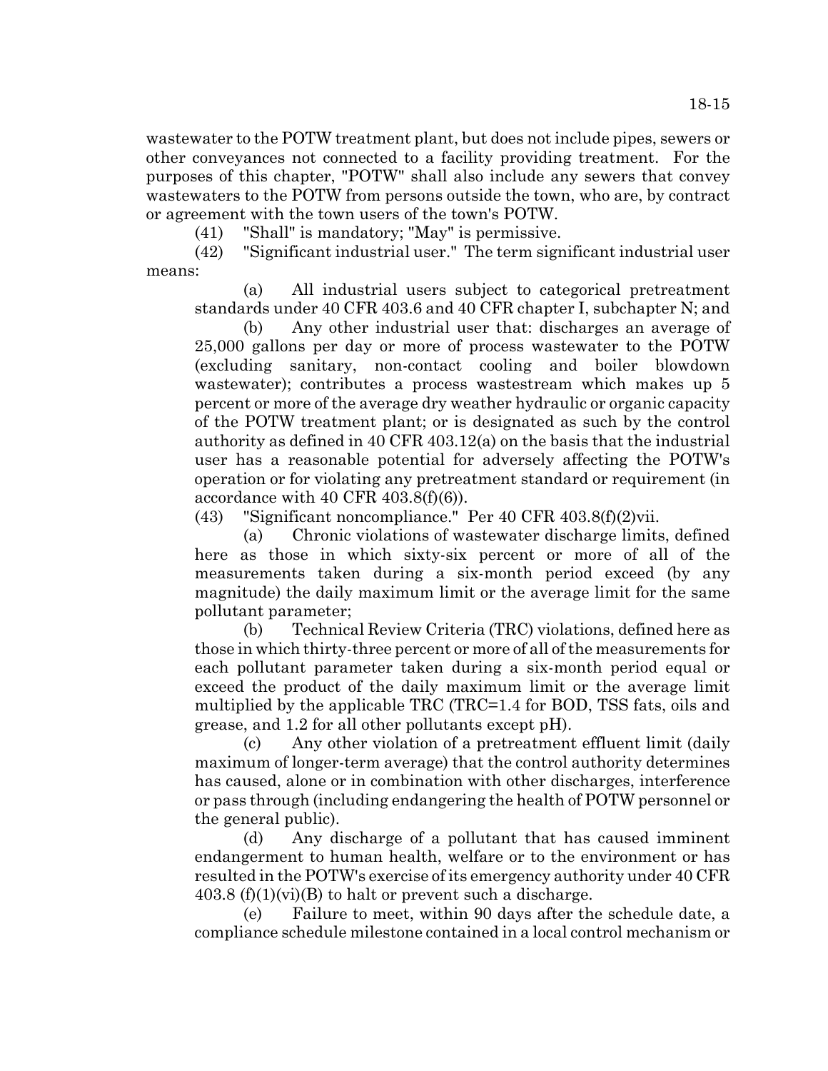wastewater to the POTW treatment plant, but does not include pipes, sewers or other conveyances not connected to a facility providing treatment. For the purposes of this chapter, "POTW" shall also include any sewers that convey wastewaters to the POTW from persons outside the town, who are, by contract or agreement with the town users of the town's POTW.

(41) "Shall" is mandatory; "May" is permissive.

(42) "Significant industrial user." The term significant industrial user means:

(a) All industrial users subject to categorical pretreatment standards under 40 CFR 403.6 and 40 CFR chapter I, subchapter N; and

(b) Any other industrial user that: discharges an average of 25,000 gallons per day or more of process wastewater to the POTW (excluding sanitary, non-contact cooling and boiler blowdown wastewater); contributes a process wastestream which makes up 5 percent or more of the average dry weather hydraulic or organic capacity of the POTW treatment plant; or is designated as such by the control authority as defined in 40 CFR 403.12(a) on the basis that the industrial user has a reasonable potential for adversely affecting the POTW's operation or for violating any pretreatment standard or requirement (in accordance with 40 CFR 403.8(f)(6)).

(43) "Significant noncompliance." Per 40 CFR 403.8(f)(2)vii.

(a) Chronic violations of wastewater discharge limits, defined here as those in which sixty-six percent or more of all of the measurements taken during a six-month period exceed (by any magnitude) the daily maximum limit or the average limit for the same pollutant parameter;

(b) Technical Review Criteria (TRC) violations, defined here as those in which thirty-three percent or more of all of the measurements for each pollutant parameter taken during a six-month period equal or exceed the product of the daily maximum limit or the average limit multiplied by the applicable TRC (TRC=1.4 for BOD, TSS fats, oils and grease, and 1.2 for all other pollutants except pH).

(c) Any other violation of a pretreatment effluent limit (daily maximum of longer-term average) that the control authority determines has caused, alone or in combination with other discharges, interference or pass through (including endangering the health of POTW personnel or the general public).

(d) Any discharge of a pollutant that has caused imminent endangerment to human health, welfare or to the environment or has resulted in the POTW's exercise of its emergency authority under 40 CFR 403.8 (f)(1)(vi)(B) to halt or prevent such a discharge.

(e) Failure to meet, within 90 days after the schedule date, a compliance schedule milestone contained in a local control mechanism or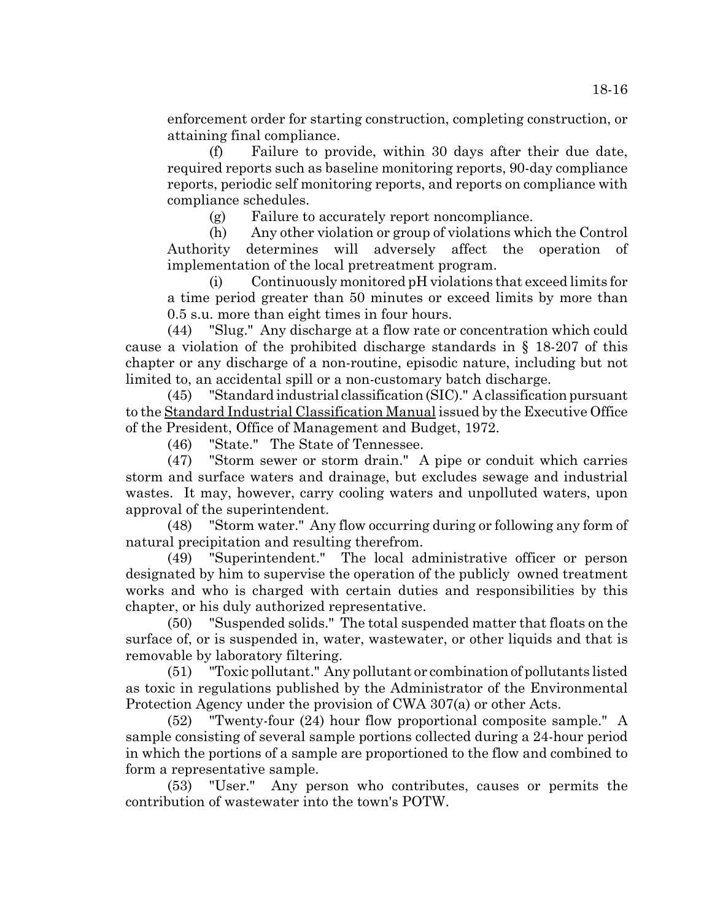enforcement order for starting construction, completing construction, or attaining final compliance.

(f) Failure to provide, within 30 days after their due date, required reports such as baseline monitoring reports, 90-day compliance reports, periodic self monitoring reports, and reports on compliance with compliance schedules.

(g) Failure to accurately report noncompliance.

(h) Any other violation or group of violations which the Control Authority determines will adversely affect the operation of implementation of the local pretreatment program.

(i) Continuously monitored pH violations that exceed limits for a time period greater than 50 minutes or exceed limits by more than 0.5 s.u. more than eight times in four hours.

(44) "Slug." Any discharge at a flow rate or concentration which could cause a violation of the prohibited discharge standards in § 18-207 of this chapter or any discharge of a non-routine, episodic nature, including but not limited to, an accidental spill or a non-customary batch discharge.

(45) "Standard industrial classification (SIC)." A classification pursuant to the Standard Industrial Classification Manual issued by the Executive Office of the President, Office of Management and Budget, 1972.

(46) "State." The State of Tennessee.

(47) "Storm sewer or storm drain." A pipe or conduit which carries storm and surface waters and drainage, but excludes sewage and industrial wastes. It may, however, carry cooling waters and unpolluted waters, upon approval of the superintendent.

(48) "Storm water." Any flow occurring during or following any form of natural precipitation and resulting therefrom.

(49) "Superintendent." The local administrative officer or person designated by him to supervise the operation of the publicly owned treatment works and who is charged with certain duties and responsibilities by this chapter, or his duly authorized representative.

(50) "Suspended solids." The total suspended matter that floats on the surface of, or is suspended in, water, wastewater, or other liquids and that is removable by laboratory filtering.

(51) "Toxic pollutant." Any pollutant or combination of pollutants listed as toxic in regulations published by the Administrator of the Environmental Protection Agency under the provision of CWA 307(a) or other Acts.

(52) "Twenty-four (24) hour flow proportional composite sample." A sample consisting of several sample portions collected during a 24-hour period in which the portions of a sample are proportioned to the flow and combined to form a representative sample.

(53) "User." Any person who contributes, causes or permits the contribution of wastewater into the town's POTW.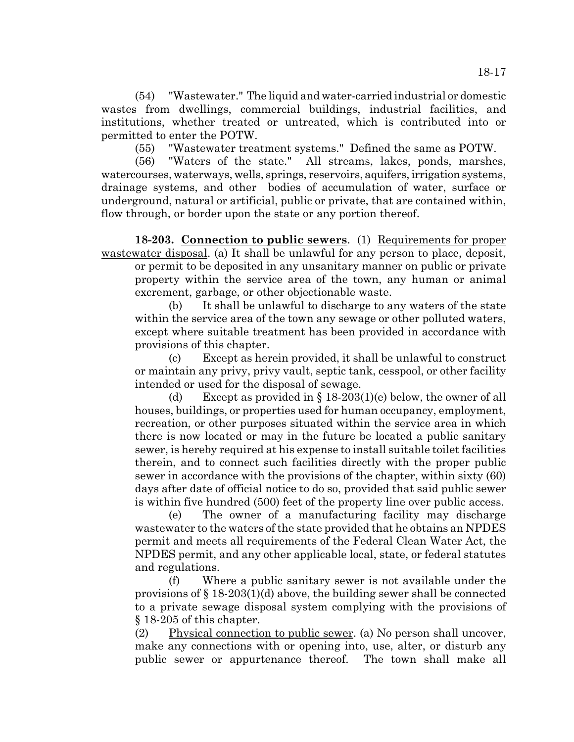(54) "Wastewater." The liquid and water-carried industrial or domestic wastes from dwellings, commercial buildings, industrial facilities, and institutions, whether treated or untreated, which is contributed into or permitted to enter the POTW.

(55) "Wastewater treatment systems." Defined the same as POTW.

(56) "Waters of the state." All streams, lakes, ponds, marshes, watercourses, waterways, wells, springs, reservoirs, aquifers, irrigation systems, drainage systems, and other bodies of accumulation of water, surface or underground, natural or artificial, public or private, that are contained within, flow through, or border upon the state or any portion thereof.

**18-203. Connection to public sewers**. (1) Requirements for proper wastewater disposal. (a) It shall be unlawful for any person to place, deposit, or permit to be deposited in any unsanitary manner on public or private property within the service area of the town, any human or animal excrement, garbage, or other objectionable waste.

(b) It shall be unlawful to discharge to any waters of the state within the service area of the town any sewage or other polluted waters, except where suitable treatment has been provided in accordance with provisions of this chapter.

(c) Except as herein provided, it shall be unlawful to construct or maintain any privy, privy vault, septic tank, cesspool, or other facility intended or used for the disposal of sewage.

(d) Except as provided in § 18-203(1)(e) below, the owner of all houses, buildings, or properties used for human occupancy, employment, recreation, or other purposes situated within the service area in which there is now located or may in the future be located a public sanitary sewer, is hereby required at his expense to install suitable toilet facilities therein, and to connect such facilities directly with the proper public sewer in accordance with the provisions of the chapter, within sixty (60) days after date of official notice to do so, provided that said public sewer is within five hundred (500) feet of the property line over public access.

(e) The owner of a manufacturing facility may discharge wastewater to the waters of the state provided that he obtains an NPDES permit and meets all requirements of the Federal Clean Water Act, the NPDES permit, and any other applicable local, state, or federal statutes and regulations.

(f) Where a public sanitary sewer is not available under the provisions of § 18-203(1)(d) above, the building sewer shall be connected to a private sewage disposal system complying with the provisions of § 18-205 of this chapter.

(2) Physical connection to public sewer. (a) No person shall uncover, make any connections with or opening into, use, alter, or disturb any public sewer or appurtenance thereof. The town shall make all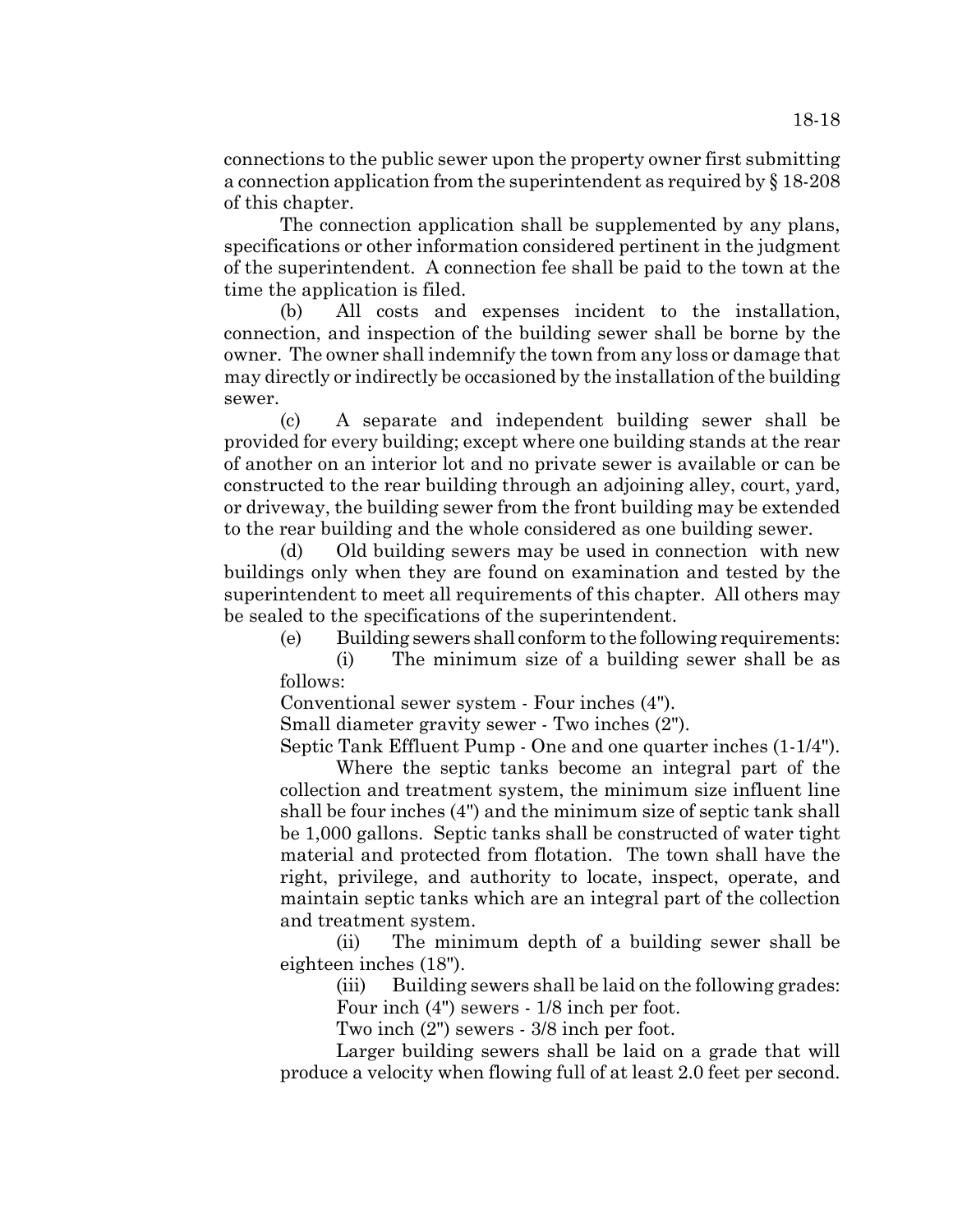connections to the public sewer upon the property owner first submitting a connection application from the superintendent as required by § 18-208 of this chapter.

The connection application shall be supplemented by any plans, specifications or other information considered pertinent in the judgment of the superintendent. A connection fee shall be paid to the town at the time the application is filed.

(b) All costs and expenses incident to the installation, connection, and inspection of the building sewer shall be borne by the owner. The owner shall indemnify the town from any loss or damage that may directly or indirectly be occasioned by the installation of the building sewer.

(c) A separate and independent building sewer shall be provided for every building; except where one building stands at the rear of another on an interior lot and no private sewer is available or can be constructed to the rear building through an adjoining alley, court, yard, or driveway, the building sewer from the front building may be extended to the rear building and the whole considered as one building sewer.

(d) Old building sewers may be used in connection with new buildings only when they are found on examination and tested by the superintendent to meet all requirements of this chapter. All others may be sealed to the specifications of the superintendent.

(e) Building sewers shall conform to the following requirements:

(i) The minimum size of a building sewer shall be as follows:

Conventional sewer system - Four inches (4").

Small diameter gravity sewer - Two inches (2").

Septic Tank Effluent Pump - One and one quarter inches (1-1/4").

Where the septic tanks become an integral part of the collection and treatment system, the minimum size influent line shall be four inches (4") and the minimum size of septic tank shall be 1,000 gallons. Septic tanks shall be constructed of water tight material and protected from flotation. The town shall have the right, privilege, and authority to locate, inspect, operate, and maintain septic tanks which are an integral part of the collection and treatment system.

(ii) The minimum depth of a building sewer shall be eighteen inches (18").

(iii) Building sewers shall be laid on the following grades:

Four inch (4") sewers - 1/8 inch per foot.

Two inch (2") sewers - 3/8 inch per foot.

Larger building sewers shall be laid on a grade that will produce a velocity when flowing full of at least 2.0 feet per second.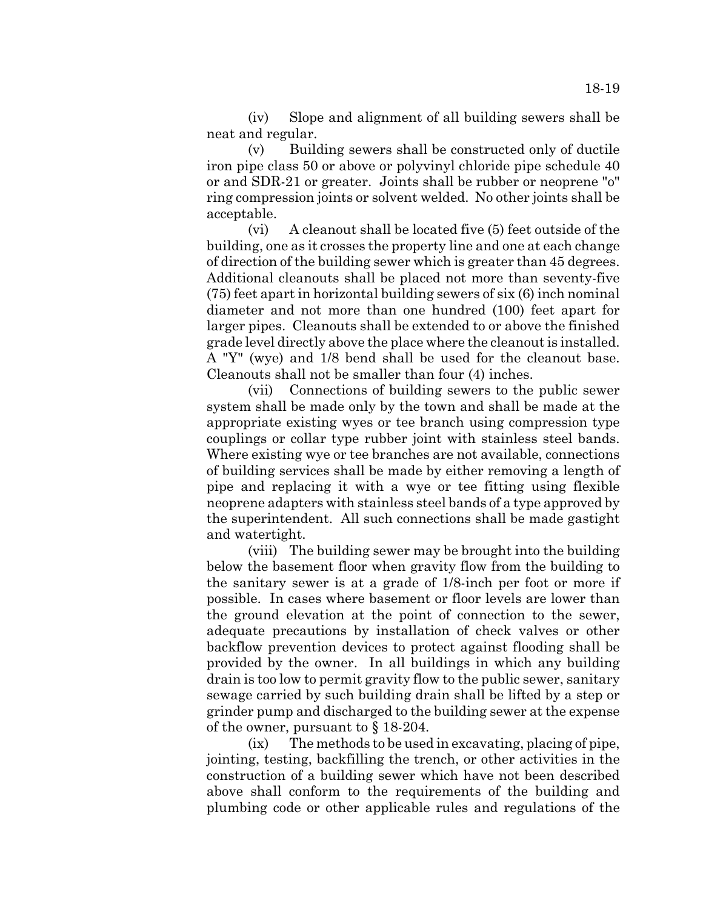(iv) Slope and alignment of all building sewers shall be neat and regular.

(v) Building sewers shall be constructed only of ductile iron pipe class 50 or above or polyvinyl chloride pipe schedule 40 or and SDR-21 or greater. Joints shall be rubber or neoprene "o" ring compression joints or solvent welded. No other joints shall be acceptable.

(vi) A cleanout shall be located five (5) feet outside of the building, one as it crosses the property line and one at each change of direction of the building sewer which is greater than 45 degrees. Additional cleanouts shall be placed not more than seventy-five (75) feet apart in horizontal building sewers of six (6) inch nominal diameter and not more than one hundred (100) feet apart for larger pipes. Cleanouts shall be extended to or above the finished grade level directly above the place where the cleanout is installed. A "Y" (wye) and 1/8 bend shall be used for the cleanout base. Cleanouts shall not be smaller than four (4) inches.

(vii) Connections of building sewers to the public sewer system shall be made only by the town and shall be made at the appropriate existing wyes or tee branch using compression type couplings or collar type rubber joint with stainless steel bands. Where existing wye or tee branches are not available, connections of building services shall be made by either removing a length of pipe and replacing it with a wye or tee fitting using flexible neoprene adapters with stainless steel bands of a type approved by the superintendent. All such connections shall be made gastight and watertight.

(viii) The building sewer may be brought into the building below the basement floor when gravity flow from the building to the sanitary sewer is at a grade of 1/8-inch per foot or more if possible. In cases where basement or floor levels are lower than the ground elevation at the point of connection to the sewer, adequate precautions by installation of check valves or other backflow prevention devices to protect against flooding shall be provided by the owner. In all buildings in which any building drain is too low to permit gravity flow to the public sewer, sanitary sewage carried by such building drain shall be lifted by a step or grinder pump and discharged to the building sewer at the expense of the owner, pursuant to § 18-204.

(ix) The methods to be used in excavating, placing of pipe, jointing, testing, backfilling the trench, or other activities in the construction of a building sewer which have not been described above shall conform to the requirements of the building and plumbing code or other applicable rules and regulations of the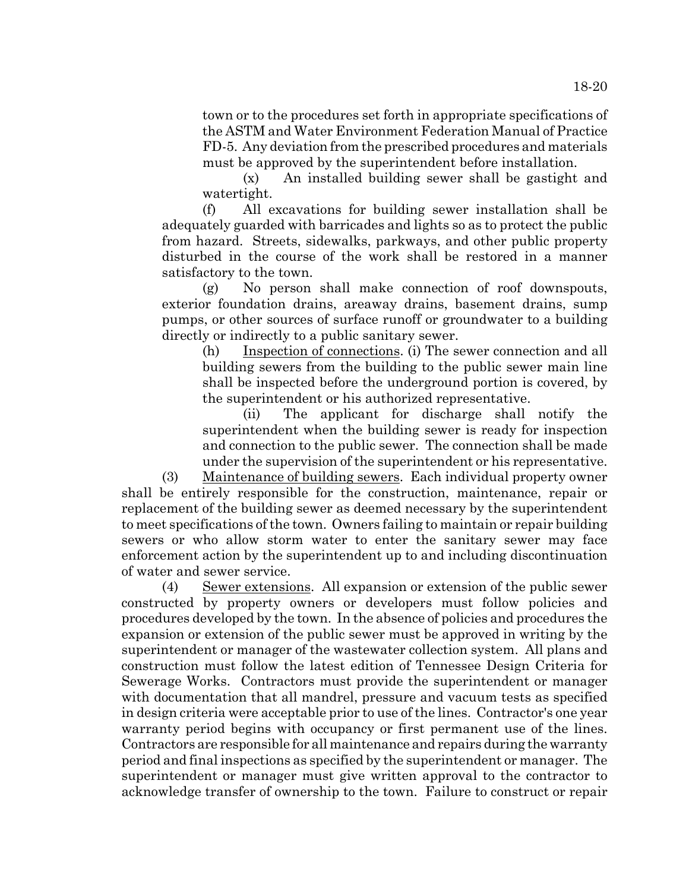town or to the procedures set forth in appropriate specifications of the ASTM and Water Environment Federation Manual of Practice FD-5. Any deviation from the prescribed procedures and materials must be approved by the superintendent before installation.

(x) An installed building sewer shall be gastight and watertight.

(f) All excavations for building sewer installation shall be adequately guarded with barricades and lights so as to protect the public from hazard. Streets, sidewalks, parkways, and other public property disturbed in the course of the work shall be restored in a manner satisfactory to the town.

(g) No person shall make connection of roof downspouts, exterior foundation drains, areaway drains, basement drains, sump pumps, or other sources of surface runoff or groundwater to a building directly or indirectly to a public sanitary sewer.

(h) Inspection of connections. (i) The sewer connection and all building sewers from the building to the public sewer main line shall be inspected before the underground portion is covered, by the superintendent or his authorized representative.

(ii) The applicant for discharge shall notify the superintendent when the building sewer is ready for inspection and connection to the public sewer. The connection shall be made under the supervision of the superintendent or his representative.

(3) Maintenance of building sewers. Each individual property owner shall be entirely responsible for the construction, maintenance, repair or replacement of the building sewer as deemed necessary by the superintendent to meet specifications of the town. Owners failing to maintain or repair building sewers or who allow storm water to enter the sanitary sewer may face enforcement action by the superintendent up to and including discontinuation of water and sewer service.

(4) Sewer extensions. All expansion or extension of the public sewer constructed by property owners or developers must follow policies and procedures developed by the town. In the absence of policies and procedures the expansion or extension of the public sewer must be approved in writing by the superintendent or manager of the wastewater collection system. All plans and construction must follow the latest edition of Tennessee Design Criteria for Sewerage Works. Contractors must provide the superintendent or manager with documentation that all mandrel, pressure and vacuum tests as specified in design criteria were acceptable prior to use of the lines. Contractor's one year warranty period begins with occupancy or first permanent use of the lines. Contractors are responsible for all maintenance and repairs during the warranty period and final inspections as specified by the superintendent or manager. The superintendent or manager must give written approval to the contractor to acknowledge transfer of ownership to the town. Failure to construct or repair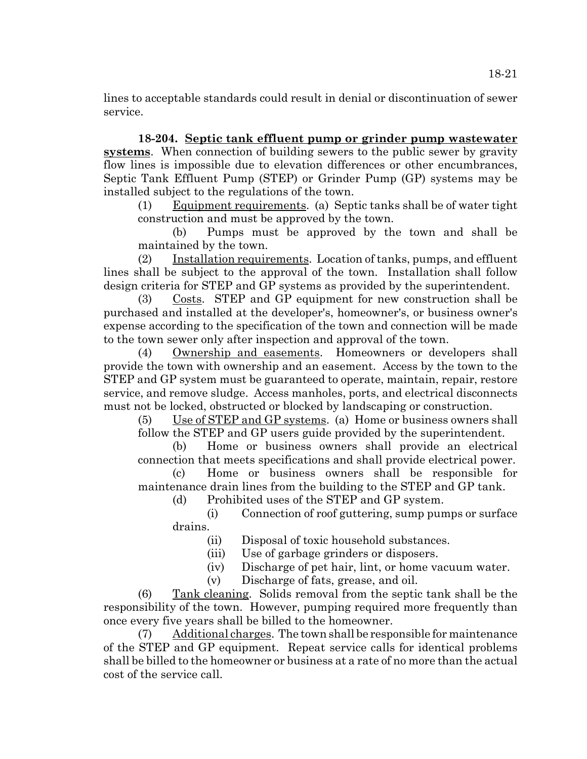lines to acceptable standards could result in denial or discontinuation of sewer service.

**18-204. Septic tank effluent pump or grinder pump wastewater systems**. When connection of building sewers to the public sewer by gravity flow lines is impossible due to elevation differences or other encumbrances, Septic Tank Effluent Pump (STEP) or Grinder Pump (GP) systems may be installed subject to the regulations of the town.

(1) Equipment requirements. (a) Septic tanks shall be of water tight construction and must be approved by the town.

(b) Pumps must be approved by the town and shall be maintained by the town.

(2) Installation requirements. Location of tanks, pumps, and effluent lines shall be subject to the approval of the town. Installation shall follow design criteria for STEP and GP systems as provided by the superintendent.

(3) Costs. STEP and GP equipment for new construction shall be purchased and installed at the developer's, homeowner's, or business owner's expense according to the specification of the town and connection will be made to the town sewer only after inspection and approval of the town.

(4) Ownership and easements. Homeowners or developers shall provide the town with ownership and an easement. Access by the town to the STEP and GP system must be guaranteed to operate, maintain, repair, restore service, and remove sludge. Access manholes, ports, and electrical disconnects must not be locked, obstructed or blocked by landscaping or construction.

(5) Use of STEP and GP systems. (a) Home or business owners shall follow the STEP and GP users guide provided by the superintendent.

(b) Home or business owners shall provide an electrical connection that meets specifications and shall provide electrical power.

(c) Home or business owners shall be responsible for maintenance drain lines from the building to the STEP and GP tank.

(d) Prohibited uses of the STEP and GP system.

(i) Connection of roof guttering, sump pumps or surface drains.

(ii) Disposal of toxic household substances.

(iii) Use of garbage grinders or disposers.

(iv) Discharge of pet hair, lint, or home vacuum water.

(v) Discharge of fats, grease, and oil.

(6) Tank cleaning. Solids removal from the septic tank shall be the responsibility of the town. However, pumping required more frequently than once every five years shall be billed to the homeowner.

(7) Additional charges. The town shall be responsible for maintenance of the STEP and GP equipment. Repeat service calls for identical problems shall be billed to the homeowner or business at a rate of no more than the actual cost of the service call.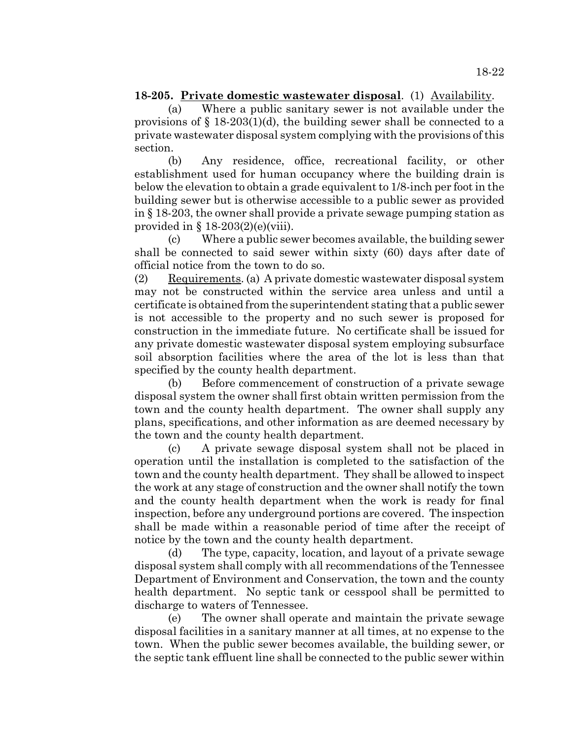**18-205. Private domestic wastewater disposal**. (1) Availability.

(a) Where a public sanitary sewer is not available under the provisions of § 18-203(1)(d), the building sewer shall be connected to a private wastewater disposal system complying with the provisions of this section.

(b) Any residence, office, recreational facility, or other establishment used for human occupancy where the building drain is below the elevation to obtain a grade equivalent to 1/8-inch per foot in the building sewer but is otherwise accessible to a public sewer as provided in § 18-203, the owner shall provide a private sewage pumping station as provided in § 18-203(2)(e)(viii).

(c) Where a public sewer becomes available, the building sewer shall be connected to said sewer within sixty (60) days after date of official notice from the town to do so.

(2) Requirements. (a) A private domestic wastewater disposal system may not be constructed within the service area unless and until a certificate is obtained from the superintendent stating that a public sewer is not accessible to the property and no such sewer is proposed for construction in the immediate future. No certificate shall be issued for any private domestic wastewater disposal system employing subsurface soil absorption facilities where the area of the lot is less than that specified by the county health department.

(b) Before commencement of construction of a private sewage disposal system the owner shall first obtain written permission from the town and the county health department. The owner shall supply any plans, specifications, and other information as are deemed necessary by the town and the county health department.

(c) A private sewage disposal system shall not be placed in operation until the installation is completed to the satisfaction of the town and the county health department. They shall be allowed to inspect the work at any stage of construction and the owner shall notify the town and the county health department when the work is ready for final inspection, before any underground portions are covered. The inspection shall be made within a reasonable period of time after the receipt of notice by the town and the county health department.

(d) The type, capacity, location, and layout of a private sewage disposal system shall comply with all recommendations of the Tennessee Department of Environment and Conservation, the town and the county health department. No septic tank or cesspool shall be permitted to discharge to waters of Tennessee.

(e) The owner shall operate and maintain the private sewage disposal facilities in a sanitary manner at all times, at no expense to the town. When the public sewer becomes available, the building sewer, or the septic tank effluent line shall be connected to the public sewer within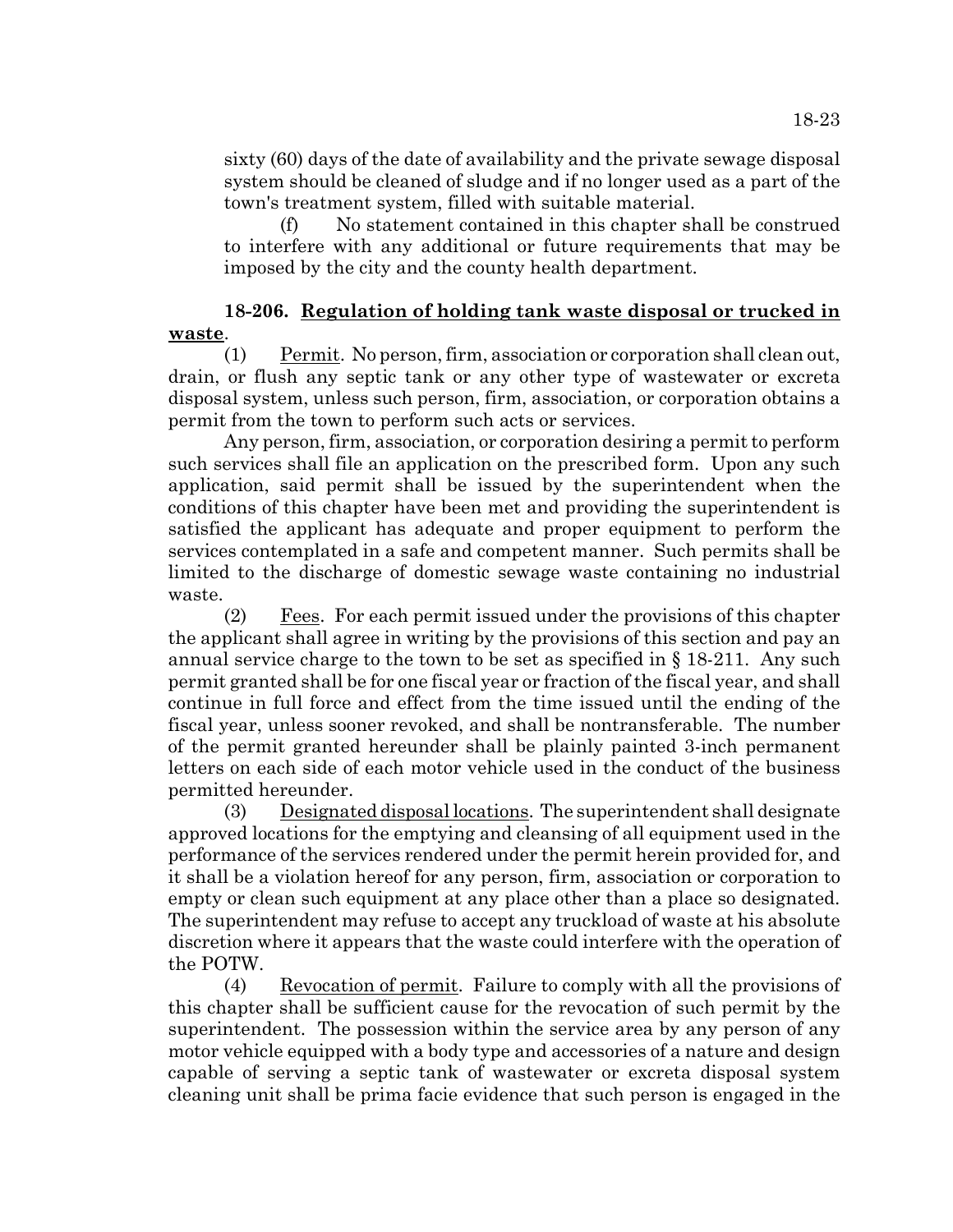sixty (60) days of the date of availability and the private sewage disposal system should be cleaned of sludge and if no longer used as a part of the town's treatment system, filled with suitable material.

(f) No statement contained in this chapter shall be construed to interfere with any additional or future requirements that may be imposed by the city and the county health department.

**18-206. Regulation of holding tank waste disposal or trucked in waste**.

(1) Permit. No person, firm, association or corporation shall clean out, drain, or flush any septic tank or any other type of wastewater or excreta disposal system, unless such person, firm, association, or corporation obtains a permit from the town to perform such acts or services.

Any person, firm, association, or corporation desiring a permit to perform such services shall file an application on the prescribed form. Upon any such application, said permit shall be issued by the superintendent when the conditions of this chapter have been met and providing the superintendent is satisfied the applicant has adequate and proper equipment to perform the services contemplated in a safe and competent manner. Such permits shall be limited to the discharge of domestic sewage waste containing no industrial waste.

(2) Fees. For each permit issued under the provisions of this chapter the applicant shall agree in writing by the provisions of this section and pay an annual service charge to the town to be set as specified in § 18-211. Any such permit granted shall be for one fiscal year or fraction of the fiscal year, and shall continue in full force and effect from the time issued until the ending of the fiscal year, unless sooner revoked, and shall be nontransferable. The number of the permit granted hereunder shall be plainly painted 3-inch permanent letters on each side of each motor vehicle used in the conduct of the business permitted hereunder.

(3) Designated disposal locations. The superintendent shall designate approved locations for the emptying and cleansing of all equipment used in the performance of the services rendered under the permit herein provided for, and it shall be a violation hereof for any person, firm, association or corporation to empty or clean such equipment at any place other than a place so designated. The superintendent may refuse to accept any truckload of waste at his absolute discretion where it appears that the waste could interfere with the operation of the POTW.

(4) Revocation of permit. Failure to comply with all the provisions of this chapter shall be sufficient cause for the revocation of such permit by the superintendent. The possession within the service area by any person of any motor vehicle equipped with a body type and accessories of a nature and design capable of serving a septic tank of wastewater or excreta disposal system cleaning unit shall be prima facie evidence that such person is engaged in the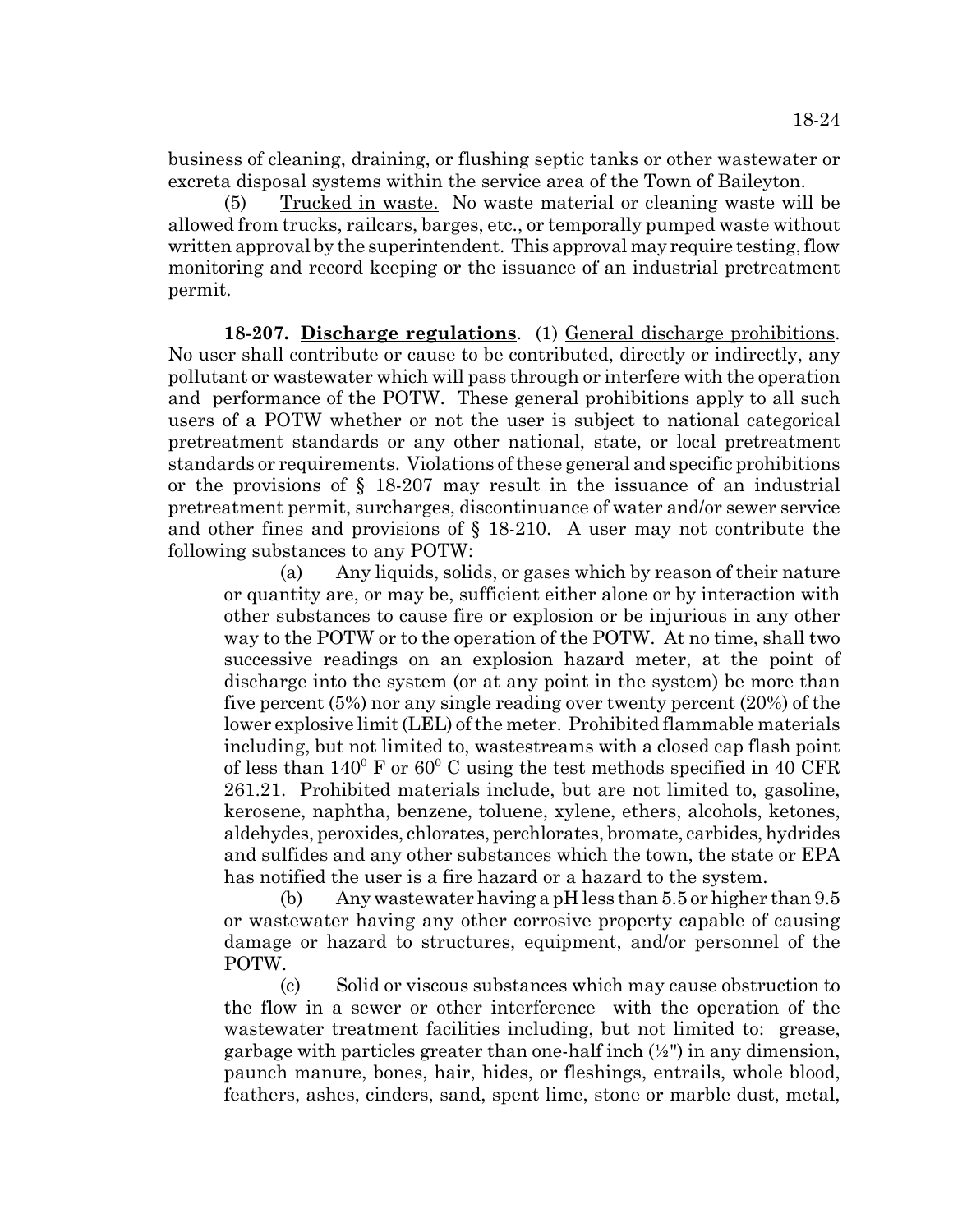business of cleaning, draining, or flushing septic tanks or other wastewater or excreta disposal systems within the service area of the Town of Baileyton.

(5) Trucked in waste. No waste material or cleaning waste will be allowed from trucks, railcars, barges, etc., or temporally pumped waste without written approval by the superintendent. This approval may require testing, flow monitoring and record keeping or the issuance of an industrial pretreatment permit.

**18-207. Discharge regulations**. (1) General discharge prohibitions. No user shall contribute or cause to be contributed, directly or indirectly, any pollutant or wastewater which will pass through or interfere with the operation and performance of the POTW. These general prohibitions apply to all such users of a POTW whether or not the user is subject to national categorical pretreatment standards or any other national, state, or local pretreatment standards or requirements. Violations of these general and specific prohibitions or the provisions of § 18-207 may result in the issuance of an industrial pretreatment permit, surcharges, discontinuance of water and/or sewer service and other fines and provisions of § 18-210. A user may not contribute the following substances to any POTW:

(a) Any liquids, solids, or gases which by reason of their nature or quantity are, or may be, sufficient either alone or by interaction with other substances to cause fire or explosion or be injurious in any other way to the POTW or to the operation of the POTW. At no time, shall two successive readings on an explosion hazard meter, at the point of discharge into the system (or at any point in the system) be more than five percent (5%) nor any single reading over twenty percent (20%) of the lower explosive limit (LEL) of the meter. Prohibited flammable materials including, but not limited to, wastestreams with a closed cap flash point of less than $140^0$ F or $60^0$ C using the test methods specified in 40 CFR 261.21. Prohibited materials include, but are not limited to, gasoline, kerosene, naphtha, benzene, toluene, xylene, ethers, alcohols, ketones, aldehydes, peroxides, chlorates, perchlorates, bromate, carbides, hydrides and sulfides and any other substances which the town, the state or EPA has notified the user is a fire hazard or a hazard to the system.

(b) Any wastewater having a pH less than 5.5 or higher than 9.5 or wastewater having any other corrosive property capable of causing damage or hazard to structures, equipment, and/or personnel of the POTW.

(c) Solid or viscous substances which may cause obstruction to the flow in a sewer or other interference with the operation of the wastewater treatment facilities including, but not limited to: grease, garbage with particles greater than one-half inch (½") in any dimension, paunch manure, bones, hair, hides, or fleshings, entrails, whole blood, feathers, ashes, cinders, sand, spent lime, stone or marble dust, metal,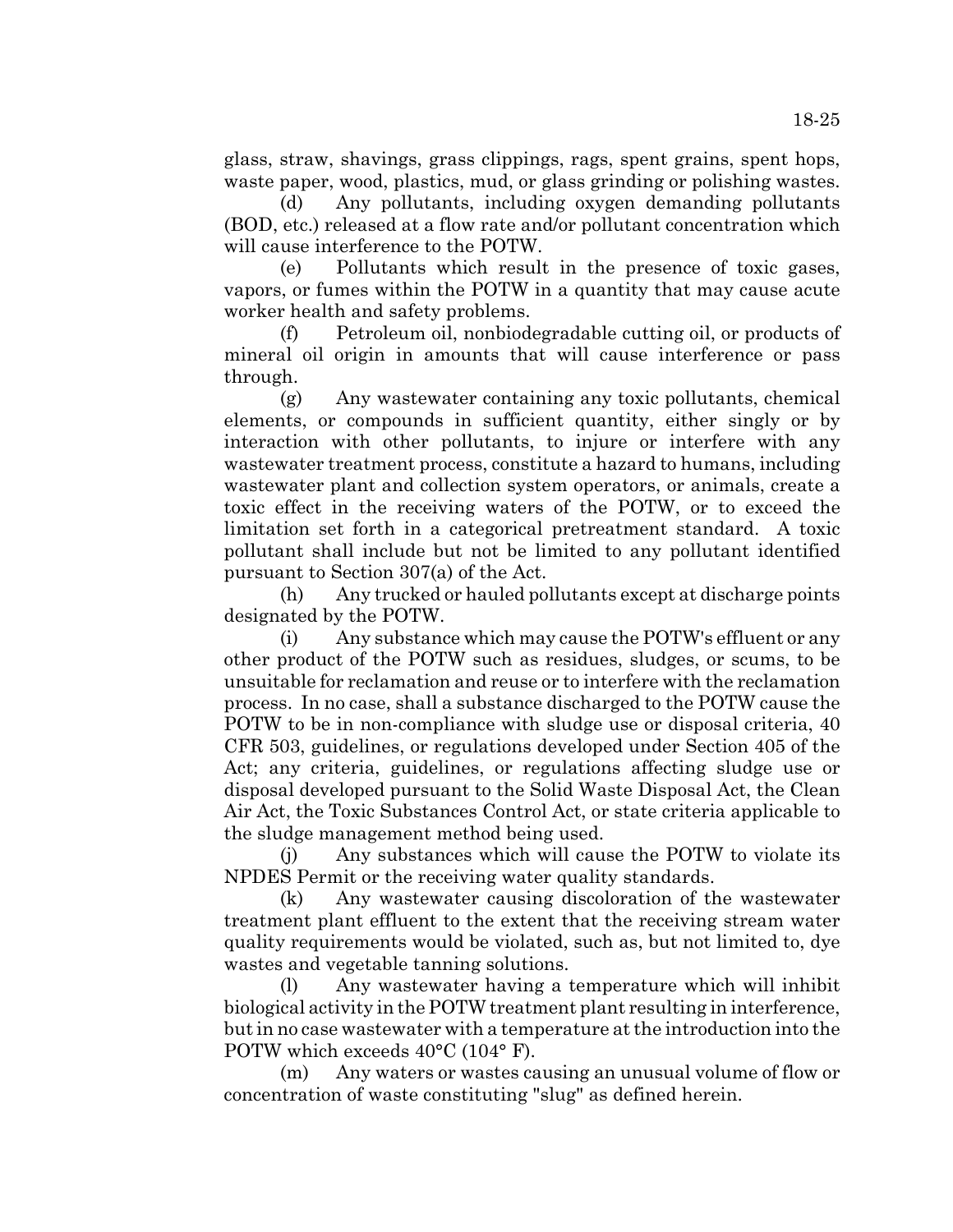glass, straw, shavings, grass clippings, rags, spent grains, spent hops, waste paper, wood, plastics, mud, or glass grinding or polishing wastes.

(d) Any pollutants, including oxygen demanding pollutants (BOD, etc.) released at a flow rate and/or pollutant concentration which will cause interference to the POTW.

(e) Pollutants which result in the presence of toxic gases, vapors, or fumes within the POTW in a quantity that may cause acute worker health and safety problems.

(f) Petroleum oil, nonbiodegradable cutting oil, or products of mineral oil origin in amounts that will cause interference or pass through.

(g) Any wastewater containing any toxic pollutants, chemical elements, or compounds in sufficient quantity, either singly or by interaction with other pollutants, to injure or interfere with any wastewater treatment process, constitute a hazard to humans, including wastewater plant and collection system operators, or animals, create a toxic effect in the receiving waters of the POTW, or to exceed the limitation set forth in a categorical pretreatment standard. A toxic pollutant shall include but not be limited to any pollutant identified pursuant to Section 307(a) of the Act.

(h) Any trucked or hauled pollutants except at discharge points designated by the POTW.

(i) Any substance which may cause the POTW's effluent or any other product of the POTW such as residues, sludges, or scums, to be unsuitable for reclamation and reuse or to interfere with the reclamation process. In no case, shall a substance discharged to the POTW cause the POTW to be in non-compliance with sludge use or disposal criteria, 40 CFR 503, guidelines, or regulations developed under Section 405 of the Act; any criteria, guidelines, or regulations affecting sludge use or disposal developed pursuant to the Solid Waste Disposal Act, the Clean Air Act, the Toxic Substances Control Act, or state criteria applicable to the sludge management method being used.

(j) Any substances which will cause the POTW to violate its NPDES Permit or the receiving water quality standards.

(k) Any wastewater causing discoloration of the wastewater treatment plant effluent to the extent that the receiving stream water quality requirements would be violated, such as, but not limited to, dye wastes and vegetable tanning solutions.

(l) Any wastewater having a temperature which will inhibit biological activity in the POTW treatment plant resulting in interference, but in no case wastewater with a temperature at the introduction into the POTW which exceeds 40°C (104° F).

(m) Any waters or wastes causing an unusual volume of flow or concentration of waste constituting "slug" as defined herein.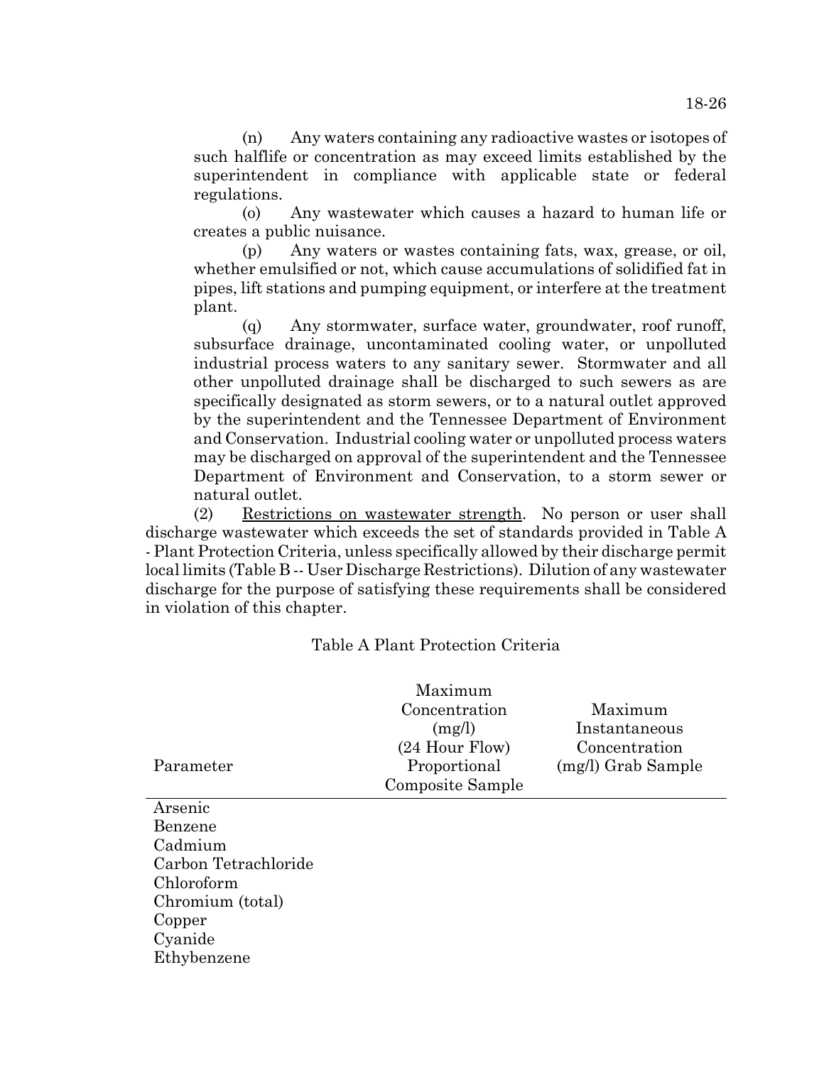(n) Any waters containing any radioactive wastes or isotopes of such halflife or concentration as may exceed limits established by the superintendent in compliance with applicable state or federal regulations.

(o) Any wastewater which causes a hazard to human life or creates a public nuisance.

(p) Any waters or wastes containing fats, wax, grease, or oil, whether emulsified or not, which cause accumulations of solidified fat in pipes, lift stations and pumping equipment, or interfere at the treatment plant.

(q) Any stormwater, surface water, groundwater, roof runoff, subsurface drainage, uncontaminated cooling water, or unpolluted industrial process waters to any sanitary sewer. Stormwater and all other unpolluted drainage shall be discharged to such sewers as are specifically designated as storm sewers, or to a natural outlet approved by the superintendent and the Tennessee Department of Environment and Conservation. Industrial cooling water or unpolluted process waters may be discharged on approval of the superintendent and the Tennessee Department of Environment and Conservation, to a storm sewer or natural outlet.

(2) Restrictions on wastewater strength. No person or user shall discharge wastewater which exceeds the set of standards provided in Table A - Plant Protection Criteria, unless specifically allowed by their discharge permit local limits (Table B -- User Discharge Restrictions). Dilution of any wastewater discharge for the purpose of satisfying these requirements shall be considered in violation of this chapter.

Table A Plant Protection Criteria

| Parameter | Maximum Concentration (mg/l) (24 Hour Flow) Proportional Composite Sample | Maximum Instantaneous Concentration (mg/l) Grab Sample |
|---|---|---|
| Arsenic | | |
| Benzene | | |
| Cadmium | | |
| Carbon Tetrachloride | | |
| Chloroform | | |
| Chromium (total) | | |
| Copper | | |
| Cyanide | | |
| Ethybenzene | | |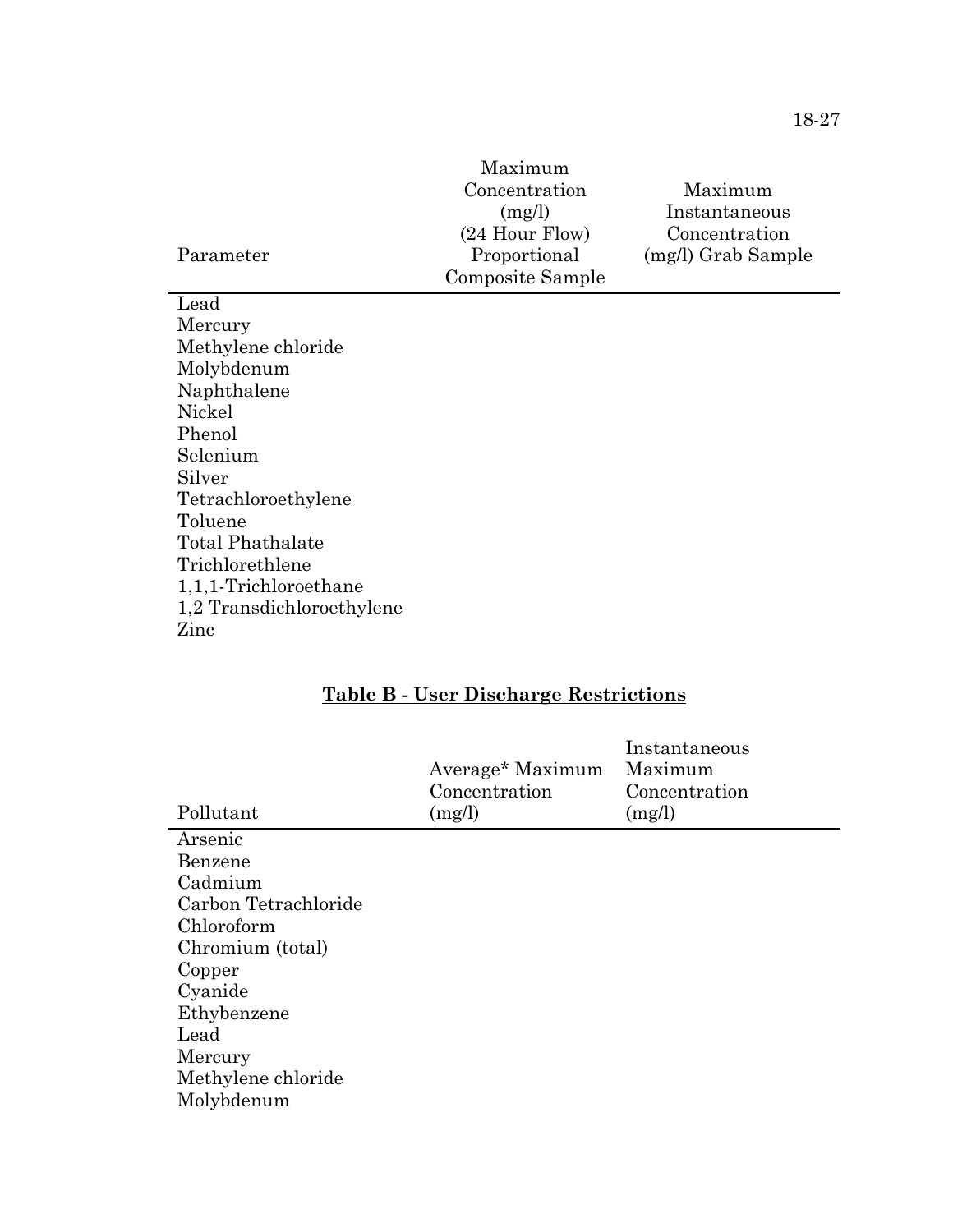| Parameter | Maximum Concentration (mg/l) (24 Hour Flow) Proportional Composite Sample | Maximum Instantaneous Concentration (mg/l) Grab Sample |
|---|---|---|
| Lead | | |
| Mercury | | |
| Methylene chloride | | |
| Molybdenum | | |
| Naphthalene | | |
| Nickel | | |
| Phenol | | |
| Selenium | | |
| Silver | | |
| Tetrachloroethylene | | |
| Toluene | | |
| Total Phathalate | | |
| Trichlorethlene | | |
| 1,1,1-Trichloroethane | | |
| 1,2 Transdichloroethylene | | |
| Zinc | | |

**Table B - User Discharge Restrictions**

| Pollutant | Average* Maximum Concentration (mg/l) | Instantaneous Maximum Concentration (mg/l) |
|---|---|---|
| Arsenic | | |
| Benzene | | |
| Cadmium | | |
| Carbon Tetrachloride | | |
| Chloroform | | |
| Chromium (total) | | |
| Copper | | |
| Cyanide | | |
| Ethybenzene | | |
| Lead | | |
| Mercury | | |
| Methylene chloride | | |
| Molybdenum | | |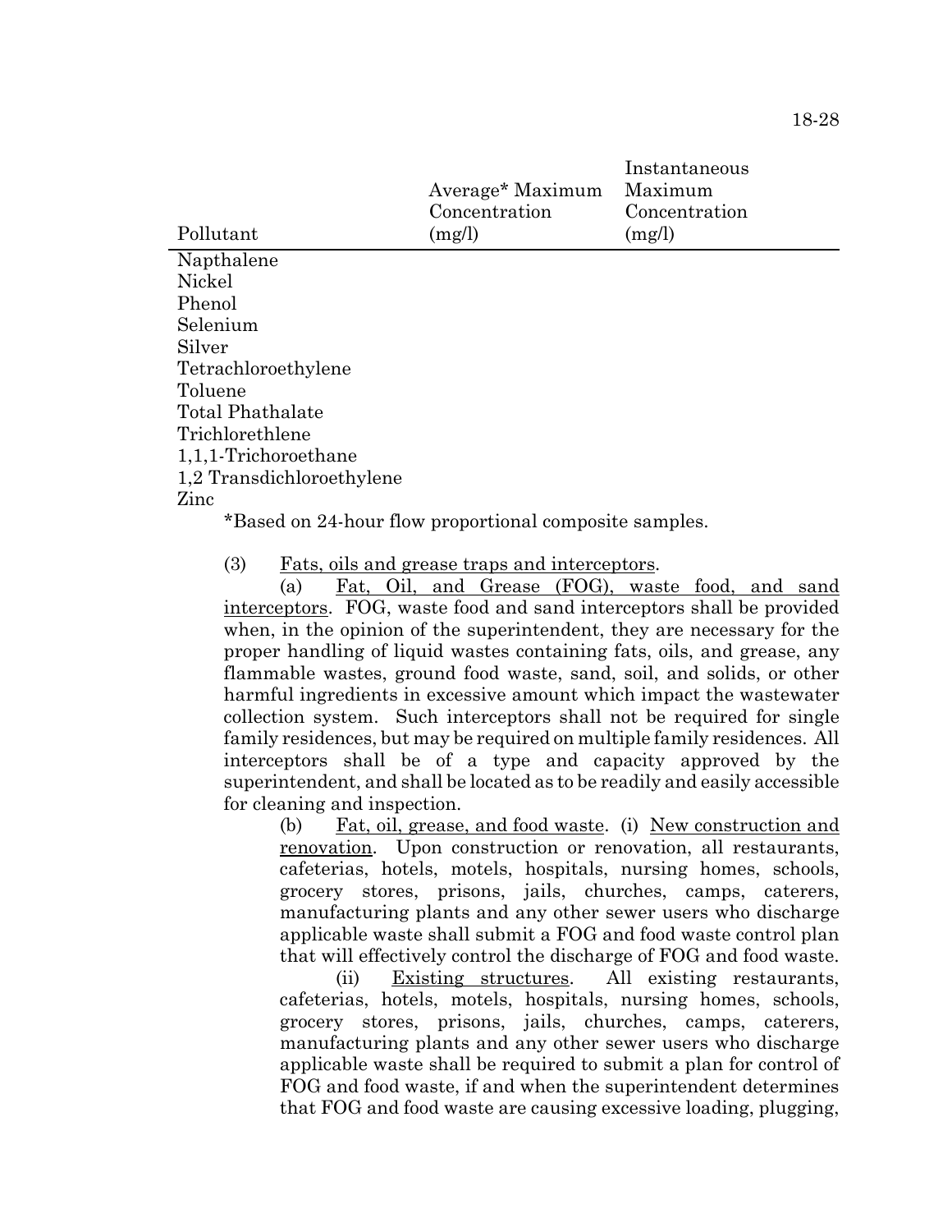| Pollutant | Average* Maximum Concentration (mg/l) | Instantaneous Maximum Concentration (mg/l) |
|---|---|---|
| Napthalene | | |
| Nickel | | |
| Phenol | | |
| Selenium | | |
| Silver | | |
| Tetrachloroethylene | | |
| Toluene | | |
| Total Phathalate | | |
| Trichlorethlene | | |
| 1,1,1-Trichoroethane | | |
| 1,2 Transdichloroethylene | | |
| Zinc | | |

*Based on 24-hour flow proportional composite samples.

(3) Fats, oils and grease traps and interceptors.

(a) Fat, Oil, and Grease (FOG), waste food, and sand interceptors. FOG, waste food and sand interceptors shall be provided when, in the opinion of the superintendent, they are necessary for the proper handling of liquid wastes containing fats, oils, and grease, any flammable wastes, ground food waste, sand, soil, and solids, or other harmful ingredients in excessive amount which impact the wastewater collection system. Such interceptors shall not be required for single family residences, but may be required on multiple family residences. All interceptors shall be of a type and capacity approved by the superintendent, and shall be located as to be readily and easily accessible for cleaning and inspection.

(b) Fat, oil, grease, and food waste. (i) New construction and renovation. Upon construction or renovation, all restaurants, cafeterias, hotels, motels, hospitals, nursing homes, schools, grocery stores, prisons, jails, churches, camps, caterers, manufacturing plants and any other sewer users who discharge applicable waste shall submit a FOG and food waste control plan that will effectively control the discharge of FOG and food waste.

(ii) Existing structures. All existing restaurants, cafeterias, hotels, motels, hospitals, nursing homes, schools, grocery stores, prisons, jails, churches, camps, caterers, manufacturing plants and any other sewer users who discharge applicable waste shall be required to submit a plan for control of FOG and food waste, if and when the superintendent determines that FOG and food waste are causing excessive loading, plugging,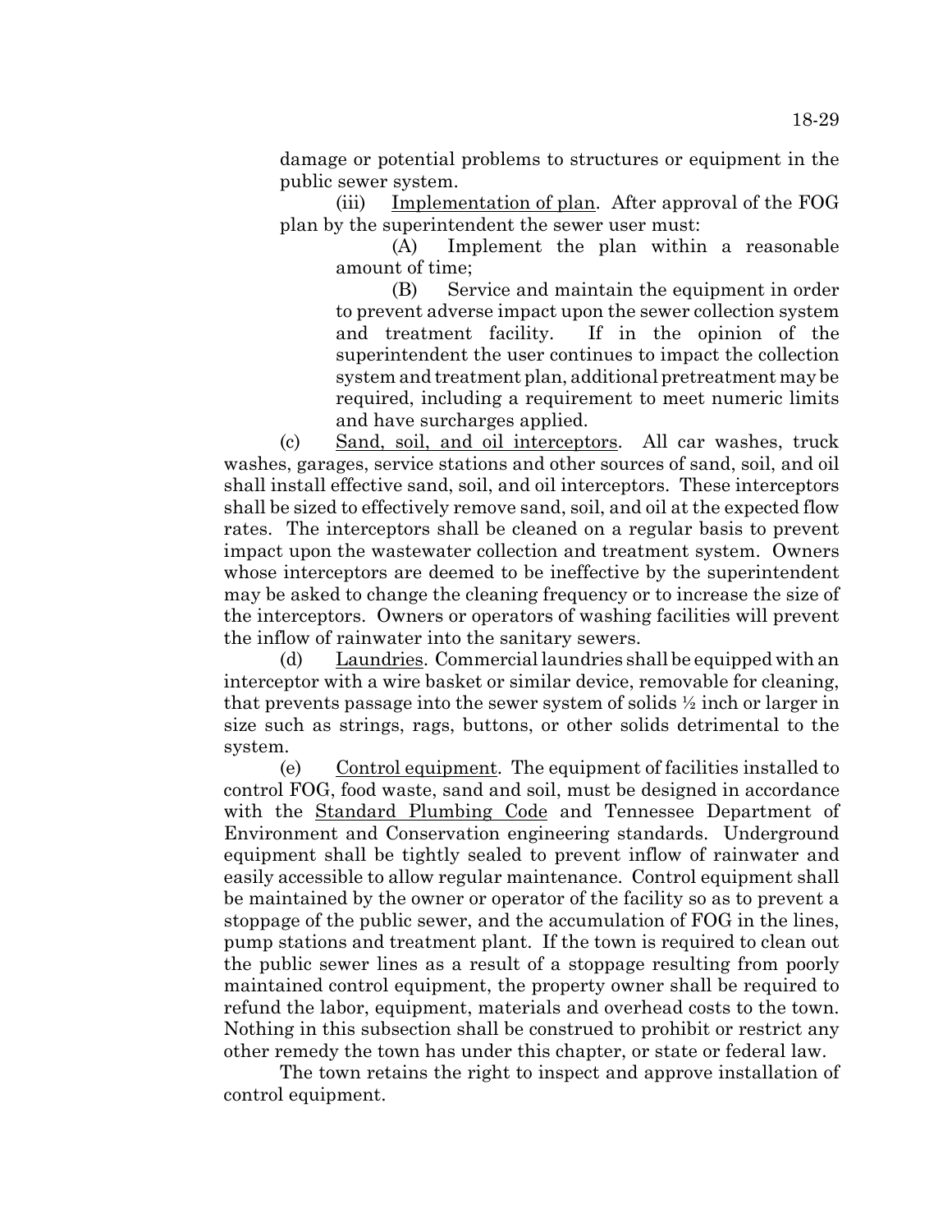damage or potential problems to structures or equipment in the public sewer system.

(iii) Implementation of plan. After approval of the FOG plan by the superintendent the sewer user must:

(A) Implement the plan within a reasonable amount of time;

(B) Service and maintain the equipment in order to prevent adverse impact upon the sewer collection system and treatment facility. If in the opinion of the superintendent the user continues to impact the collection system and treatment plan, additional pretreatment may be required, including a requirement to meet numeric limits and have surcharges applied.

(c) Sand, soil, and oil interceptors. All car washes, truck washes, garages, service stations and other sources of sand, soil, and oil shall install effective sand, soil, and oil interceptors. These interceptors shall be sized to effectively remove sand, soil, and oil at the expected flow rates. The interceptors shall be cleaned on a regular basis to prevent impact upon the wastewater collection and treatment system. Owners whose interceptors are deemed to be ineffective by the superintendent may be asked to change the cleaning frequency or to increase the size of the interceptors. Owners or operators of washing facilities will prevent the inflow of rainwater into the sanitary sewers.

(d) Laundries. Commercial laundries shall be equipped with an interceptor with a wire basket or similar device, removable for cleaning, that prevents passage into the sewer system of solids ½ inch or larger in size such as strings, rags, buttons, or other solids detrimental to the system.

(e) Control equipment. The equipment of facilities installed to control FOG, food waste, sand and soil, must be designed in accordance with the Standard Plumbing Code and Tennessee Department of Environment and Conservation engineering standards. Underground equipment shall be tightly sealed to prevent inflow of rainwater and easily accessible to allow regular maintenance. Control equipment shall be maintained by the owner or operator of the facility so as to prevent a stoppage of the public sewer, and the accumulation of FOG in the lines, pump stations and treatment plant. If the town is required to clean out the public sewer lines as a result of a stoppage resulting from poorly maintained control equipment, the property owner shall be required to refund the labor, equipment, materials and overhead costs to the town. Nothing in this subsection shall be construed to prohibit or restrict any other remedy the town has under this chapter, or state or federal law.

The town retains the right to inspect and approve installation of control equipment.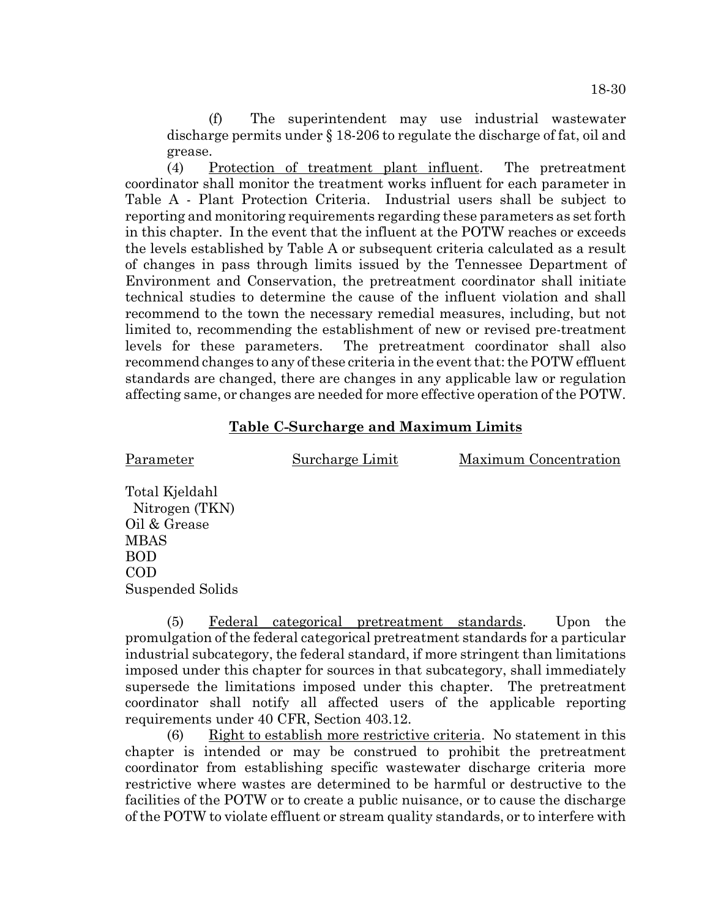(f) The superintendent may use industrial wastewater discharge permits under § 18-206 to regulate the discharge of fat, oil and grease.

(4) Protection of treatment plant influent. The pretreatment coordinator shall monitor the treatment works influent for each parameter in Table A - Plant Protection Criteria. Industrial users shall be subject to reporting and monitoring requirements regarding these parameters as set forth in this chapter. In the event that the influent at the POTW reaches or exceeds the levels established by Table A or subsequent criteria calculated as a result of changes in pass through limits issued by the Tennessee Department of Environment and Conservation, the pretreatment coordinator shall initiate technical studies to determine the cause of the influent violation and shall recommend to the town the necessary remedial measures, including, but not limited to, recommending the establishment of new or revised pre-treatment levels for these parameters. The pretreatment coordinator shall also recommend changes to any of these criteria in the event that: the POTW effluent standards are changed, there are changes in any applicable law or regulation affecting same, or changes are needed for more effective operation of the POTW.

**Table C-Surcharge and Maximum Limits**

| Parameter | Surcharge Limit | Maximum Concentration |
|---|---|---|
| Total Kjeldahl Nitrogen (TKN) | | |
| Oil & Grease | | |
| MBAS | | |
| BOD | | |
| COD | | |
| Suspended Solids | | |

(5) Federal categorical pretreatment standards. Upon the promulgation of the federal categorical pretreatment standards for a particular industrial subcategory, the federal standard, if more stringent than limitations imposed under this chapter for sources in that subcategory, shall immediately supersede the limitations imposed under this chapter. The pretreatment coordinator shall notify all affected users of the applicable reporting requirements under 40 CFR, Section 403.12.

(6) Right to establish more restrictive criteria. No statement in this chapter is intended or may be construed to prohibit the pretreatment coordinator from establishing specific wastewater discharge criteria more restrictive where wastes are determined to be harmful or destructive to the facilities of the POTW or to create a public nuisance, or to cause the discharge of the POTW to violate effluent or stream quality standards, or to interfere with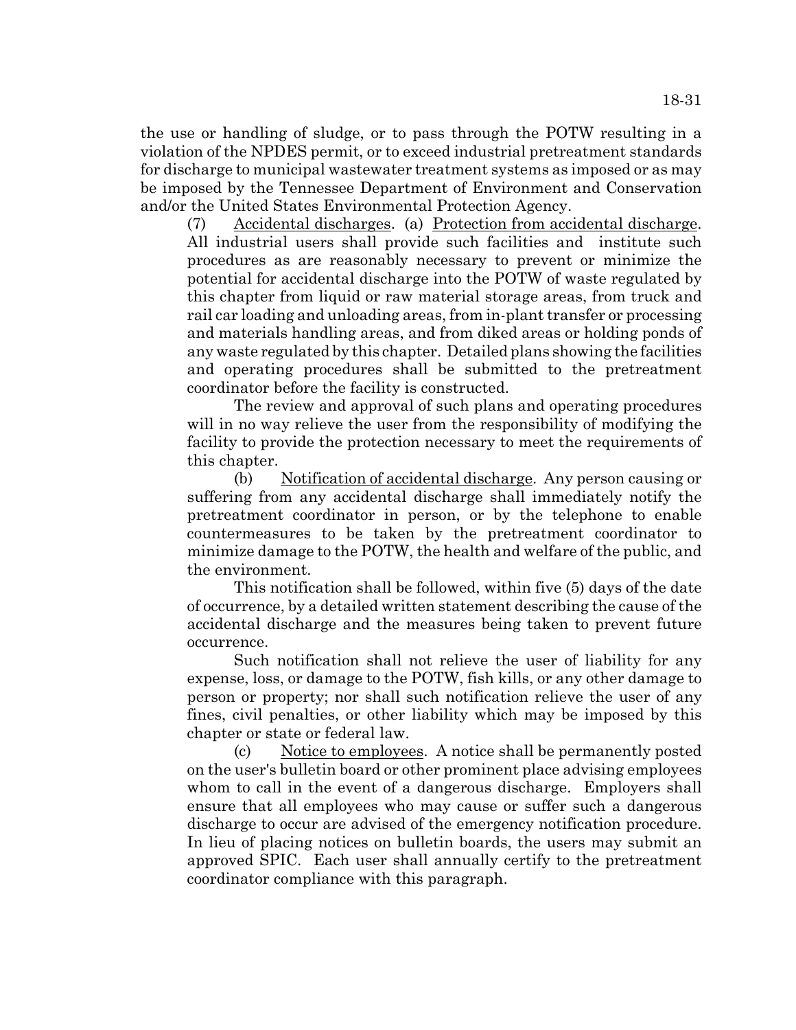the use or handling of sludge, or to pass through the POTW resulting in a violation of the NPDES permit, or to exceed industrial pretreatment standards for discharge to municipal wastewater treatment systems as imposed or as may be imposed by the Tennessee Department of Environment and Conservation and/or the United States Environmental Protection Agency.

(7) Accidental discharges. (a) Protection from accidental discharge. All industrial users shall provide such facilities and institute such procedures as are reasonably necessary to prevent or minimize the potential for accidental discharge into the POTW of waste regulated by this chapter from liquid or raw material storage areas, from truck and rail car loading and unloading areas, from in-plant transfer or processing and materials handling areas, and from diked areas or holding ponds of any waste regulated by this chapter. Detailed plans showing the facilities and operating procedures shall be submitted to the pretreatment coordinator before the facility is constructed.

The review and approval of such plans and operating procedures will in no way relieve the user from the responsibility of modifying the facility to provide the protection necessary to meet the requirements of this chapter.

(b) Notification of accidental discharge. Any person causing or suffering from any accidental discharge shall immediately notify the pretreatment coordinator in person, or by the telephone to enable countermeasures to be taken by the pretreatment coordinator to minimize damage to the POTW, the health and welfare of the public, and the environment.

This notification shall be followed, within five (5) days of the date of occurrence, by a detailed written statement describing the cause of the accidental discharge and the measures being taken to prevent future occurrence.

Such notification shall not relieve the user of liability for any expense, loss, or damage to the POTW, fish kills, or any other damage to person or property; nor shall such notification relieve the user of any fines, civil penalties, or other liability which may be imposed by this chapter or state or federal law.

(c) Notice to employees. A notice shall be permanently posted on the user's bulletin board or other prominent place advising employees whom to call in the event of a dangerous discharge. Employers shall ensure that all employees who may cause or suffer such a dangerous discharge to occur are advised of the emergency notification procedure. In lieu of placing notices on bulletin boards, the users may submit an approved SPIC. Each user shall annually certify to the pretreatment coordinator compliance with this paragraph.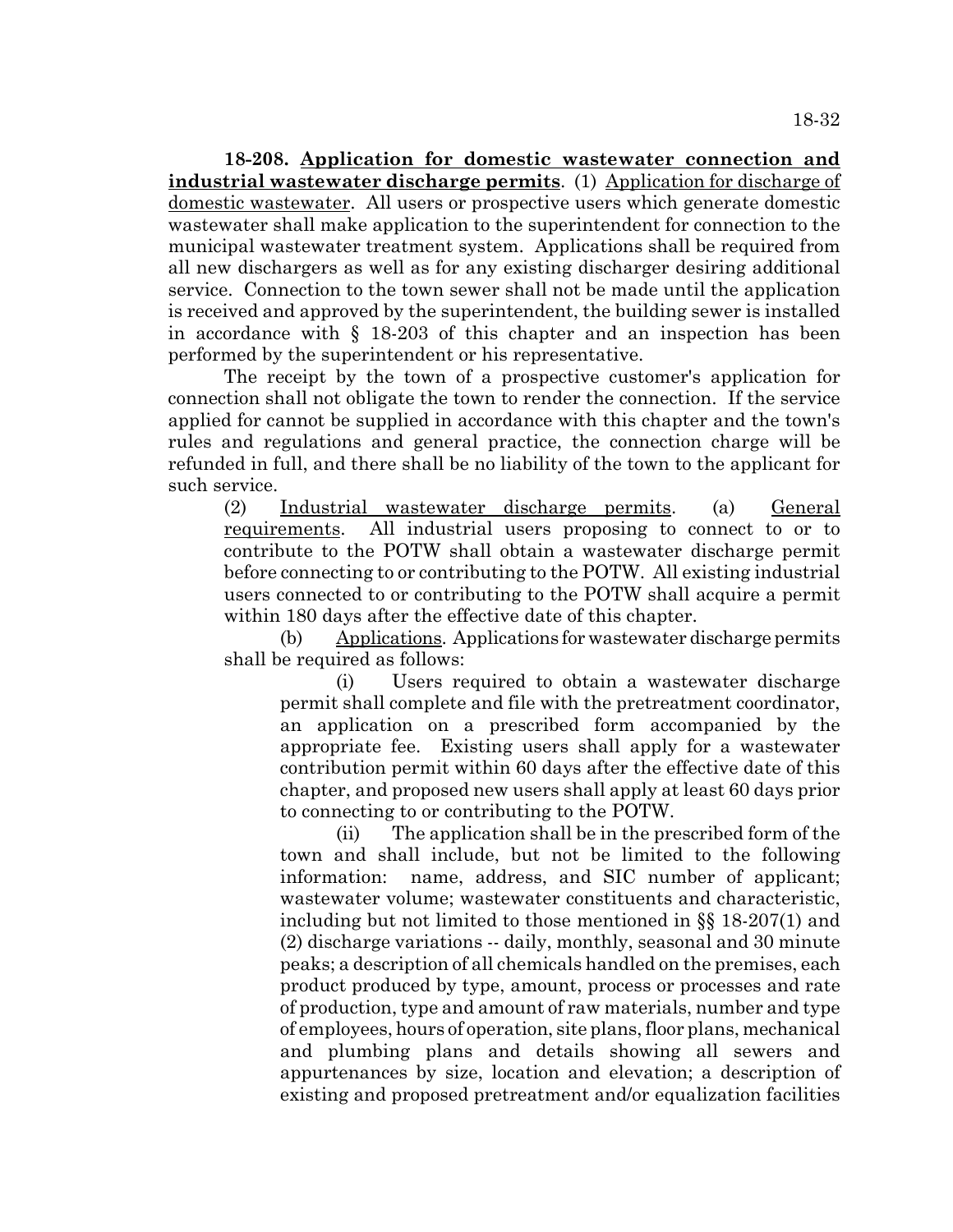**18-208. Application for domestic wastewater connection and industrial wastewater discharge permits**. (1) Application for discharge of domestic wastewater. All users or prospective users which generate domestic wastewater shall make application to the superintendent for connection to the municipal wastewater treatment system. Applications shall be required from all new dischargers as well as for any existing discharger desiring additional service. Connection to the town sewer shall not be made until the application is received and approved by the superintendent, the building sewer is installed in accordance with § 18-203 of this chapter and an inspection has been performed by the superintendent or his representative.

The receipt by the town of a prospective customer's application for connection shall not obligate the town to render the connection. If the service applied for cannot be supplied in accordance with this chapter and the town's rules and regulations and general practice, the connection charge will be refunded in full, and there shall be no liability of the town to the applicant for such service.

(2) Industrial wastewater discharge permits. (a) General requirements. All industrial users proposing to connect to or to contribute to the POTW shall obtain a wastewater discharge permit before connecting to or contributing to the POTW. All existing industrial users connected to or contributing to the POTW shall acquire a permit within 180 days after the effective date of this chapter.

(b) Applications. Applications for wastewater discharge permits shall be required as follows:

(i) Users required to obtain a wastewater discharge permit shall complete and file with the pretreatment coordinator, an application on a prescribed form accompanied by the appropriate fee. Existing users shall apply for a wastewater contribution permit within 60 days after the effective date of this chapter, and proposed new users shall apply at least 60 days prior to connecting to or contributing to the POTW.

(ii) The application shall be in the prescribed form of the town and shall include, but not be limited to the following information: name, address, and SIC number of applicant; wastewater volume; wastewater constituents and characteristic, including but not limited to those mentioned in §§ 18-207(1) and (2) discharge variations -- daily, monthly, seasonal and 30 minute peaks; a description of all chemicals handled on the premises, each product produced by type, amount, process or processes and rate of production, type and amount of raw materials, number and type of employees, hours of operation, site plans, floor plans, mechanical and plumbing plans and details showing all sewers and appurtenances by size, location and elevation; a description of existing and proposed pretreatment and/or equalization facilities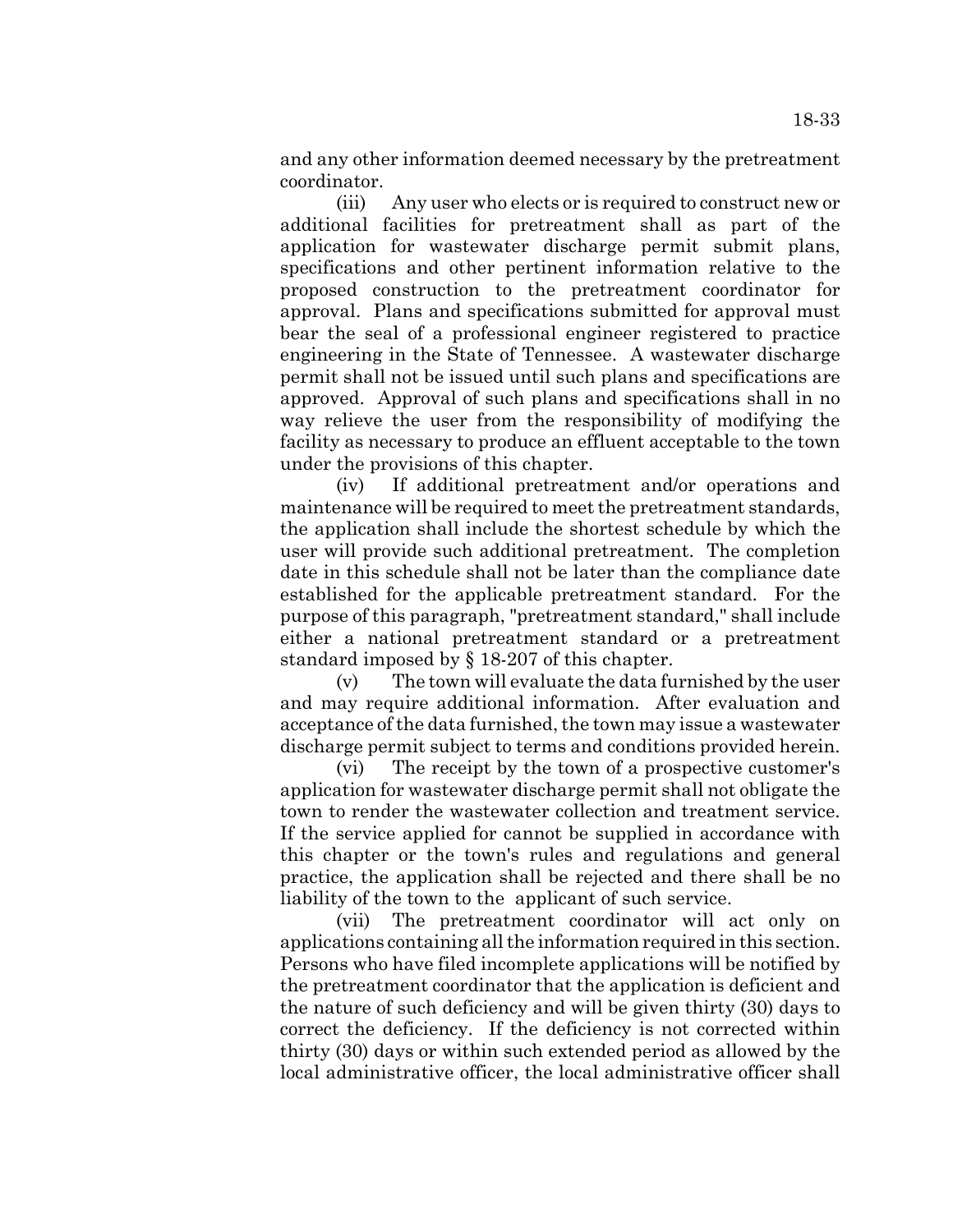and any other information deemed necessary by the pretreatment coordinator.

(iii) Any user who elects or is required to construct new or additional facilities for pretreatment shall as part of the application for wastewater discharge permit submit plans, specifications and other pertinent information relative to the proposed construction to the pretreatment coordinator for approval. Plans and specifications submitted for approval must bear the seal of a professional engineer registered to practice engineering in the State of Tennessee. A wastewater discharge permit shall not be issued until such plans and specifications are approved. Approval of such plans and specifications shall in no way relieve the user from the responsibility of modifying the facility as necessary to produce an effluent acceptable to the town under the provisions of this chapter.

(iv) If additional pretreatment and/or operations and maintenance will be required to meet the pretreatment standards, the application shall include the shortest schedule by which the user will provide such additional pretreatment. The completion date in this schedule shall not be later than the compliance date established for the applicable pretreatment standard. For the purpose of this paragraph, "pretreatment standard," shall include either a national pretreatment standard or a pretreatment standard imposed by § 18-207 of this chapter.

(v) The town will evaluate the data furnished by the user and may require additional information. After evaluation and acceptance of the data furnished, the town may issue a wastewater discharge permit subject to terms and conditions provided herein.

(vi) The receipt by the town of a prospective customer's application for wastewater discharge permit shall not obligate the town to render the wastewater collection and treatment service. If the service applied for cannot be supplied in accordance with this chapter or the town's rules and regulations and general practice, the application shall be rejected and there shall be no liability of the town to the applicant of such service.

(vii) The pretreatment coordinator will act only on applications containing all the information required in this section. Persons who have filed incomplete applications will be notified by the pretreatment coordinator that the application is deficient and the nature of such deficiency and will be given thirty (30) days to correct the deficiency. If the deficiency is not corrected within thirty (30) days or within such extended period as allowed by the local administrative officer, the local administrative officer shall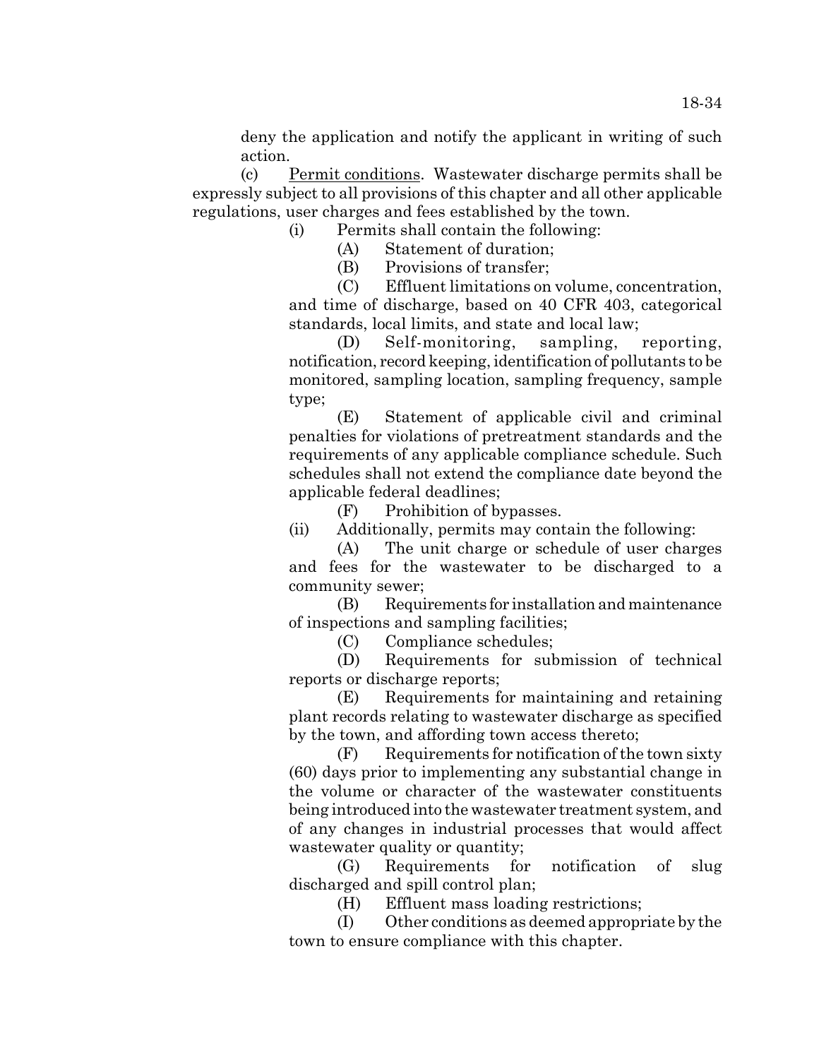deny the application and notify the applicant in writing of such action.

(c) Permit conditions. Wastewater discharge permits shall be expressly subject to all provisions of this chapter and all other applicable regulations, user charges and fees established by the town.

(i) Permits shall contain the following:

(A) Statement of duration;

(B) Provisions of transfer;

(C) Effluent limitations on volume, concentration, and time of discharge, based on 40 CFR 403, categorical standards, local limits, and state and local law;

(D) Self-monitoring, sampling, reporting, notification, record keeping, identification of pollutants to be monitored, sampling location, sampling frequency, sample type;

(E) Statement of applicable civil and criminal penalties for violations of pretreatment standards and the requirements of any applicable compliance schedule. Such schedules shall not extend the compliance date beyond the applicable federal deadlines;

(F) Prohibition of bypasses.

(ii) Additionally, permits may contain the following:

(A) The unit charge or schedule of user charges and fees for the wastewater to be discharged to a community sewer;

(B) Requirements for installation and maintenance of inspections and sampling facilities;

(C) Compliance schedules;

(D) Requirements for submission of technical reports or discharge reports;

(E) Requirements for maintaining and retaining plant records relating to wastewater discharge as specified by the town, and affording town access thereto;

(F) Requirements for notification of the town sixty (60) days prior to implementing any substantial change in the volume or character of the wastewater constituents being introduced into the wastewater treatment system, and of any changes in industrial processes that would affect wastewater quality or quantity;

(G) Requirements for notification of slug discharged and spill control plan;

(H) Effluent mass loading restrictions;

(I) Other conditions as deemed appropriate by the town to ensure compliance with this chapter.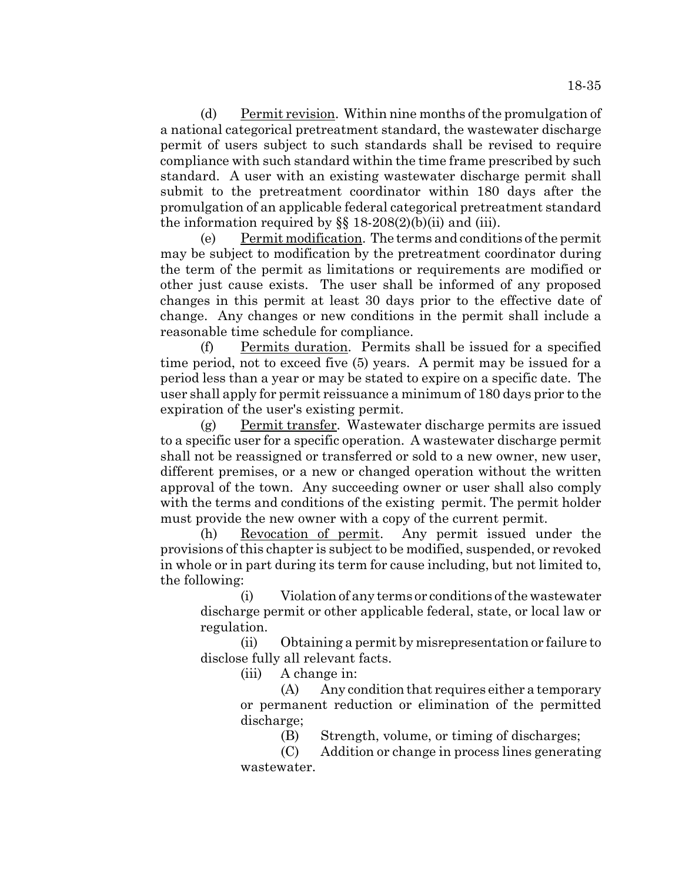(d) Permit revision. Within nine months of the promulgation of a national categorical pretreatment standard, the wastewater discharge permit of users subject to such standards shall be revised to require compliance with such standard within the time frame prescribed by such standard. A user with an existing wastewater discharge permit shall submit to the pretreatment coordinator within 180 days after the promulgation of an applicable federal categorical pretreatment standard the information required by §§ 18-208(2)(b)(ii) and (iii).

(e) Permit modification. The terms and conditions of the permit may be subject to modification by the pretreatment coordinator during the term of the permit as limitations or requirements are modified or other just cause exists. The user shall be informed of any proposed changes in this permit at least 30 days prior to the effective date of change. Any changes or new conditions in the permit shall include a reasonable time schedule for compliance.

(f) Permits duration. Permits shall be issued for a specified time period, not to exceed five (5) years. A permit may be issued for a period less than a year or may be stated to expire on a specific date. The user shall apply for permit reissuance a minimum of 180 days prior to the expiration of the user's existing permit.

(g) Permit transfer. Wastewater discharge permits are issued to a specific user for a specific operation. A wastewater discharge permit shall not be reassigned or transferred or sold to a new owner, new user, different premises, or a new or changed operation without the written approval of the town. Any succeeding owner or user shall also comply with the terms and conditions of the existing permit. The permit holder must provide the new owner with a copy of the current permit.

(h) Revocation of permit. Any permit issued under the provisions of this chapter is subject to be modified, suspended, or revoked in whole or in part during its term for cause including, but not limited to, the following:

(i) Violation of any terms or conditions of the wastewater discharge permit or other applicable federal, state, or local law or regulation.

(ii) Obtaining a permit by misrepresentation or failure to disclose fully all relevant facts.

(iii) A change in:

(A) Any condition that requires either a temporary or permanent reduction or elimination of the permitted discharge;

(B) Strength, volume, or timing of discharges;

(C) Addition or change in process lines generating wastewater.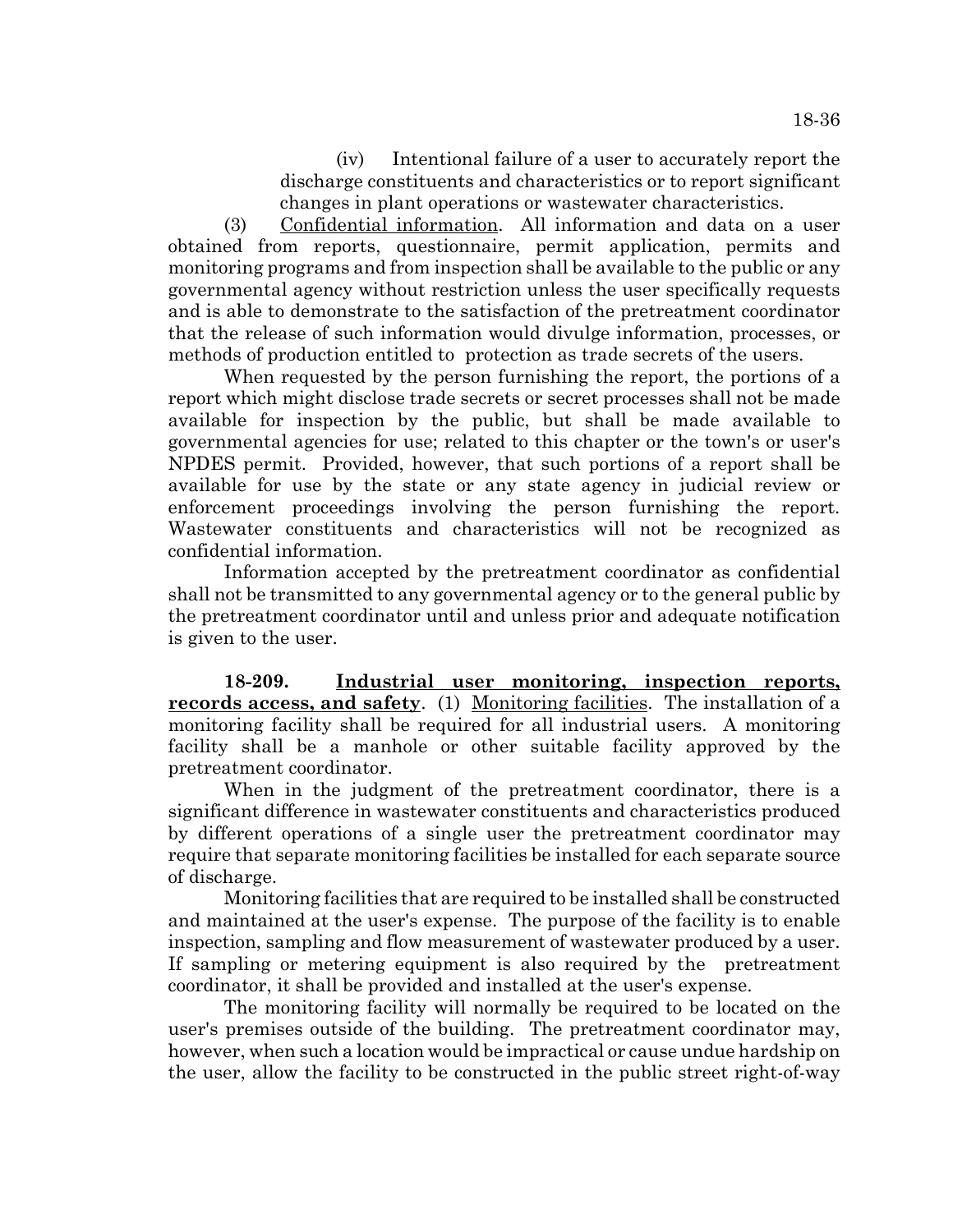(iv) Intentional failure of a user to accurately report the discharge constituents and characteristics or to report significant changes in plant operations or wastewater characteristics.

(3) Confidential information. All information and data on a user obtained from reports, questionnaire, permit application, permits and monitoring programs and from inspection shall be available to the public or any governmental agency without restriction unless the user specifically requests and is able to demonstrate to the satisfaction of the pretreatment coordinator that the release of such information would divulge information, processes, or methods of production entitled to protection as trade secrets of the users.

When requested by the person furnishing the report, the portions of a report which might disclose trade secrets or secret processes shall not be made available for inspection by the public, but shall be made available to governmental agencies for use; related to this chapter or the town's or user's NPDES permit. Provided, however, that such portions of a report shall be available for use by the state or any state agency in judicial review or enforcement proceedings involving the person furnishing the report. Wastewater constituents and characteristics will not be recognized as confidential information.

Information accepted by the pretreatment coordinator as confidential shall not be transmitted to any governmental agency or to the general public by the pretreatment coordinator until and unless prior and adequate notification is given to the user.

**18-209. Industrial user monitoring, inspection reports, records access, and safety**. (1) Monitoring facilities. The installation of a monitoring facility shall be required for all industrial users. A monitoring facility shall be a manhole or other suitable facility approved by the pretreatment coordinator.

When in the judgment of the pretreatment coordinator, there is a significant difference in wastewater constituents and characteristics produced by different operations of a single user the pretreatment coordinator may require that separate monitoring facilities be installed for each separate source of discharge.

Monitoring facilities that are required to be installed shall be constructed and maintained at the user's expense. The purpose of the facility is to enable inspection, sampling and flow measurement of wastewater produced by a user. If sampling or metering equipment is also required by the pretreatment coordinator, it shall be provided and installed at the user's expense.

The monitoring facility will normally be required to be located on the user's premises outside of the building. The pretreatment coordinator may, however, when such a location would be impractical or cause undue hardship on the user, allow the facility to be constructed in the public street right-of-way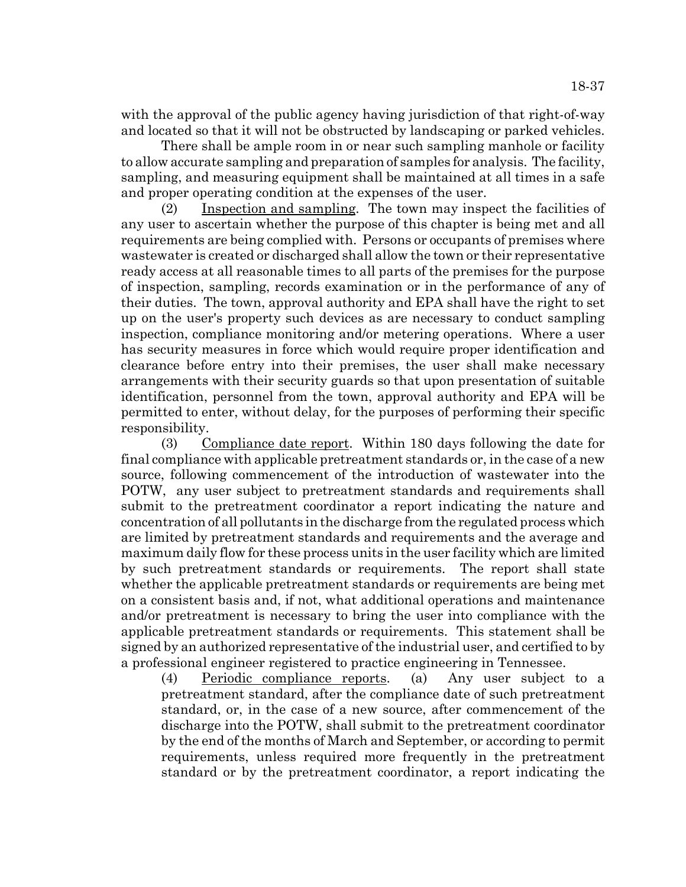with the approval of the public agency having jurisdiction of that right-of-way and located so that it will not be obstructed by landscaping or parked vehicles.

There shall be ample room in or near such sampling manhole or facility to allow accurate sampling and preparation of samples for analysis. The facility, sampling, and measuring equipment shall be maintained at all times in a safe and proper operating condition at the expenses of the user.

(2) Inspection and sampling. The town may inspect the facilities of any user to ascertain whether the purpose of this chapter is being met and all requirements are being complied with. Persons or occupants of premises where wastewater is created or discharged shall allow the town or their representative ready access at all reasonable times to all parts of the premises for the purpose of inspection, sampling, records examination or in the performance of any of their duties. The town, approval authority and EPA shall have the right to set up on the user's property such devices as are necessary to conduct sampling inspection, compliance monitoring and/or metering operations. Where a user has security measures in force which would require proper identification and clearance before entry into their premises, the user shall make necessary arrangements with their security guards so that upon presentation of suitable identification, personnel from the town, approval authority and EPA will be permitted to enter, without delay, for the purposes of performing their specific responsibility.

(3) Compliance date report. Within 180 days following the date for final compliance with applicable pretreatment standards or, in the case of a new source, following commencement of the introduction of wastewater into the POTW, any user subject to pretreatment standards and requirements shall submit to the pretreatment coordinator a report indicating the nature and concentration of all pollutants in the discharge from the regulated process which are limited by pretreatment standards and requirements and the average and maximum daily flow for these process units in the user facility which are limited by such pretreatment standards or requirements. The report shall state whether the applicable pretreatment standards or requirements are being met on a consistent basis and, if not, what additional operations and maintenance and/or pretreatment is necessary to bring the user into compliance with the applicable pretreatment standards or requirements. This statement shall be signed by an authorized representative of the industrial user, and certified to by a professional engineer registered to practice engineering in Tennessee.

(4) Periodic compliance reports. (a) Any user subject to a pretreatment standard, after the compliance date of such pretreatment standard, or, in the case of a new source, after commencement of the discharge into the POTW, shall submit to the pretreatment coordinator by the end of the months of March and September, or according to permit requirements, unless required more frequently in the pretreatment standard or by the pretreatment coordinator, a report indicating the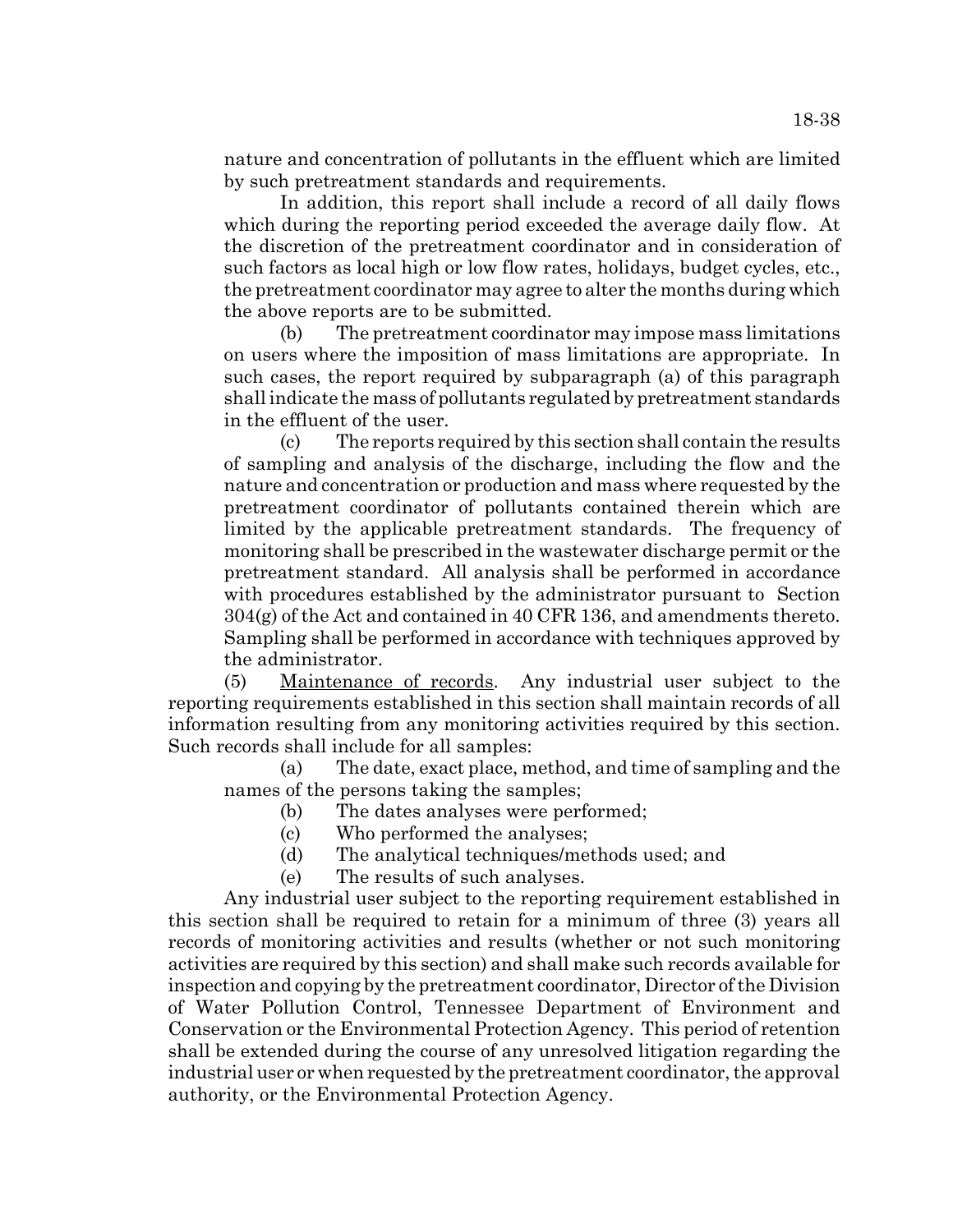nature and concentration of pollutants in the effluent which are limited by such pretreatment standards and requirements.

In addition, this report shall include a record of all daily flows which during the reporting period exceeded the average daily flow. At the discretion of the pretreatment coordinator and in consideration of such factors as local high or low flow rates, holidays, budget cycles, etc., the pretreatment coordinator may agree to alter the months during which the above reports are to be submitted.

(b) The pretreatment coordinator may impose mass limitations on users where the imposition of mass limitations are appropriate. In such cases, the report required by subparagraph (a) of this paragraph shall indicate the mass of pollutants regulated by pretreatment standards in the effluent of the user.

(c) The reports required by this section shall contain the results of sampling and analysis of the discharge, including the flow and the nature and concentration or production and mass where requested by the pretreatment coordinator of pollutants contained therein which are limited by the applicable pretreatment standards. The frequency of monitoring shall be prescribed in the wastewater discharge permit or the pretreatment standard. All analysis shall be performed in accordance with procedures established by the administrator pursuant to Section 304(g) of the Act and contained in 40 CFR 136, and amendments thereto. Sampling shall be performed in accordance with techniques approved by the administrator.

(5) Maintenance of records. Any industrial user subject to the reporting requirements established in this section shall maintain records of all information resulting from any monitoring activities required by this section. Such records shall include for all samples:

(a) The date, exact place, method, and time of sampling and the names of the persons taking the samples;

(b) The dates analyses were performed;

(c) Who performed the analyses;

(d) The analytical techniques/methods used; and

(e) The results of such analyses.

Any industrial user subject to the reporting requirement established in this section shall be required to retain for a minimum of three (3) years all records of monitoring activities and results (whether or not such monitoring activities are required by this section) and shall make such records available for inspection and copying by the pretreatment coordinator, Director of the Division of Water Pollution Control, Tennessee Department of Environment and Conservation or the Environmental Protection Agency. This period of retention shall be extended during the course of any unresolved litigation regarding the industrial user or when requested by the pretreatment coordinator, the approval authority, or the Environmental Protection Agency.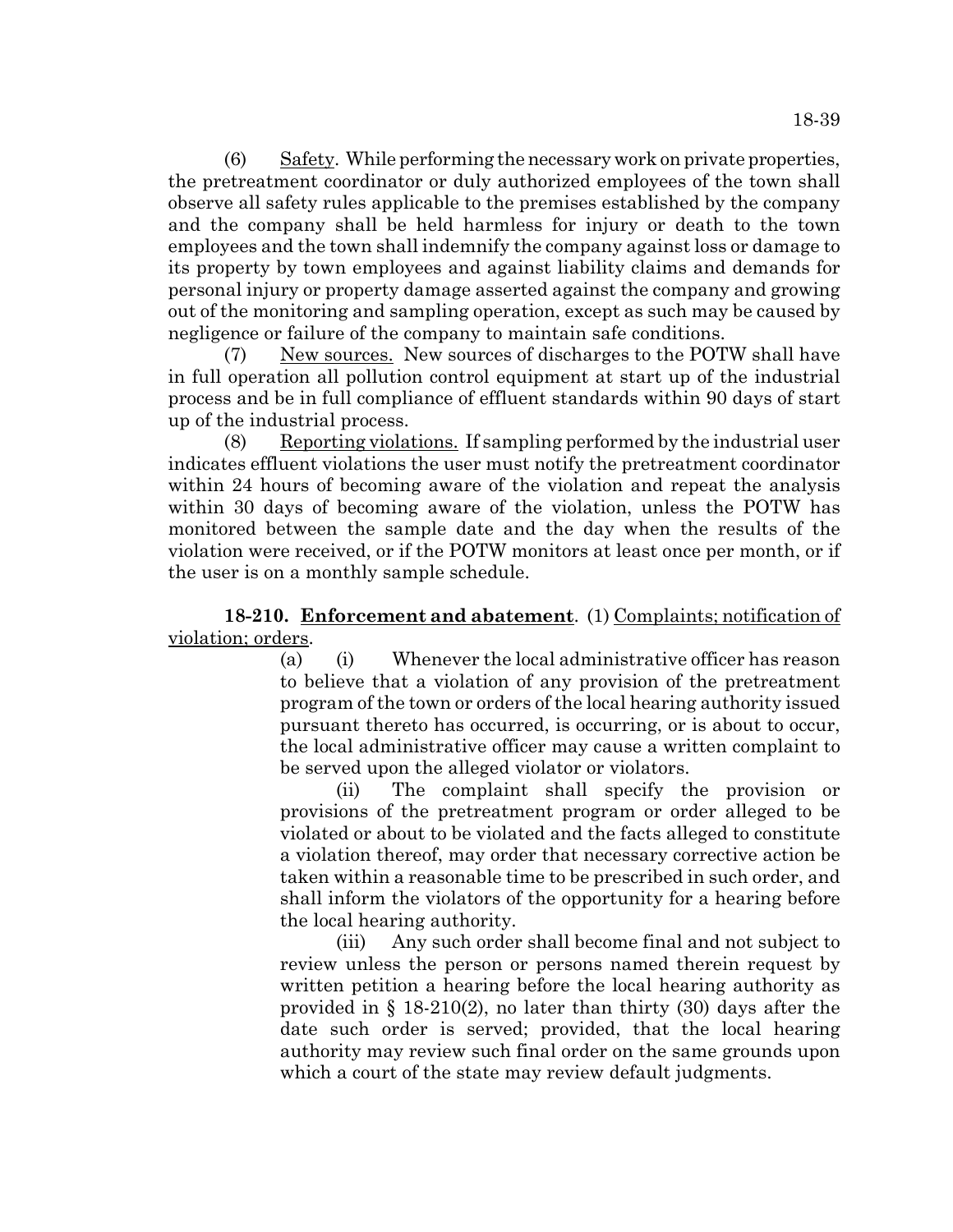(6) Safety. While performing the necessary work on private properties, the pretreatment coordinator or duly authorized employees of the town shall observe all safety rules applicable to the premises established by the company and the company shall be held harmless for injury or death to the town employees and the town shall indemnify the company against loss or damage to its property by town employees and against liability claims and demands for personal injury or property damage asserted against the company and growing out of the monitoring and sampling operation, except as such may be caused by negligence or failure of the company to maintain safe conditions.

(7) New sources. New sources of discharges to the POTW shall have in full operation all pollution control equipment at start up of the industrial process and be in full compliance of effluent standards within 90 days of start up of the industrial process.

(8) Reporting violations. If sampling performed by the industrial user indicates effluent violations the user must notify the pretreatment coordinator within 24 hours of becoming aware of the violation and repeat the analysis within 30 days of becoming aware of the violation, unless the POTW has monitored between the sample date and the day when the results of the violation were received, or if the POTW monitors at least once per month, or if the user is on a monthly sample schedule.

**18-210. Enforcement and abatement**. (1) Complaints; notification of violation; orders.

(a) (i) Whenever the local administrative officer has reason to believe that a violation of any provision of the pretreatment program of the town or orders of the local hearing authority issued pursuant thereto has occurred, is occurring, or is about to occur, the local administrative officer may cause a written complaint to be served upon the alleged violator or violators.

(ii) The complaint shall specify the provision or provisions of the pretreatment program or order alleged to be violated or about to be violated and the facts alleged to constitute a violation thereof, may order that necessary corrective action be taken within a reasonable time to be prescribed in such order, and shall inform the violators of the opportunity for a hearing before the local hearing authority.

(iii) Any such order shall become final and not subject to review unless the person or persons named therein request by written petition a hearing before the local hearing authority as provided in § 18-210(2), no later than thirty (30) days after the date such order is served; provided, that the local hearing authority may review such final order on the same grounds upon which a court of the state may review default judgments.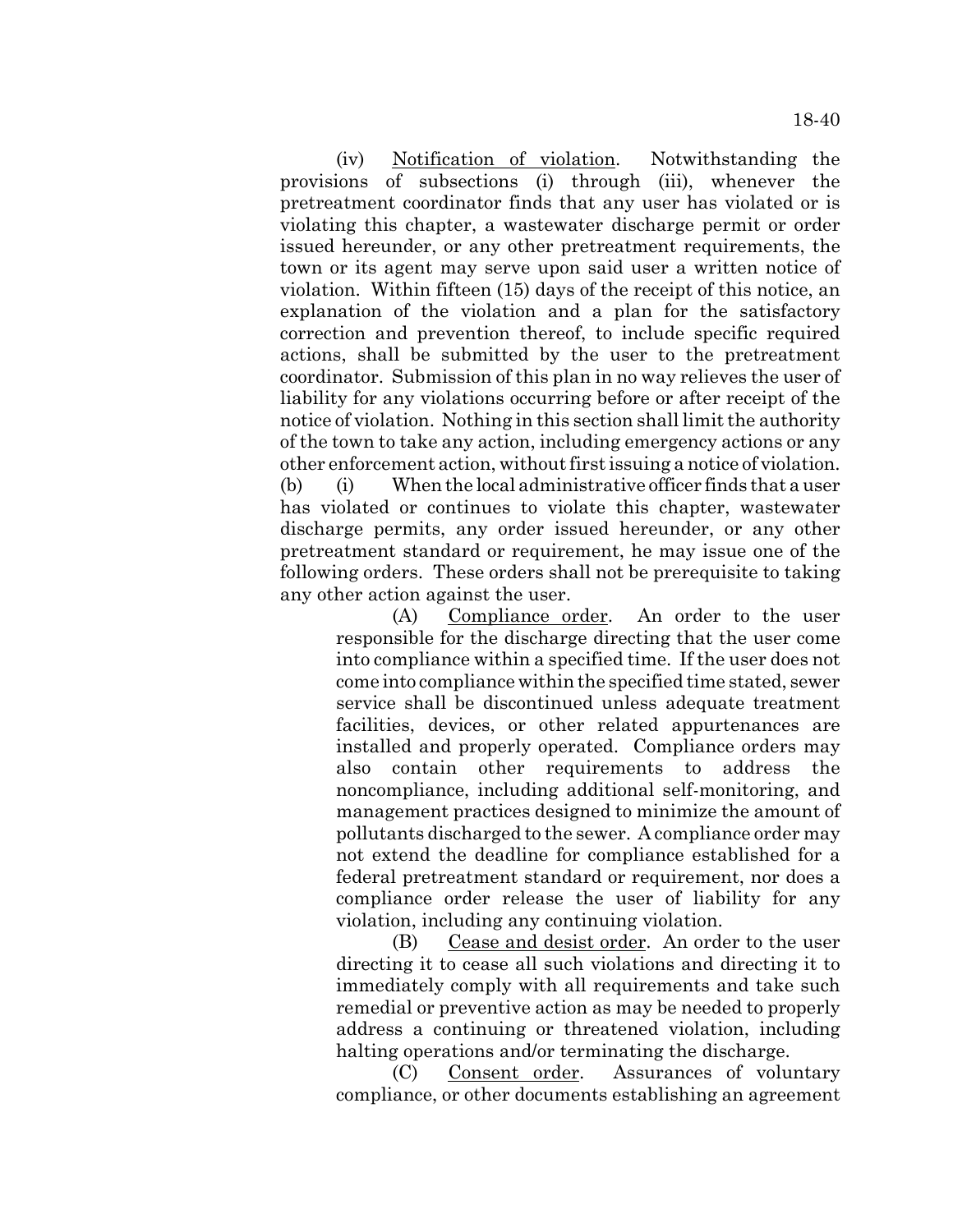(iv) Notification of violation. Notwithstanding the provisions of subsections (i) through (iii), whenever the pretreatment coordinator finds that any user has violated or is violating this chapter, a wastewater discharge permit or order issued hereunder, or any other pretreatment requirements, the town or its agent may serve upon said user a written notice of violation. Within fifteen (15) days of the receipt of this notice, an explanation of the violation and a plan for the satisfactory correction and prevention thereof, to include specific required actions, shall be submitted by the user to the pretreatment coordinator. Submission of this plan in no way relieves the user of liability for any violations occurring before or after receipt of the notice of violation. Nothing in this section shall limit the authority of the town to take any action, including emergency actions or any other enforcement action, without first issuing a notice of violation.

(b) (i) When the local administrative officer finds that a user has violated or continues to violate this chapter, wastewater discharge permits, any order issued hereunder, or any other pretreatment standard or requirement, he may issue one of the following orders. These orders shall not be prerequisite to taking any other action against the user.

(A) Compliance order. An order to the user responsible for the discharge directing that the user come into compliance within a specified time. If the user does not come into compliance within the specified time stated, sewer service shall be discontinued unless adequate treatment facilities, devices, or other related appurtenances are installed and properly operated. Compliance orders may also contain other requirements to address the noncompliance, including additional self-monitoring, and management practices designed to minimize the amount of pollutants discharged to the sewer. A compliance order may not extend the deadline for compliance established for a federal pretreatment standard or requirement, nor does a compliance order release the user of liability for any violation, including any continuing violation.

(B) Cease and desist order. An order to the user directing it to cease all such violations and directing it to immediately comply with all requirements and take such remedial or preventive action as may be needed to properly address a continuing or threatened violation, including halting operations and/or terminating the discharge.

(C) Consent order. Assurances of voluntary compliance, or other documents establishing an agreement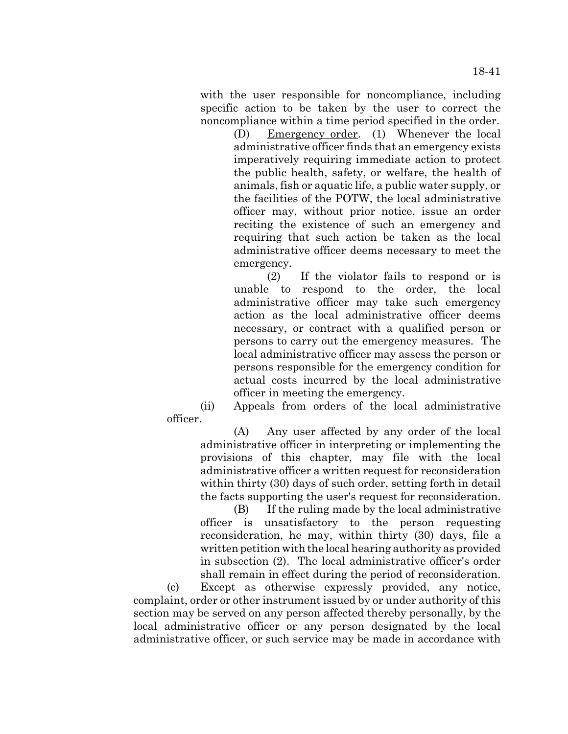with the user responsible for noncompliance, including specific action to be taken by the user to correct the noncompliance within a time period specified in the order.

(D) Emergency order. (1) Whenever the local administrative officer finds that an emergency exists imperatively requiring immediate action to protect the public health, safety, or welfare, the health of animals, fish or aquatic life, a public water supply, or the facilities of the POTW, the local administrative officer may, without prior notice, issue an order reciting the existence of such an emergency and requiring that such action be taken as the local administrative officer deems necessary to meet the emergency.

(2) If the violator fails to respond or is unable to respond to the order, the local administrative officer may take such emergency action as the local administrative officer deems necessary, or contract with a qualified person or persons to carry out the emergency measures. The local administrative officer may assess the person or persons responsible for the emergency condition for actual costs incurred by the local administrative officer in meeting the emergency.

(ii) Appeals from orders of the local administrative officer.

(A) Any user affected by any order of the local administrative officer in interpreting or implementing the provisions of this chapter, may file with the local administrative officer a written request for reconsideration within thirty (30) days of such order, setting forth in detail the facts supporting the user's request for reconsideration.

(B) If the ruling made by the local administrative officer is unsatisfactory to the person requesting reconsideration, he may, within thirty (30) days, file a written petition with the local hearing authority as provided in subsection (2). The local administrative officer's order shall remain in effect during the period of reconsideration.

(c) Except as otherwise expressly provided, any notice, complaint, order or other instrument issued by or under authority of this section may be served on any person affected thereby personally, by the local administrative officer or any person designated by the local administrative officer, or such service may be made in accordance with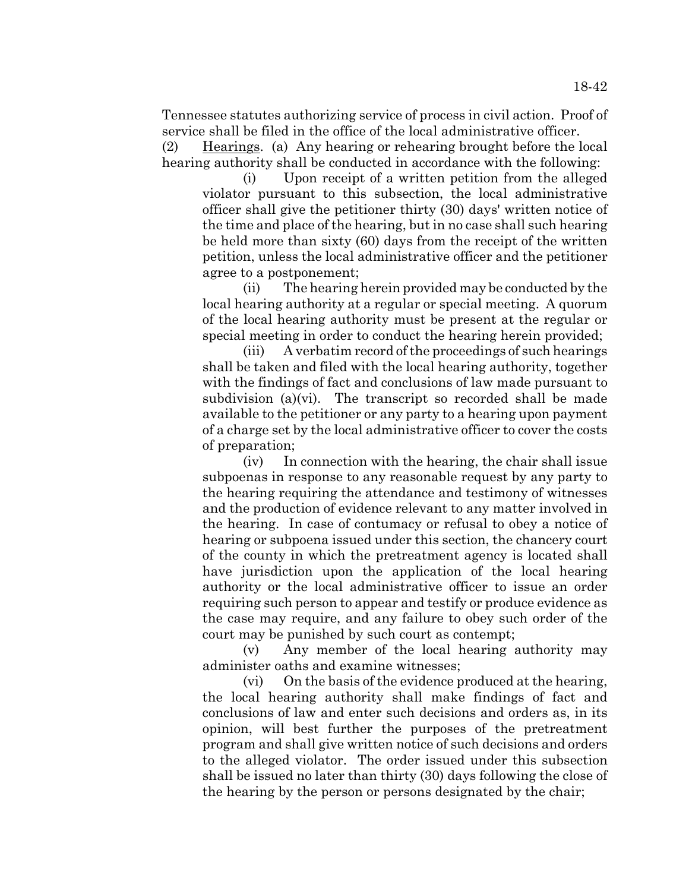Tennessee statutes authorizing service of process in civil action. Proof of service shall be filed in the office of the local administrative officer.

(2) Hearings. (a) Any hearing or rehearing brought before the local hearing authority shall be conducted in accordance with the following:

(i) Upon receipt of a written petition from the alleged violator pursuant to this subsection, the local administrative officer shall give the petitioner thirty (30) days' written notice of the time and place of the hearing, but in no case shall such hearing be held more than sixty (60) days from the receipt of the written petition, unless the local administrative officer and the petitioner agree to a postponement;

(ii) The hearing herein provided may be conducted by the local hearing authority at a regular or special meeting. A quorum of the local hearing authority must be present at the regular or special meeting in order to conduct the hearing herein provided;

(iii) A verbatim record of the proceedings of such hearings shall be taken and filed with the local hearing authority, together with the findings of fact and conclusions of law made pursuant to subdivision (a)(vi). The transcript so recorded shall be made available to the petitioner or any party to a hearing upon payment of a charge set by the local administrative officer to cover the costs of preparation;

(iv) In connection with the hearing, the chair shall issue subpoenas in response to any reasonable request by any party to the hearing requiring the attendance and testimony of witnesses and the production of evidence relevant to any matter involved in the hearing. In case of contumacy or refusal to obey a notice of hearing or subpoena issued under this section, the chancery court of the county in which the pretreatment agency is located shall have jurisdiction upon the application of the local hearing authority or the local administrative officer to issue an order requiring such person to appear and testify or produce evidence as the case may require, and any failure to obey such order of the court may be punished by such court as contempt;

(v) Any member of the local hearing authority may administer oaths and examine witnesses;

(vi) On the basis of the evidence produced at the hearing, the local hearing authority shall make findings of fact and conclusions of law and enter such decisions and orders as, in its opinion, will best further the purposes of the pretreatment program and shall give written notice of such decisions and orders to the alleged violator. The order issued under this subsection shall be issued no later than thirty (30) days following the close of the hearing by the person or persons designated by the chair;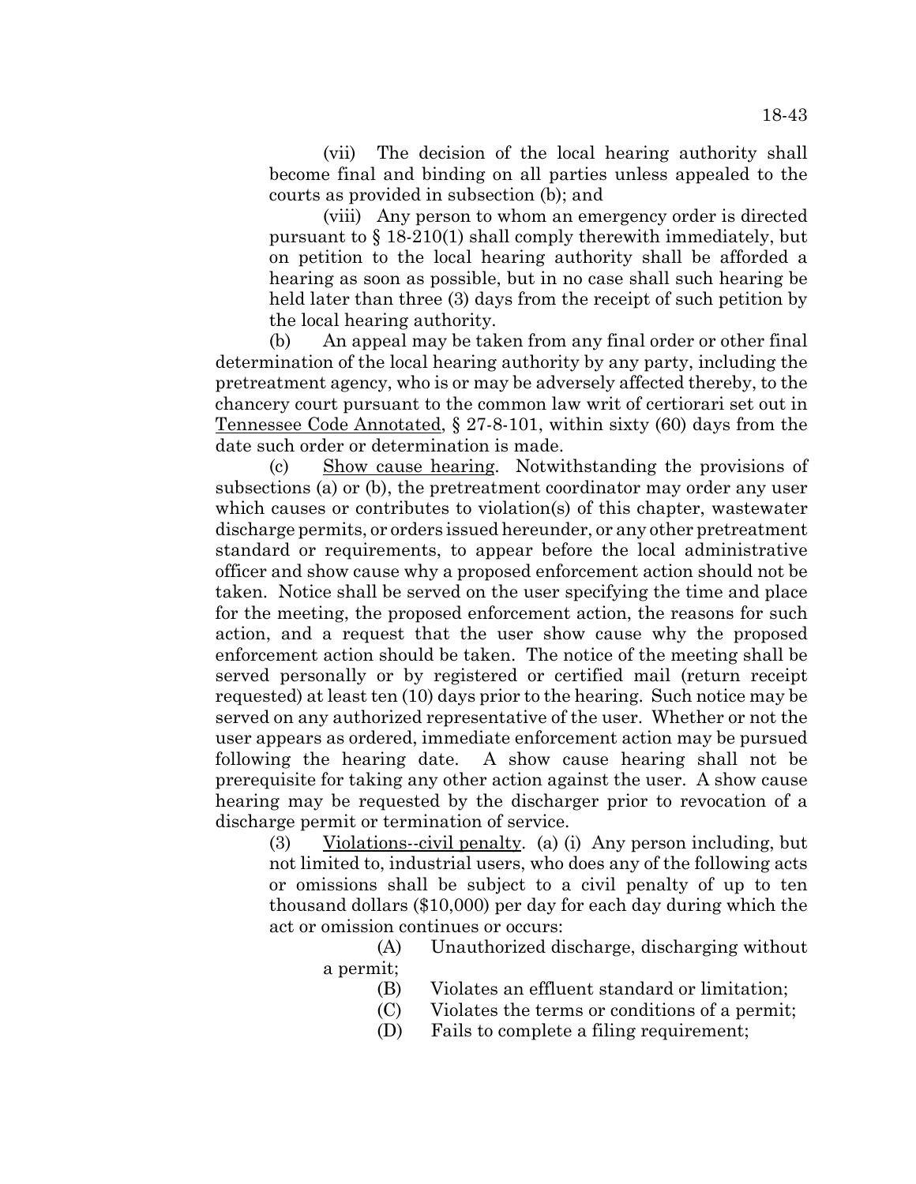(vii) The decision of the local hearing authority shall become final and binding on all parties unless appealed to the courts as provided in subsection (b); and

(viii) Any person to whom an emergency order is directed pursuant to § 18-210(1) shall comply therewith immediately, but on petition to the local hearing authority shall be afforded a hearing as soon as possible, but in no case shall such hearing be held later than three (3) days from the receipt of such petition by the local hearing authority.

(b) An appeal may be taken from any final order or other final determination of the local hearing authority by any party, including the pretreatment agency, who is or may be adversely affected thereby, to the chancery court pursuant to the common law writ of certiorari set out in Tennessee Code Annotated, § 27-8-101, within sixty (60) days from the date such order or determination is made.

(c) Show cause hearing. Notwithstanding the provisions of subsections (a) or (b), the pretreatment coordinator may order any user which causes or contributes to violation(s) of this chapter, wastewater discharge permits, or orders issued hereunder, or any other pretreatment standard or requirements, to appear before the local administrative officer and show cause why a proposed enforcement action should not be taken. Notice shall be served on the user specifying the time and place for the meeting, the proposed enforcement action, the reasons for such action, and a request that the user show cause why the proposed enforcement action should be taken. The notice of the meeting shall be served personally or by registered or certified mail (return receipt requested) at least ten (10) days prior to the hearing. Such notice may be served on any authorized representative of the user. Whether or not the user appears as ordered, immediate enforcement action may be pursued following the hearing date. A show cause hearing shall not be prerequisite for taking any other action against the user. A show cause hearing may be requested by the discharger prior to revocation of a discharge permit or termination of service.

(3) Violations--civil penalty. (a) (i) Any person including, but not limited to, industrial users, who does any of the following acts or omissions shall be subject to a civil penalty of up to ten thousand dollars ($10,000) per day for each day during which the act or omission continues or occurs:

(A) Unauthorized discharge, discharging without a permit;

(B) Violates an effluent standard or limitation;

(C) Violates the terms or conditions of a permit;

(D) Fails to complete a filing requirement;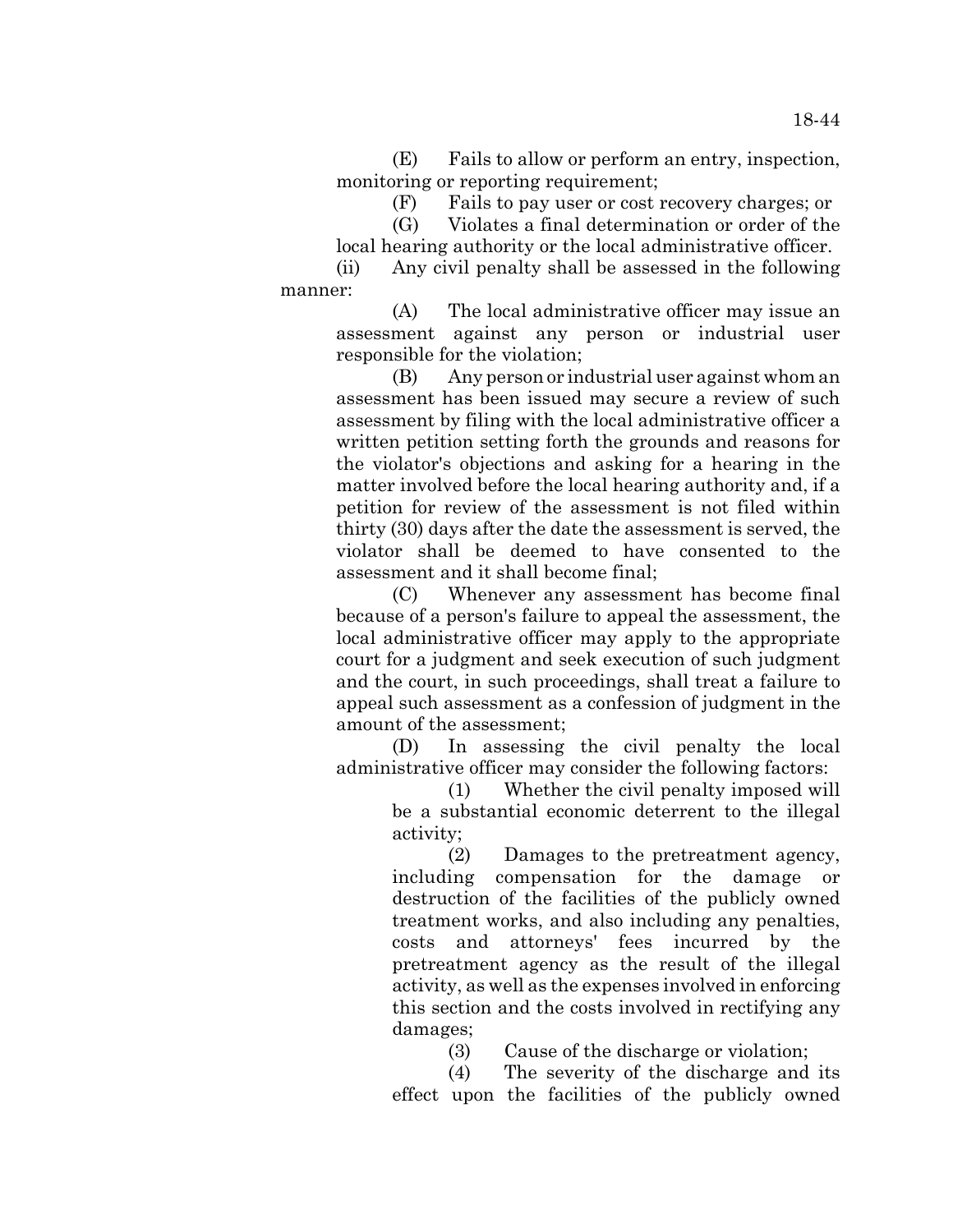(E) Fails to allow or perform an entry, inspection, monitoring or reporting requirement;

(F) Fails to pay user or cost recovery charges; or

(G) Violates a final determination or order of the local hearing authority or the local administrative officer.

(ii) Any civil penalty shall be assessed in the following manner:

(A) The local administrative officer may issue an assessment against any person or industrial user responsible for the violation;

(B) Any person or industrial user against whom an assessment has been issued may secure a review of such assessment by filing with the local administrative officer a written petition setting forth the grounds and reasons for the violator's objections and asking for a hearing in the matter involved before the local hearing authority and, if a petition for review of the assessment is not filed within thirty (30) days after the date the assessment is served, the violator shall be deemed to have consented to the assessment and it shall become final;

(C) Whenever any assessment has become final because of a person's failure to appeal the assessment, the local administrative officer may apply to the appropriate court for a judgment and seek execution of such judgment and the court, in such proceedings, shall treat a failure to appeal such assessment as a confession of judgment in the amount of the assessment;

(D) In assessing the civil penalty the local administrative officer may consider the following factors:

(1) Whether the civil penalty imposed will be a substantial economic deterrent to the illegal activity;

(2) Damages to the pretreatment agency, including compensation for the damage or destruction of the facilities of the publicly owned treatment works, and also including any penalties, costs and attorneys' fees incurred by the pretreatment agency as the result of the illegal activity, as well as the expenses involved in enforcing this section and the costs involved in rectifying any damages;

(3) Cause of the discharge or violation;

(4) The severity of the discharge and its effect upon the facilities of the publicly owned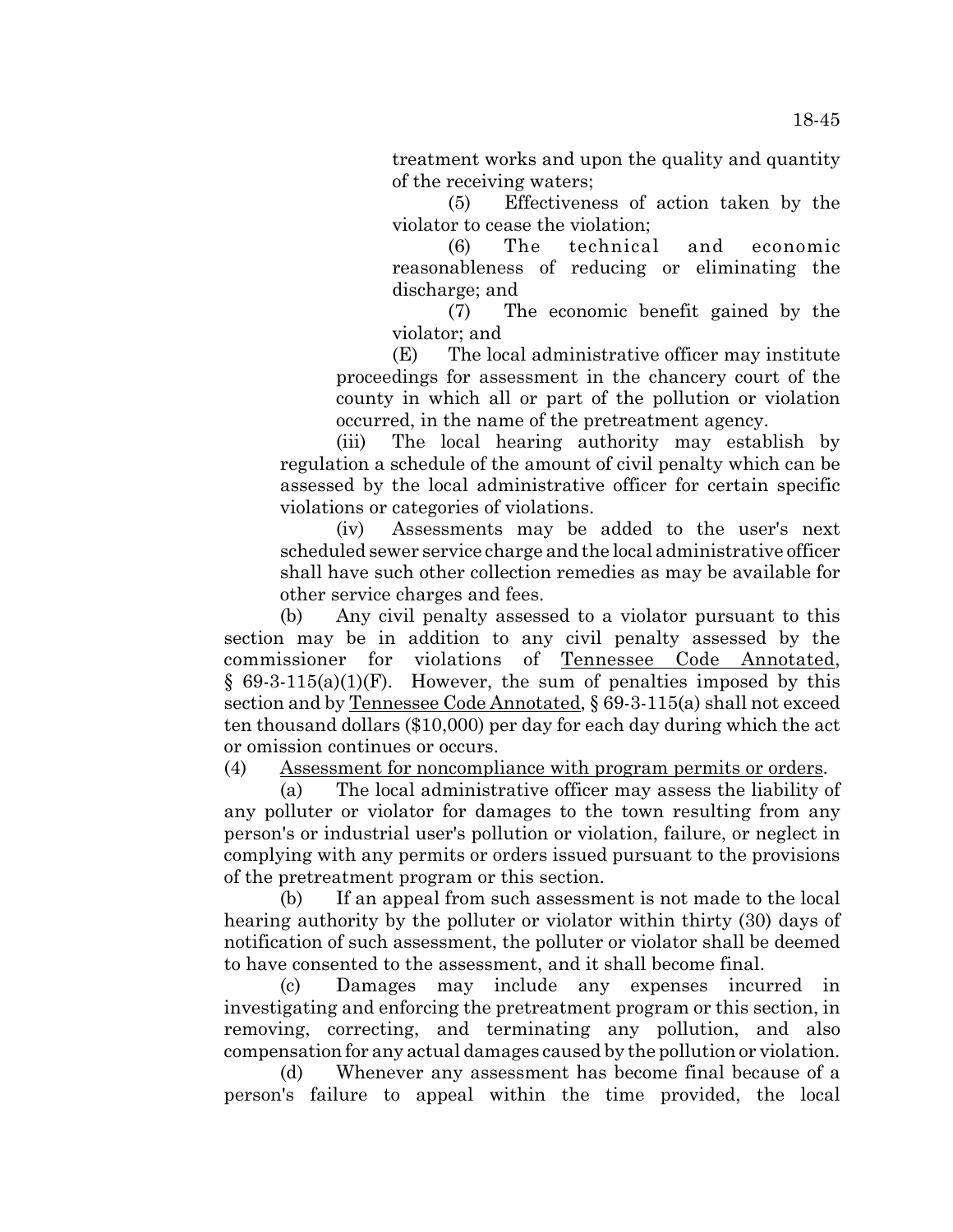treatment works and upon the quality and quantity of the receiving waters;

(5) Effectiveness of action taken by the violator to cease the violation;

(6) The technical and economic reasonableness of reducing or eliminating the discharge; and

(7) The economic benefit gained by the violator; and

(E) The local administrative officer may institute proceedings for assessment in the chancery court of the county in which all or part of the pollution or violation occurred, in the name of the pretreatment agency.

(iii) The local hearing authority may establish by regulation a schedule of the amount of civil penalty which can be assessed by the local administrative officer for certain specific violations or categories of violations.

(iv) Assessments may be added to the user's next scheduled sewer service charge and the local administrative officer shall have such other collection remedies as may be available for other service charges and fees.

(b) Any civil penalty assessed to a violator pursuant to this section may be in addition to any civil penalty assessed by the commissioner for violations of Tennessee Code Annotated, § 69-3-115(a)(1)(F). However, the sum of penalties imposed by this section and by Tennessee Code Annotated, § 69-3-115(a) shall not exceed ten thousand dollars ($10,000) per day for each day during which the act or omission continues or occurs.

(4) Assessment for noncompliance with program permits or orders.

(a) The local administrative officer may assess the liability of any polluter or violator for damages to the town resulting from any person's or industrial user's pollution or violation, failure, or neglect in complying with any permits or orders issued pursuant to the provisions of the pretreatment program or this section.

(b) If an appeal from such assessment is not made to the local hearing authority by the polluter or violator within thirty (30) days of notification of such assessment, the polluter or violator shall be deemed to have consented to the assessment, and it shall become final.

(c) Damages may include any expenses incurred in investigating and enforcing the pretreatment program or this section, in removing, correcting, and terminating any pollution, and also compensation for any actual damages caused by the pollution or violation.

(d) Whenever any assessment has become final because of a person's failure to appeal within the time provided, the local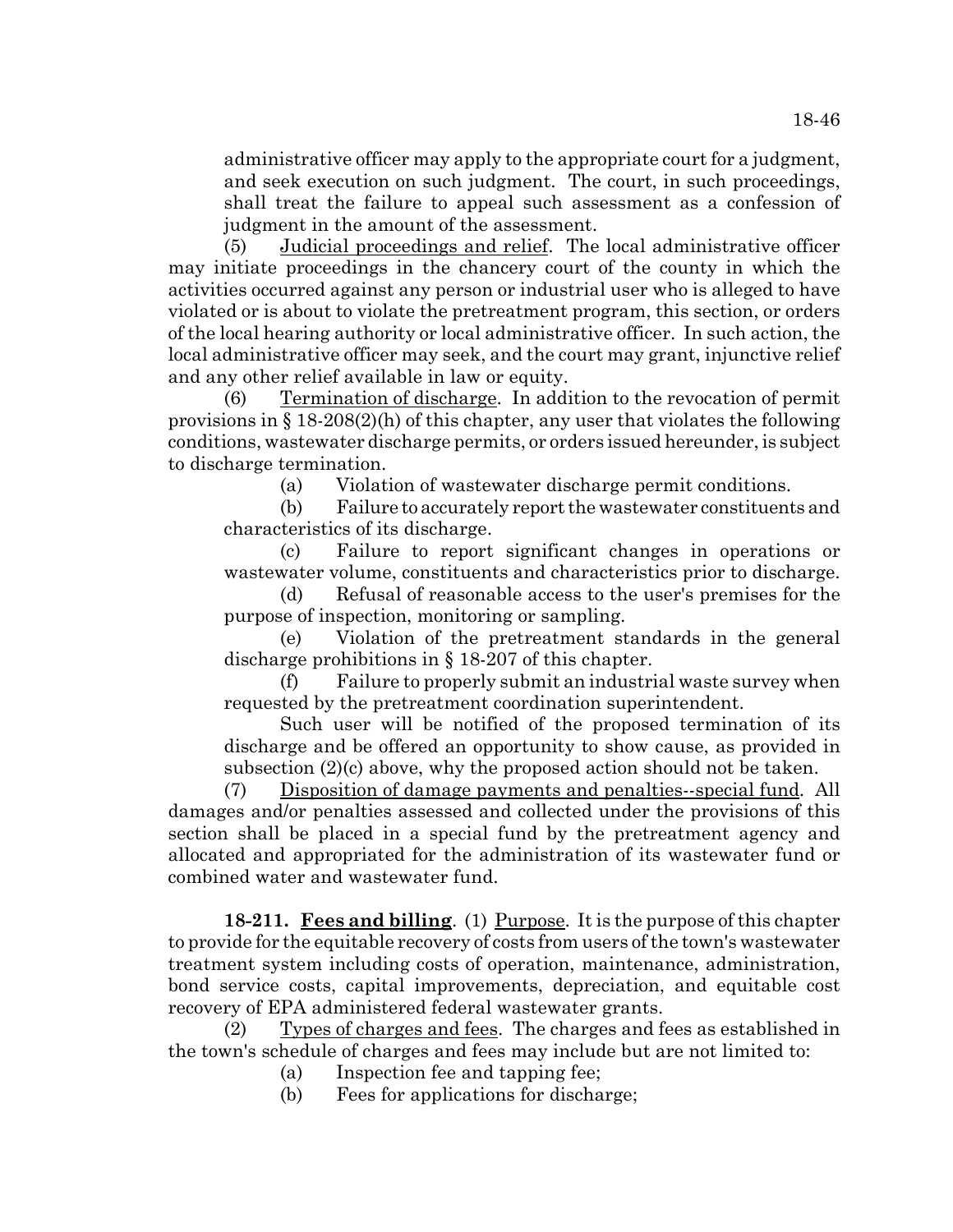administrative officer may apply to the appropriate court for a judgment, and seek execution on such judgment. The court, in such proceedings, shall treat the failure to appeal such assessment as a confession of judgment in the amount of the assessment.

(5) Judicial proceedings and relief. The local administrative officer may initiate proceedings in the chancery court of the county in which the activities occurred against any person or industrial user who is alleged to have violated or is about to violate the pretreatment program, this section, or orders of the local hearing authority or local administrative officer. In such action, the local administrative officer may seek, and the court may grant, injunctive relief and any other relief available in law or equity.

(6) Termination of discharge. In addition to the revocation of permit provisions in § 18-208(2)(h) of this chapter, any user that violates the following conditions, wastewater discharge permits, or orders issued hereunder, is subject to discharge termination.

(a) Violation of wastewater discharge permit conditions.

(b) Failure to accurately report the wastewater constituents and characteristics of its discharge.

(c) Failure to report significant changes in operations or wastewater volume, constituents and characteristics prior to discharge.

(d) Refusal of reasonable access to the user's premises for the purpose of inspection, monitoring or sampling.

(e) Violation of the pretreatment standards in the general discharge prohibitions in § 18-207 of this chapter.

(f) Failure to properly submit an industrial waste survey when requested by the pretreatment coordination superintendent.

Such user will be notified of the proposed termination of its discharge and be offered an opportunity to show cause, as provided in subsection (2)(c) above, why the proposed action should not be taken.

(7) Disposition of damage payments and penalties--special fund. All damages and/or penalties assessed and collected under the provisions of this section shall be placed in a special fund by the pretreatment agency and allocated and appropriated for the administration of its wastewater fund or combined water and wastewater fund.

**18-211. Fees and billing**. (1) Purpose. It is the purpose of this chapter to provide for the equitable recovery of costs from users of the town's wastewater treatment system including costs of operation, maintenance, administration, bond service costs, capital improvements, depreciation, and equitable cost recovery of EPA administered federal wastewater grants.

(2) Types of charges and fees. The charges and fees as established in the town's schedule of charges and fees may include but are not limited to:

(a) Inspection fee and tapping fee;

(b) Fees for applications for discharge;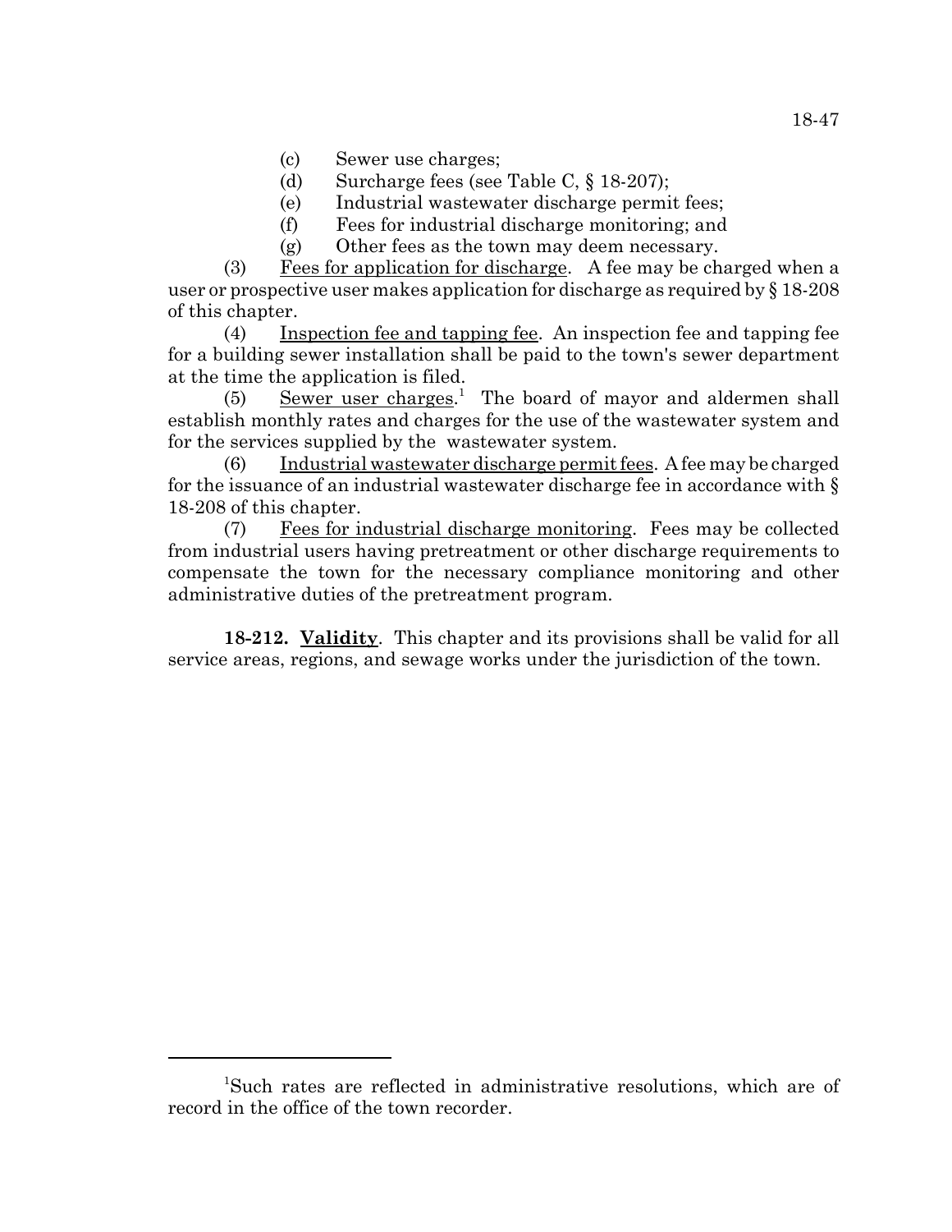(c) Sewer use charges;

(d) Surcharge fees (see Table C, § 18-207);

(e) Industrial wastewater discharge permit fees;

(f) Fees for industrial discharge monitoring; and

(g) Other fees as the town may deem necessary.

(3) Fees for application for discharge. A fee may be charged when a user or prospective user makes application for discharge as required by § 18-208 of this chapter.

(4) Inspection fee and tapping fee. An inspection fee and tapping fee for a building sewer installation shall be paid to the town's sewer department at the time the application is filed.

(5) Sewer user charges.[1] The board of mayor and aldermen shall establish monthly rates and charges for the use of the wastewater system and for the services supplied by the wastewater system.

(6) Industrial wastewater discharge permit fees. A fee may be charged for the issuance of an industrial wastewater discharge fee in accordance with § 18-208 of this chapter.

(7) Fees for industrial discharge monitoring. Fees may be collected from industrial users having pretreatment or other discharge requirements to compensate the town for the necessary compliance monitoring and other administrative duties of the pretreatment program.

**18-212. Validity**. This chapter and its provisions shall be valid for all service areas, regions, and sewage works under the jurisdiction of the town.

---

[1] Such rates are reflected in administrative resolutions, which are of record in the office of the town recorder.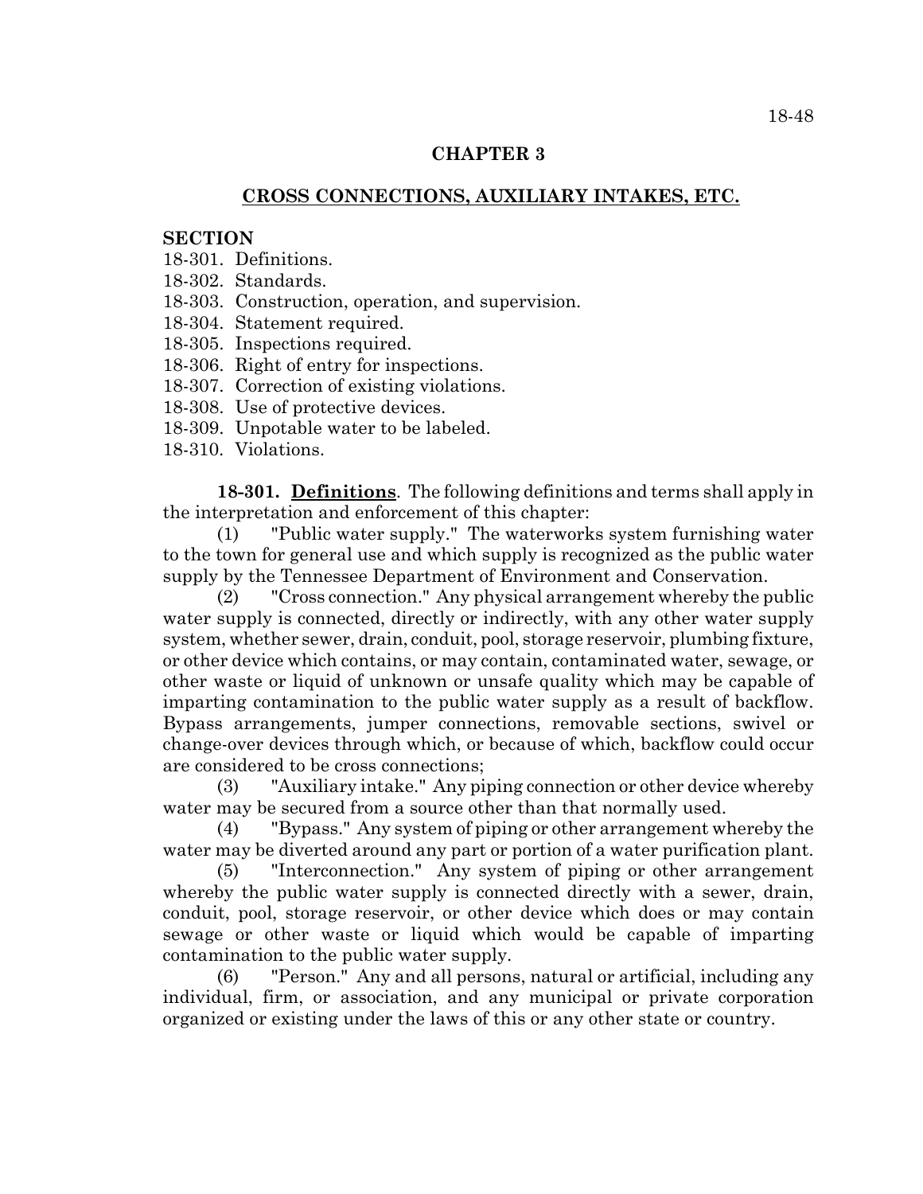# CHAPTER 3

## CROSS CONNECTIONS, AUXILIARY INTAKES, ETC.

**SECTION**

18-301. Definitions.
18-302. Standards.
18-303. Construction, operation, and supervision.
18-304. Statement required.
18-305. Inspections required.
18-306. Right of entry for inspections.
18-307. Correction of existing violations.
18-308. Use of protective devices.
18-309. Unpotable water to be labeled.
18-310. Violations.

**18-301. Definitions**. The following definitions and terms shall apply in the interpretation and enforcement of this chapter:

(1) "Public water supply." The waterworks system furnishing water to the town for general use and which supply is recognized as the public water supply by the Tennessee Department of Environment and Conservation.

(2) "Cross connection." Any physical arrangement whereby the public water supply is connected, directly or indirectly, with any other water supply system, whether sewer, drain, conduit, pool, storage reservoir, plumbing fixture, or other device which contains, or may contain, contaminated water, sewage, or other waste or liquid of unknown or unsafe quality which may be capable of imparting contamination to the public water supply as a result of backflow. Bypass arrangements, jumper connections, removable sections, swivel or change-over devices through which, or because of which, backflow could occur are considered to be cross connections;

(3) "Auxiliary intake." Any piping connection or other device whereby water may be secured from a source other than that normally used.

(4) "Bypass." Any system of piping or other arrangement whereby the water may be diverted around any part or portion of a water purification plant.

(5) "Interconnection." Any system of piping or other arrangement whereby the public water supply is connected directly with a sewer, drain, conduit, pool, storage reservoir, or other device which does or may contain sewage or other waste or liquid which would be capable of imparting contamination to the public water supply.

(6) "Person." Any and all persons, natural or artificial, including any individual, firm, or association, and any municipal or private corporation organized or existing under the laws of this or any other state or country.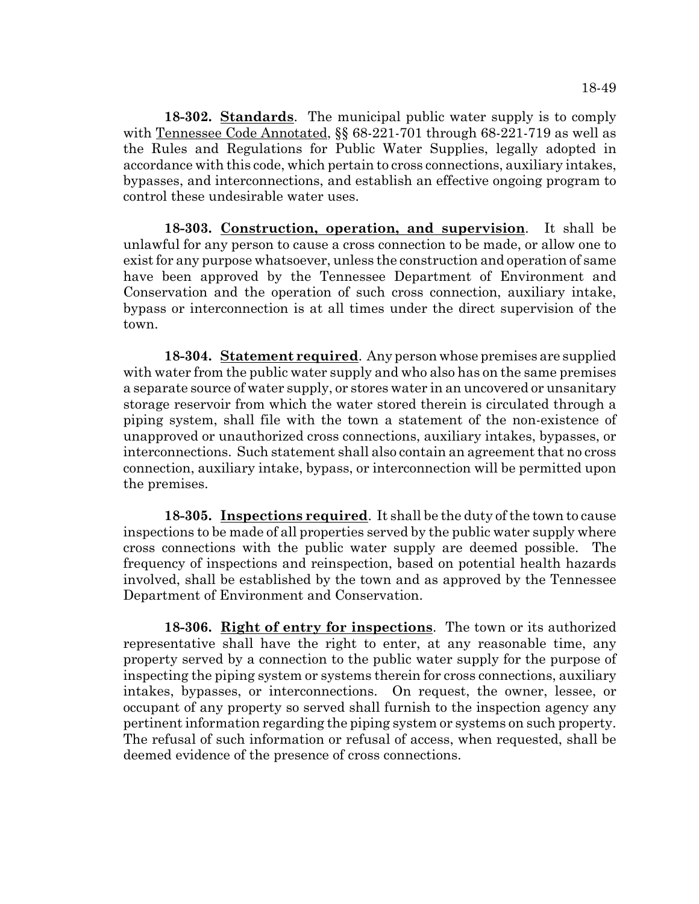**18-302. Standards**. The municipal public water supply is to comply with Tennessee Code Annotated, §§ 68-221-701 through 68-221-719 as well as the Rules and Regulations for Public Water Supplies, legally adopted in accordance with this code, which pertain to cross connections, auxiliary intakes, bypasses, and interconnections, and establish an effective ongoing program to control these undesirable water uses.

**18-303. Construction, operation, and supervision**. It shall be unlawful for any person to cause a cross connection to be made, or allow one to exist for any purpose whatsoever, unless the construction and operation of same have been approved by the Tennessee Department of Environment and Conservation and the operation of such cross connection, auxiliary intake, bypass or interconnection is at all times under the direct supervision of the town.

**18-304. Statement required**. Any person whose premises are supplied with water from the public water supply and who also has on the same premises a separate source of water supply, or stores water in an uncovered or unsanitary storage reservoir from which the water stored therein is circulated through a piping system, shall file with the town a statement of the non-existence of unapproved or unauthorized cross connections, auxiliary intakes, bypasses, or interconnections. Such statement shall also contain an agreement that no cross connection, auxiliary intake, bypass, or interconnection will be permitted upon the premises.

**18-305. Inspections required**. It shall be the duty of the town to cause inspections to be made of all properties served by the public water supply where cross connections with the public water supply are deemed possible. The frequency of inspections and reinspection, based on potential health hazards involved, shall be established by the town and as approved by the Tennessee Department of Environment and Conservation.

**18-306. Right of entry for inspections**. The town or its authorized representative shall have the right to enter, at any reasonable time, any property served by a connection to the public water supply for the purpose of inspecting the piping system or systems therein for cross connections, auxiliary intakes, bypasses, or interconnections. On request, the owner, lessee, or occupant of any property so served shall furnish to the inspection agency any pertinent information regarding the piping system or systems on such property. The refusal of such information or refusal of access, when requested, shall be deemed evidence of the presence of cross connections.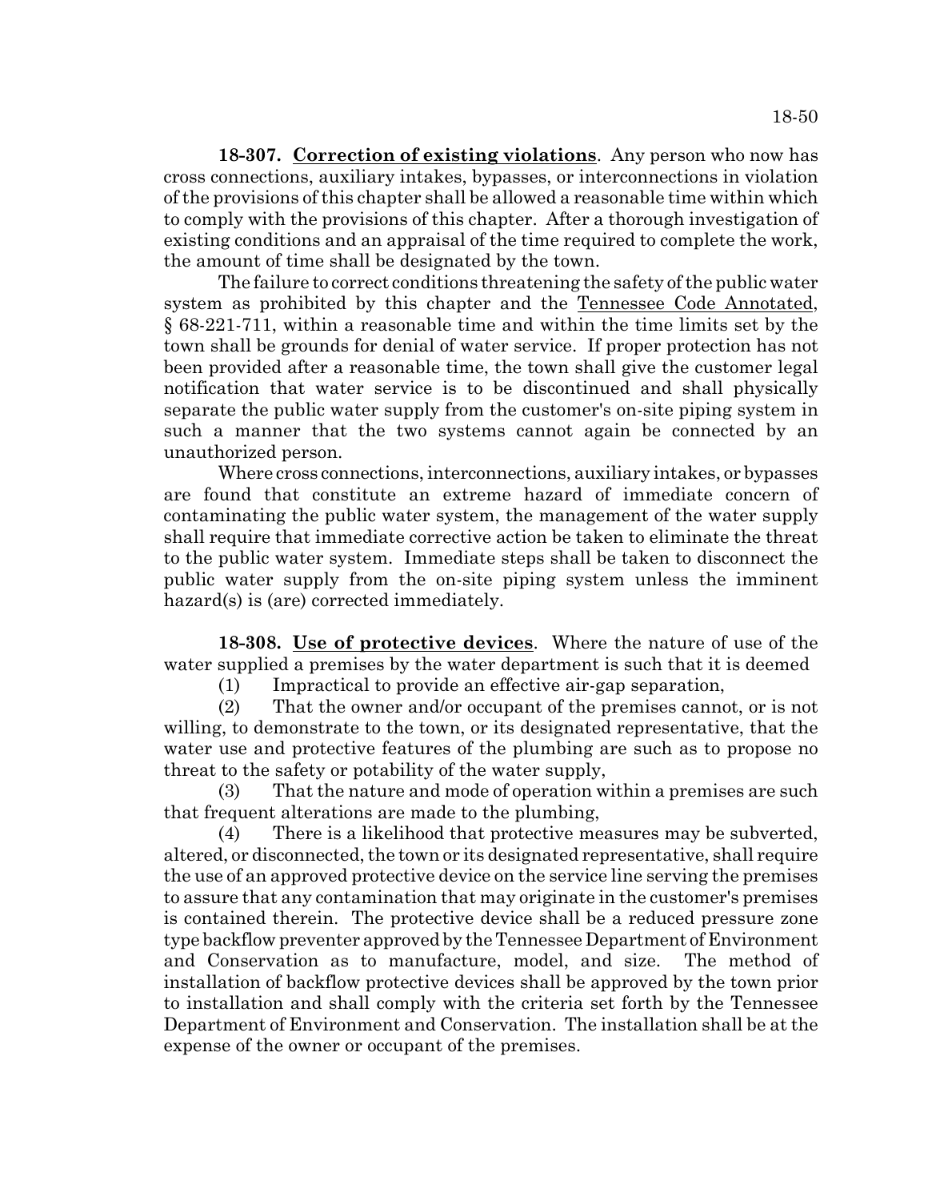**18-307. Correction of existing violations**. Any person who now has cross connections, auxiliary intakes, bypasses, or interconnections in violation of the provisions of this chapter shall be allowed a reasonable time within which to comply with the provisions of this chapter. After a thorough investigation of existing conditions and an appraisal of the time required to complete the work, the amount of time shall be designated by the town.

The failure to correct conditions threatening the safety of the public water system as prohibited by this chapter and the Tennessee Code Annotated, § 68-221-711, within a reasonable time and within the time limits set by the town shall be grounds for denial of water service. If proper protection has not been provided after a reasonable time, the town shall give the customer legal notification that water service is to be discontinued and shall physically separate the public water supply from the customer's on-site piping system in such a manner that the two systems cannot again be connected by an unauthorized person.

Where cross connections, interconnections, auxiliary intakes, or bypasses are found that constitute an extreme hazard of immediate concern of contaminating the public water system, the management of the water supply shall require that immediate corrective action be taken to eliminate the threat to the public water system. Immediate steps shall be taken to disconnect the public water supply from the on-site piping system unless the imminent hazard(s) is (are) corrected immediately.

**18-308. Use of protective devices**. Where the nature of use of the water supplied a premises by the water department is such that it is deemed

(1) Impractical to provide an effective air-gap separation,

(2) That the owner and/or occupant of the premises cannot, or is not willing, to demonstrate to the town, or its designated representative, that the water use and protective features of the plumbing are such as to propose no threat to the safety or potability of the water supply,

(3) That the nature and mode of operation within a premises are such that frequent alterations are made to the plumbing,

(4) There is a likelihood that protective measures may be subverted, altered, or disconnected, the town or its designated representative, shall require the use of an approved protective device on the service line serving the premises to assure that any contamination that may originate in the customer's premises is contained therein. The protective device shall be a reduced pressure zone type backflow preventer approved by the Tennessee Department of Environment and Conservation as to manufacture, model, and size. The method of installation of backflow protective devices shall be approved by the town prior to installation and shall comply with the criteria set forth by the Tennessee Department of Environment and Conservation. The installation shall be at the expense of the owner or occupant of the premises.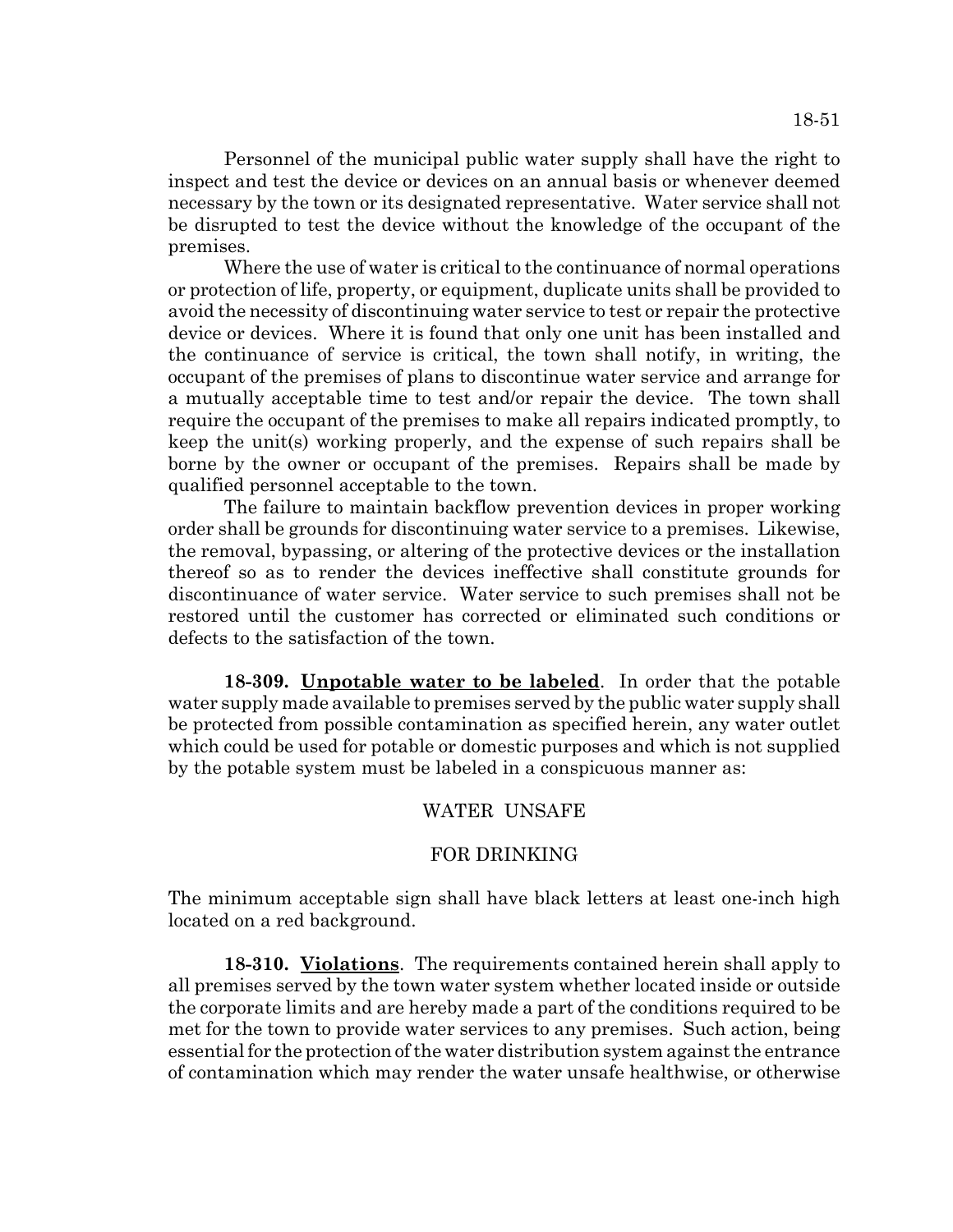Personnel of the municipal public water supply shall have the right to inspect and test the device or devices on an annual basis or whenever deemed necessary by the town or its designated representative. Water service shall not be disrupted to test the device without the knowledge of the occupant of the premises.

Where the use of water is critical to the continuance of normal operations or protection of life, property, or equipment, duplicate units shall be provided to avoid the necessity of discontinuing water service to test or repair the protective device or devices. Where it is found that only one unit has been installed and the continuance of service is critical, the town shall notify, in writing, the occupant of the premises of plans to discontinue water service and arrange for a mutually acceptable time to test and/or repair the device. The town shall require the occupant of the premises to make all repairs indicated promptly, to keep the unit(s) working properly, and the expense of such repairs shall be borne by the owner or occupant of the premises. Repairs shall be made by qualified personnel acceptable to the town.

The failure to maintain backflow prevention devices in proper working order shall be grounds for discontinuing water service to a premises. Likewise, the removal, bypassing, or altering of the protective devices or the installation thereof so as to render the devices ineffective shall constitute grounds for discontinuance of water service. Water service to such premises shall not be restored until the customer has corrected or eliminated such conditions or defects to the satisfaction of the town.

**18-309. Unpotable water to be labeled**. In order that the potable water supply made available to premises served by the public water supply shall be protected from possible contamination as specified herein, any water outlet which could be used for potable or domestic purposes and which is not supplied by the potable system must be labeled in a conspicuous manner as:

WATER UNSAFE

FOR DRINKING

The minimum acceptable sign shall have black letters at least one-inch high located on a red background.

**18-310. Violations**. The requirements contained herein shall apply to all premises served by the town water system whether located inside or outside the corporate limits and are hereby made a part of the conditions required to be met for the town to provide water services to any premises. Such action, being essential for the protection of the water distribution system against the entrance of contamination which may render the water unsafe healthwise, or otherwise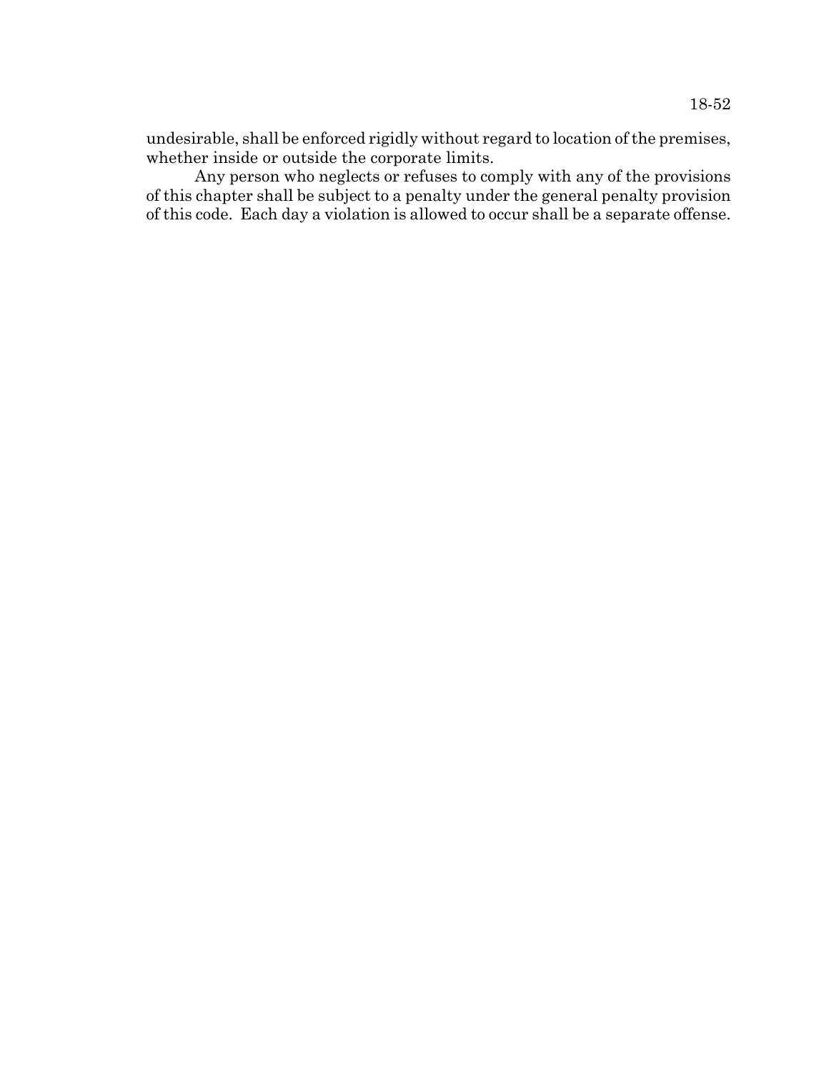undesirable, shall be enforced rigidly without regard to location of the premises, whether inside or outside the corporate limits.

Any person who neglects or refuses to comply with any of the provisions of this chapter shall be subject to a penalty under the general penalty provision of this code. Each day a violation is allowed to occur shall be a separate offense.